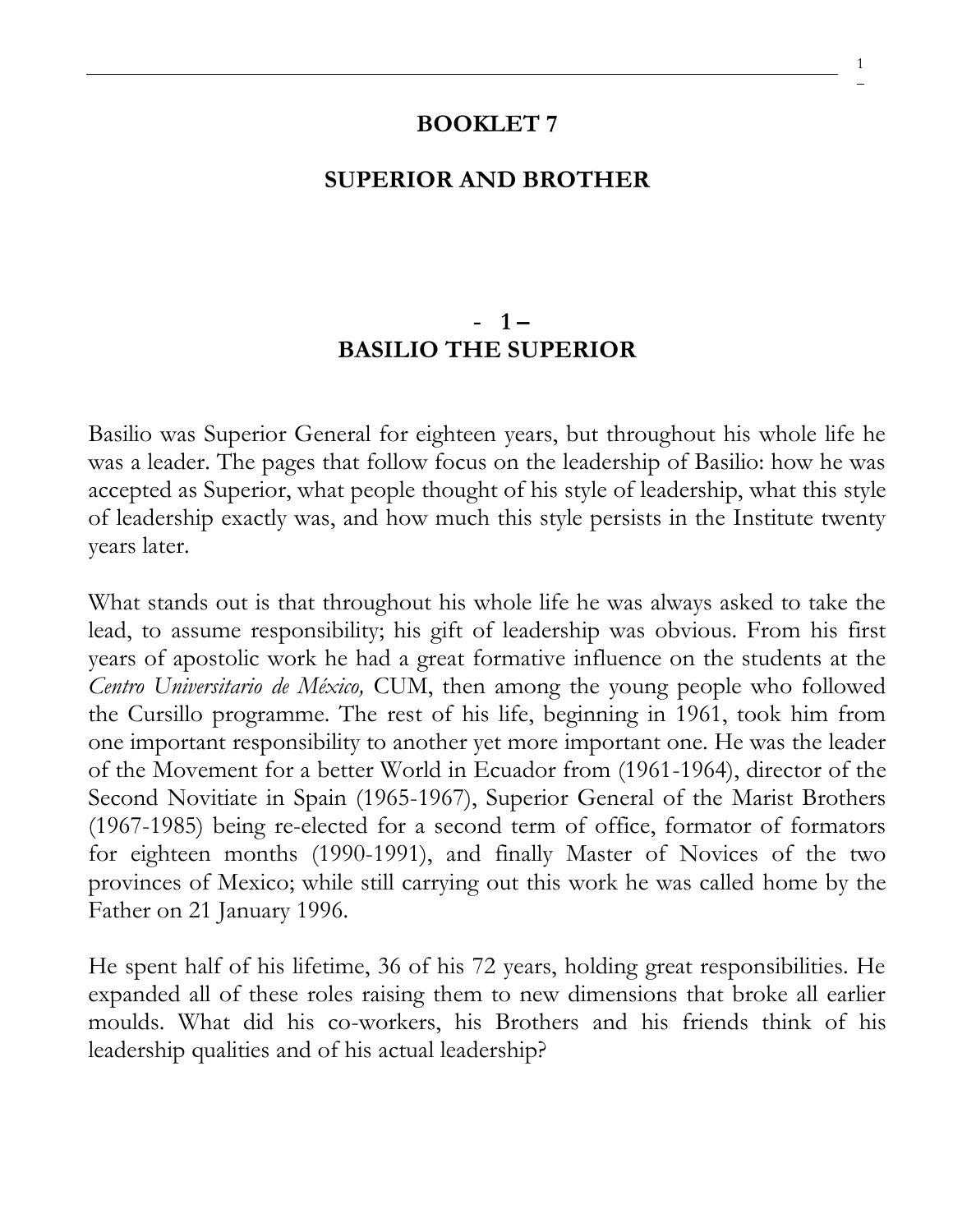# BOOKLET 7

# SUPERIOR AND BROTHER

## - 1 –
## BASILIO THE SUPERIOR

Basilio was Superior General for eighteen years, but throughout his whole life he was a leader. The pages that follow focus on the leadership of Basilio: how he was accepted as Superior, what people thought of his style of leadership, what this style of leadership exactly was, and how much this style persists in the Institute twenty years later.

What stands out is that throughout his whole life he was always asked to take the lead, to assume responsibility; his gift of leadership was obvious. From his first years of apostolic work he had a great formative influence on the students at the *Centro Universitario de México,* CUM, then among the young people who followed the Cursillo programme. The rest of his life, beginning in 1961, took him from one important responsibility to another yet more important one. He was the leader of the Movement for a better World in Ecuador from (1961-1964), director of the Second Novitiate in Spain (1965-1967), Superior General of the Marist Brothers (1967-1985) being re-elected for a second term of office, formator of formators for eighteen months (1990-1991), and finally Master of Novices of the two provinces of Mexico; while still carrying out this work he was called home by the Father on 21 January 1996.

He spent half of his lifetime, 36 of his 72 years, holding great responsibilities. He expanded all of these roles raising them to new dimensions that broke all earlier moulds. What did his co-workers, his Brothers and his friends think of his leadership qualities and of his actual leadership?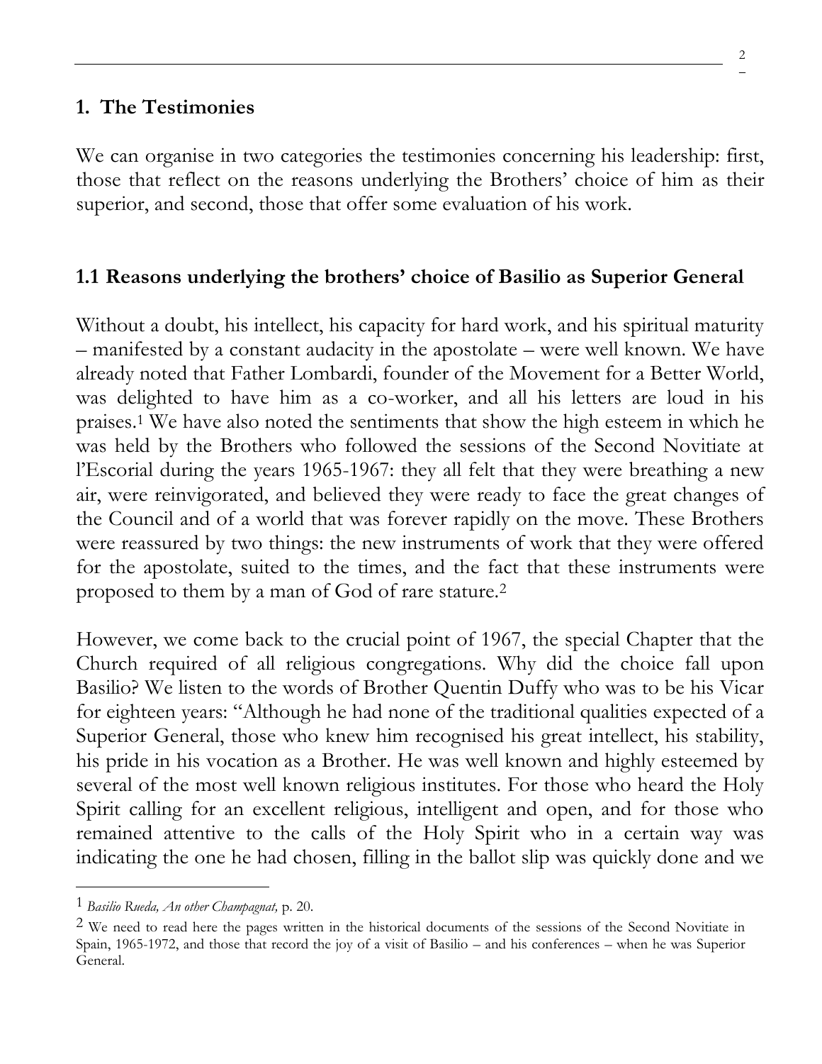## 1. The Testimonies

We can organise in two categories the testimonies concerning his leadership: first, those that reflect on the reasons underlying the Brothers' choice of him as their superior, and second, those that offer some evaluation of his work.

### 1.1 Reasons underlying the brothers' choice of Basilio as Superior General

Without a doubt, his intellect, his capacity for hard work, and his spiritual maturity – manifested by a constant audacity in the apostolate – were well known. We have already noted that Father Lombardi, founder of the Movement for a Better World, was delighted to have him as a co-worker, and all his letters are loud in his praises.[1] We have also noted the sentiments that show the high esteem in which he was held by the Brothers who followed the sessions of the Second Novitiate at l'Escorial during the years 1965-1967: they all felt that they were breathing a new air, were reinvigorated, and believed they were ready to face the great changes of the Council and of a world that was forever rapidly on the move. These Brothers were reassured by two things: the new instruments of work that they were offered for the apostolate, suited to the times, and the fact that these instruments were proposed to them by a man of God of rare stature.[2]

However, we come back to the crucial point of 1967, the special Chapter that the Church required of all religious congregations. Why did the choice fall upon Basilio? We listen to the words of Brother Quentin Duffy who was to be his Vicar for eighteen years: "Although he had none of the traditional qualities expected of a Superior General, those who knew him recognised his great intellect, his stability, his pride in his vocation as a Brother. He was well known and highly esteemed by several of the most well known religious institutes. For those who heard the Holy Spirit calling for an excellent religious, intelligent and open, and for those who remained attentive to the calls of the Holy Spirit who in a certain way was indicating the one he had chosen, filling in the ballot slip was quickly done and we

---

[1] *Basilio Rueda, An other Champagnat,* p. 20.

[2] We need to read here the pages written in the historical documents of the sessions of the Second Novitiate in Spain, 1965-1972, and those that record the joy of a visit of Basilio – and his conferences – when he was Superior General.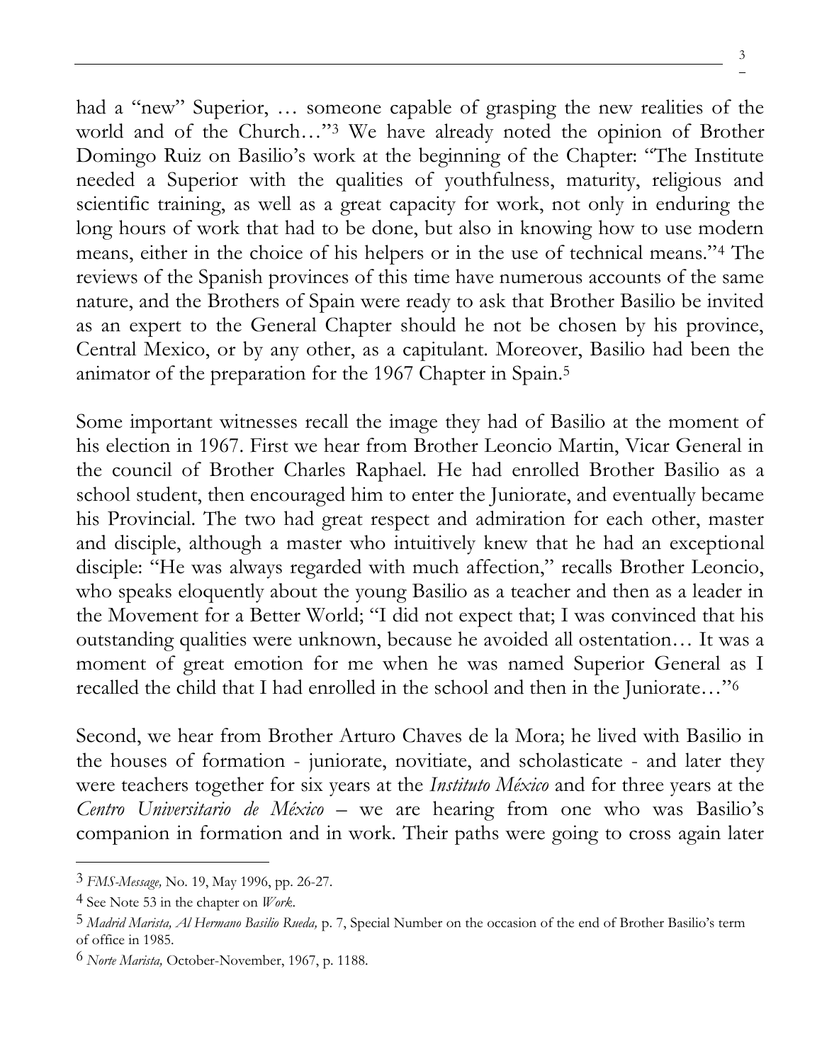had a "new" Superior, … someone capable of grasping the new realities of the world and of the Church…"[3] We have already noted the opinion of Brother Domingo Ruiz on Basilio's work at the beginning of the Chapter: "The Institute needed a Superior with the qualities of youthfulness, maturity, religious and scientific training, as well as a great capacity for work, not only in enduring the long hours of work that had to be done, but also in knowing how to use modern means, either in the choice of his helpers or in the use of technical means."[4] The reviews of the Spanish provinces of this time have numerous accounts of the same nature, and the Brothers of Spain were ready to ask that Brother Basilio be invited as an expert to the General Chapter should he not be chosen by his province, Central Mexico, or by any other, as a capitulant. Moreover, Basilio had been the animator of the preparation for the 1967 Chapter in Spain.[5]

Some important witnesses recall the image they had of Basilio at the moment of his election in 1967. First we hear from Brother Leoncio Martin, Vicar General in the council of Brother Charles Raphael. He had enrolled Brother Basilio as a school student, then encouraged him to enter the Juniorate, and eventually became his Provincial. The two had great respect and admiration for each other, master and disciple, although a master who intuitively knew that he had an exceptional disciple: "He was always regarded with much affection," recalls Brother Leoncio, who speaks eloquently about the young Basilio as a teacher and then as a leader in the Movement for a Better World; "I did not expect that; I was convinced that his outstanding qualities were unknown, because he avoided all ostentation… It was a moment of great emotion for me when he was named Superior General as I recalled the child that I had enrolled in the school and then in the Juniorate…"[6]

Second, we hear from Brother Arturo Chaves de la Mora; he lived with Basilio in the houses of formation - juniorate, novitiate, and scholasticate - and later they were teachers together for six years at the *Instituto México* and for three years at the *Centro Universitario de México* – we are hearing from one who was Basilio's companion in formation and in work. Their paths were going to cross again later

---

[3] *FMS-Message,* No. 19, May 1996, pp. 26-27.

[4] See Note 53 in the chapter on *Work*.

[5] *Madrid Marista, Al Hermano Basilio Rueda,* p. 7, Special Number on the occasion of the end of Brother Basilio's term of office in 1985.

[6] *Norte Marista,* October-November, 1967, p. 1188.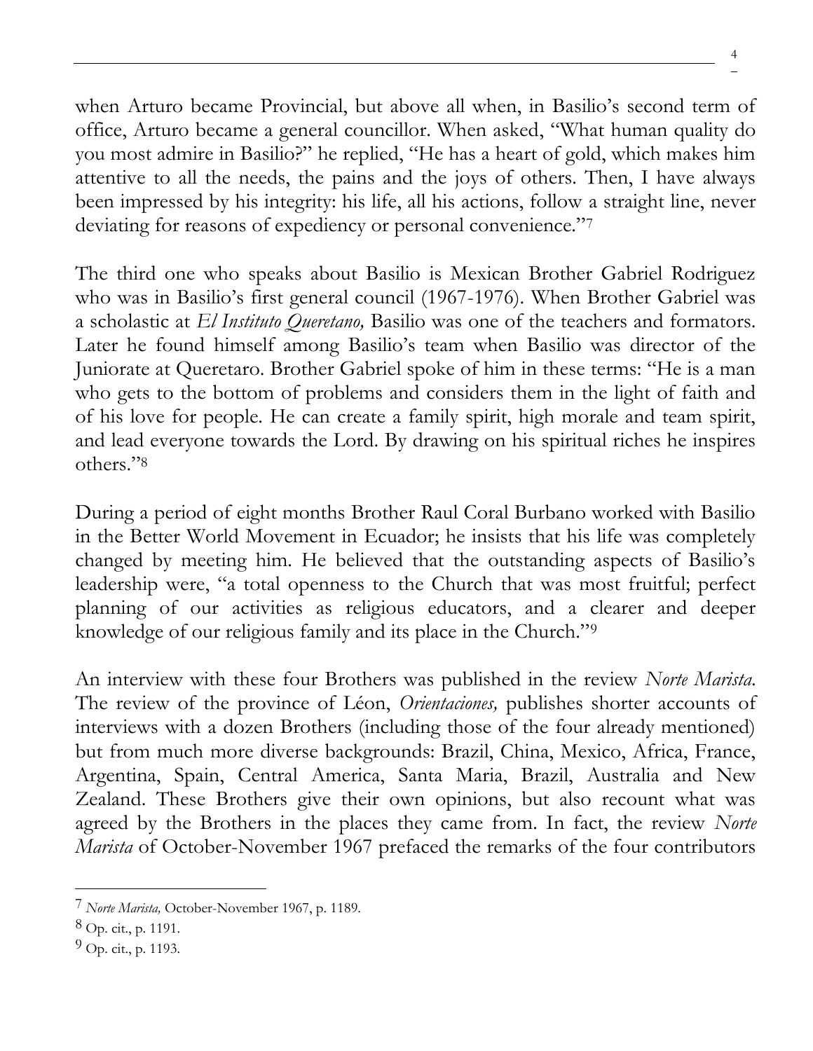when Arturo became Provincial, but above all when, in Basilio's second term of office, Arturo became a general councillor. When asked, "What human quality do you most admire in Basilio?" he replied, "He has a heart of gold, which makes him attentive to all the needs, the pains and the joys of others. Then, I have always been impressed by his integrity: his life, all his actions, follow a straight line, never deviating for reasons of expediency or personal convenience."[7]

The third one who speaks about Basilio is Mexican Brother Gabriel Rodriguez who was in Basilio's first general council (1967-1976). When Brother Gabriel was a scholastic at *El Instituto Queretano,* Basilio was one of the teachers and formators. Later he found himself among Basilio's team when Basilio was director of the Juniorate at Queretaro. Brother Gabriel spoke of him in these terms: "He is a man who gets to the bottom of problems and considers them in the light of faith and of his love for people. He can create a family spirit, high morale and team spirit, and lead everyone towards the Lord. By drawing on his spiritual riches he inspires others."[8]

During a period of eight months Brother Raul Coral Burbano worked with Basilio in the Better World Movement in Ecuador; he insists that his life was completely changed by meeting him. He believed that the outstanding aspects of Basilio's leadership were, "a total openness to the Church that was most fruitful; perfect planning of our activities as religious educators, and a clearer and deeper knowledge of our religious family and its place in the Church."[9]

An interview with these four Brothers was published in the review *Norte Marista.* The review of the province of Léon, *Orientaciones,* publishes shorter accounts of interviews with a dozen Brothers (including those of the four already mentioned) but from much more diverse backgrounds: Brazil, China, Mexico, Africa, France, Argentina, Spain, Central America, Santa Maria, Brazil, Australia and New Zealand. These Brothers give their own opinions, but also recount what was agreed by the Brothers in the places they came from. In fact, the review *Norte Marista* of October-November 1967 prefaced the remarks of the four contributors

---

[7] *Norte Marista,* October-November 1967, p. 1189.

[8] Op. cit., p. 1191.

[9] Op. cit., p. 1193.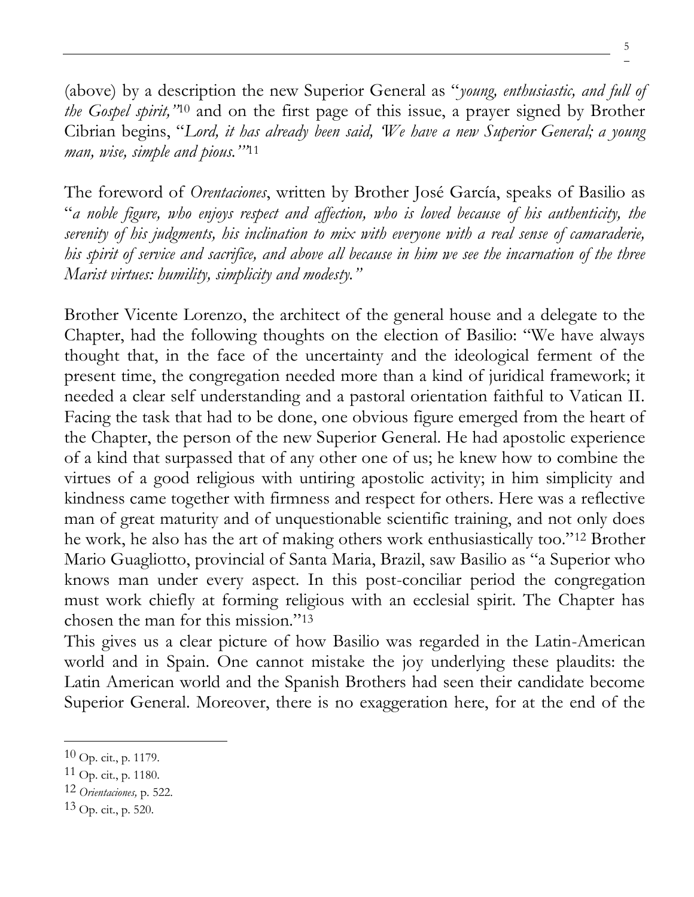(above) by a description the new Superior General as "*young, enthusiastic, and full of the Gospel spirit,"*[10] and on the first page of this issue, a prayer signed by Brother Cibrian begins, "*Lord, it has already been said, 'We have a new Superior General; a young man, wise, simple and pious.'"*[11]

The foreword of *Orentaciones*, written by Brother José García, speaks of Basilio as "*a noble figure, who enjoys respect and affection, who is loved because of his authenticity, the serenity of his judgments, his inclination to mix with everyone with a real sense of camaraderie, his spirit of service and sacrifice, and above all because in him we see the incarnation of the three Marist virtues: humility, simplicity and modesty."*

Brother Vicente Lorenzo, the architect of the general house and a delegate to the Chapter, had the following thoughts on the election of Basilio: "We have always thought that, in the face of the uncertainty and the ideological ferment of the present time, the congregation needed more than a kind of juridical framework; it needed a clear self understanding and a pastoral orientation faithful to Vatican II. Facing the task that had to be done, one obvious figure emerged from the heart of the Chapter, the person of the new Superior General. He had apostolic experience of a kind that surpassed that of any other one of us; he knew how to combine the virtues of a good religious with untiring apostolic activity; in him simplicity and kindness came together with firmness and respect for others. Here was a reflective man of great maturity and of unquestionable scientific training, and not only does he work, he also has the art of making others work enthusiastically too."[12] Brother Mario Guagliotto, provincial of Santa Maria, Brazil, saw Basilio as "a Superior who knows man under every aspect. In this post-conciliar period the congregation must work chiefly at forming religious with an ecclesial spirit. The Chapter has chosen the man for this mission."[13]

This gives us a clear picture of how Basilio was regarded in the Latin-American world and in Spain. One cannot mistake the joy underlying these plaudits: the Latin American world and the Spanish Brothers had seen their candidate become Superior General. Moreover, there is no exaggeration here, for at the end of the

---

[10] Op. cit., p. 1179.

[11] Op. cit., p. 1180.

[12] *Orientaciones,* p. 522.

[13] Op. cit., p. 520.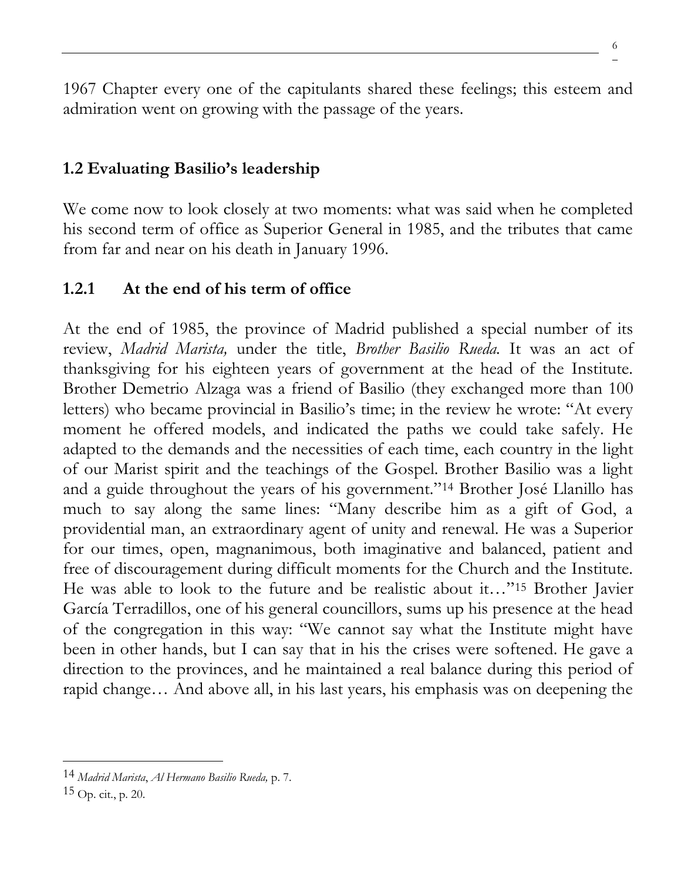1967 Chapter every one of the capitulants shared these feelings; this esteem and admiration went on growing with the passage of the years.

## 1.2 Evaluating Basilio's leadership

We come now to look closely at two moments: what was said when he completed his second term of office as Superior General in 1985, and the tributes that came from far and near on his death in January 1996.

### 1.2.1 At the end of his term of office

At the end of 1985, the province of Madrid published a special number of its review, *Madrid Marista,* under the title, *Brother Basilio Rueda.* It was an act of thanksgiving for his eighteen years of government at the head of the Institute. Brother Demetrio Alzaga was a friend of Basilio (they exchanged more than 100 letters) who became provincial in Basilio's time; in the review he wrote: "At every moment he offered models, and indicated the paths we could take safely. He adapted to the demands and the necessities of each time, each country in the light of our Marist spirit and the teachings of the Gospel. Brother Basilio was a light and a guide throughout the years of his government."[14] Brother José Llanillo has much to say along the same lines: "Many describe him as a gift of God, a providential man, an extraordinary agent of unity and renewal. He was a Superior for our times, open, magnanimous, both imaginative and balanced, patient and free of discouragement during difficult moments for the Church and the Institute. He was able to look to the future and be realistic about it…"[15] Brother Javier García Terradillos, one of his general councillors, sums up his presence at the head of the congregation in this way: "We cannot say what the Institute might have been in other hands, but I can say that in his the crises were softened. He gave a direction to the provinces, and he maintained a real balance during this period of rapid change… And above all, in his last years, his emphasis was on deepening the

---

[14] *Madrid Marista*, *Al Hermano Basilio Rueda,* p. 7.

[15] Op. cit., p. 20.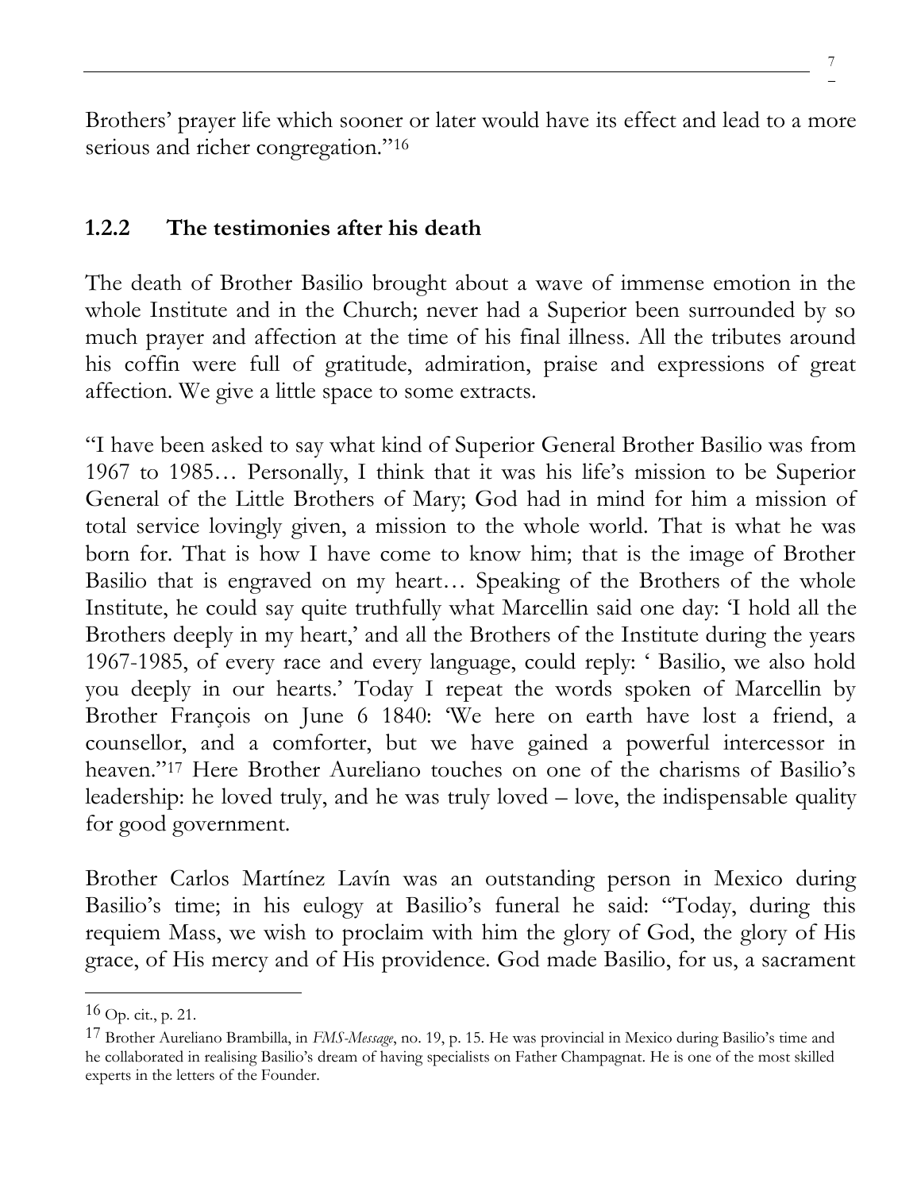Brothers' prayer life which sooner or later would have its effect and lead to a more serious and richer congregation."[16]

### 1.2.2 The testimonies after his death

The death of Brother Basilio brought about a wave of immense emotion in the whole Institute and in the Church; never had a Superior been surrounded by so much prayer and affection at the time of his final illness. All the tributes around his coffin were full of gratitude, admiration, praise and expressions of great affection. We give a little space to some extracts.

"I have been asked to say what kind of Superior General Brother Basilio was from 1967 to 1985… Personally, I think that it was his life's mission to be Superior General of the Little Brothers of Mary; God had in mind for him a mission of total service lovingly given, a mission to the whole world. That is what he was born for. That is how I have come to know him; that is the image of Brother Basilio that is engraved on my heart… Speaking of the Brothers of the whole Institute, he could say quite truthfully what Marcellin said one day: 'I hold all the Brothers deeply in my heart,' and all the Brothers of the Institute during the years 1967-1985, of every race and every language, could reply: ' Basilio, we also hold you deeply in our hearts.' Today I repeat the words spoken of Marcellin by Brother François on June 6 1840: 'We here on earth have lost a friend, a counsellor, and a comforter, but we have gained a powerful intercessor in heaven."[17] Here Brother Aureliano touches on one of the charisms of Basilio's leadership: he loved truly, and he was truly loved – love, the indispensable quality for good government.

Brother Carlos Martínez Lavín was an outstanding person in Mexico during Basilio's time; in his eulogy at Basilio's funeral he said: "Today, during this requiem Mass, we wish to proclaim with him the glory of God, the glory of His grace, of His mercy and of His providence. God made Basilio, for us, a sacrament

---

[16] Op. cit., p. 21.

[17] Brother Aureliano Brambilla, in *FMS-Message*, no. 19, p. 15. He was provincial in Mexico during Basilio's time and he collaborated in realising Basilio's dream of having specialists on Father Champagnat. He is one of the most skilled experts in the letters of the Founder.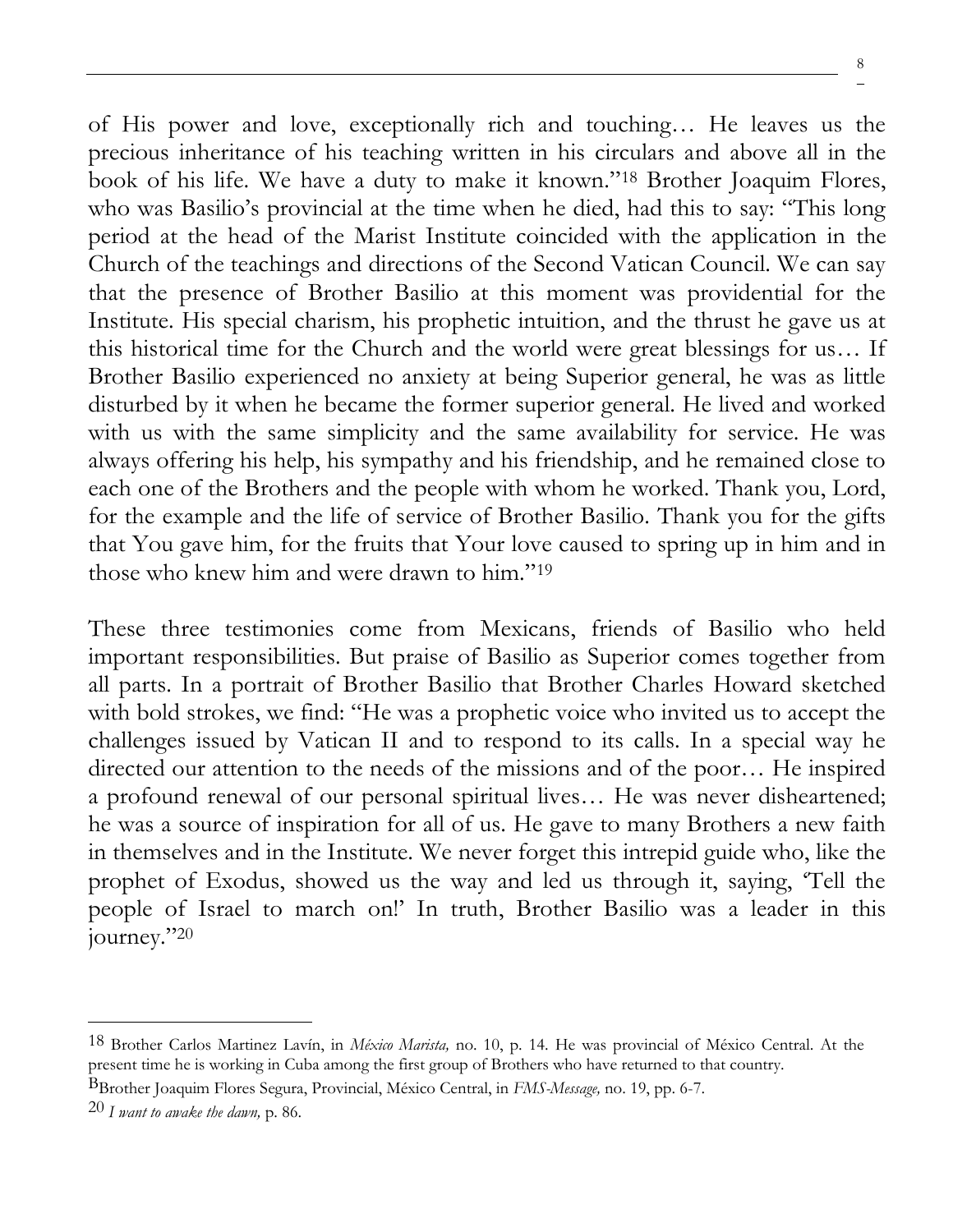of His power and love, exceptionally rich and touching… He leaves us the precious inheritance of his teaching written in his circulars and above all in the book of his life. We have a duty to make it known."[18] Brother Joaquim Flores, who was Basilio's provincial at the time when he died, had this to say: "This long period at the head of the Marist Institute coincided with the application in the Church of the teachings and directions of the Second Vatican Council. We can say that the presence of Brother Basilio at this moment was providential for the Institute. His special charism, his prophetic intuition, and the thrust he gave us at this historical time for the Church and the world were great blessings for us… If Brother Basilio experienced no anxiety at being Superior general, he was as little disturbed by it when he became the former superior general. He lived and worked with us with the same simplicity and the same availability for service. He was always offering his help, his sympathy and his friendship, and he remained close to each one of the Brothers and the people with whom he worked. Thank you, Lord, for the example and the life of service of Brother Basilio. Thank you for the gifts that You gave him, for the fruits that Your love caused to spring up in him and in those who knew him and were drawn to him."[19]

These three testimonies come from Mexicans, friends of Basilio who held important responsibilities. But praise of Basilio as Superior comes together from all parts. In a portrait of Brother Basilio that Brother Charles Howard sketched with bold strokes, we find: "He was a prophetic voice who invited us to accept the challenges issued by Vatican II and to respond to its calls. In a special way he directed our attention to the needs of the missions and of the poor… He inspired a profound renewal of our personal spiritual lives… He was never disheartened; he was a source of inspiration for all of us. He gave to many Brothers a new faith in themselves and in the Institute. We never forget this intrepid guide who, like the prophet of Exodus, showed us the way and led us through it, saying, 'Tell the people of Israel to march on!' In truth, Brother Basilio was a leader in this journey."[20]

---

[18] Brother Carlos Martinez Lavín, in *México Marista,* no. 10, p. 14. He was provincial of México Central. At the present time he is working in Cuba among the first group of Brothers who have returned to that country.

[19] Brother Joaquim Flores Segura, Provincial, México Central, in *FMS-Message,* no. 19, pp. 6-7.

[20] *I want to awake the dawn,* p. 86.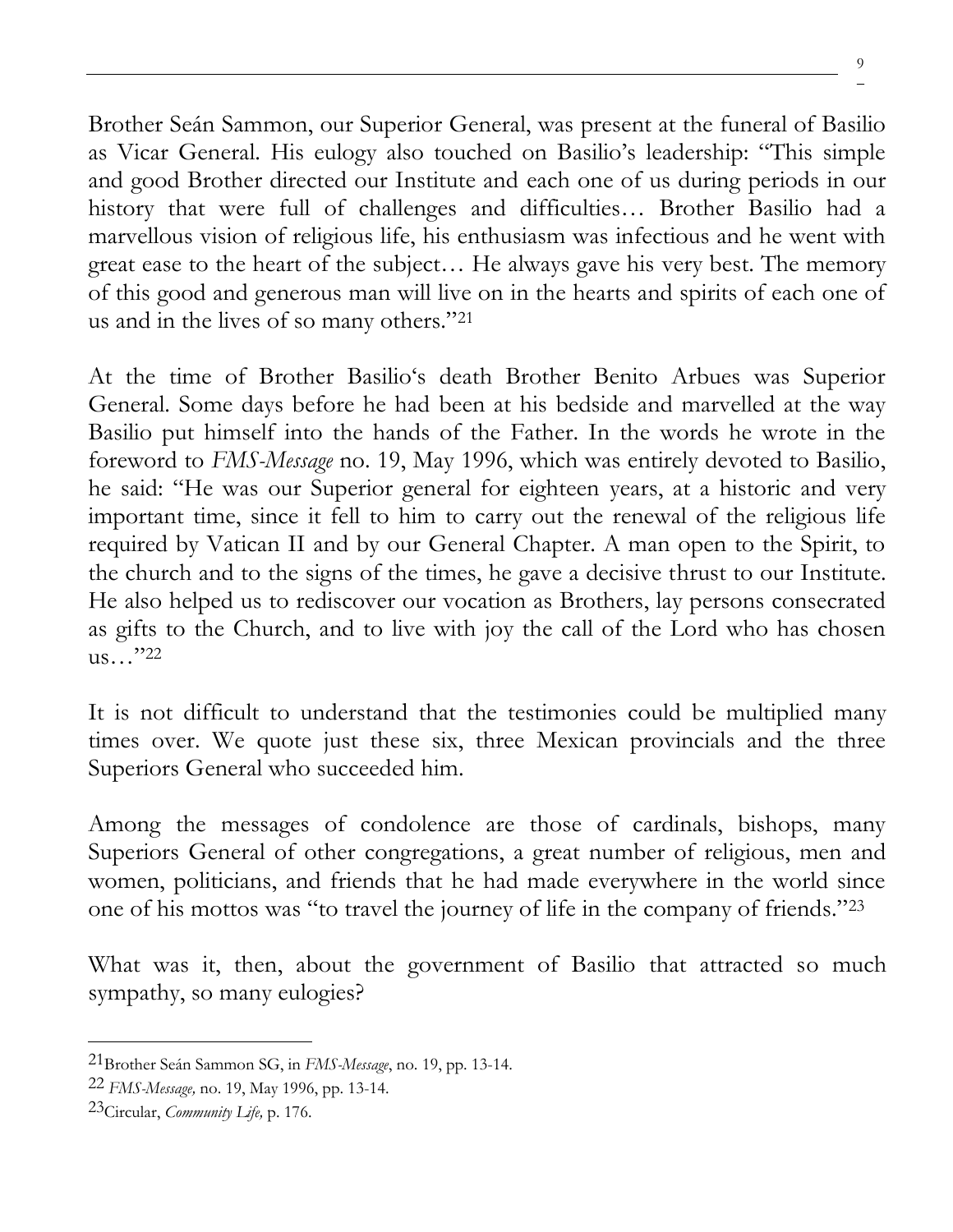Brother Seán Sammon, our Superior General, was present at the funeral of Basilio as Vicar General. His eulogy also touched on Basilio's leadership: "This simple and good Brother directed our Institute and each one of us during periods in our history that were full of challenges and difficulties… Brother Basilio had a marvellous vision of religious life, his enthusiasm was infectious and he went with great ease to the heart of the subject… He always gave his very best. The memory of this good and generous man will live on in the hearts and spirits of each one of us and in the lives of so many others."[21]

At the time of Brother Basilio's death Brother Benito Arbues was Superior General. Some days before he had been at his bedside and marvelled at the way Basilio put himself into the hands of the Father. In the words he wrote in the foreword to *FMS-Message* no. 19, May 1996, which was entirely devoted to Basilio, he said: "He was our Superior general for eighteen years, at a historic and very important time, since it fell to him to carry out the renewal of the religious life required by Vatican II and by our General Chapter. A man open to the Spirit, to the church and to the signs of the times, he gave a decisive thrust to our Institute. He also helped us to rediscover our vocation as Brothers, lay persons consecrated as gifts to the Church, and to live with joy the call of the Lord who has chosen us…"[22]

It is not difficult to understand that the testimonies could be multiplied many times over. We quote just these six, three Mexican provincials and the three Superiors General who succeeded him.

Among the messages of condolence are those of cardinals, bishops, many Superiors General of other congregations, a great number of religious, men and women, politicians, and friends that he had made everywhere in the world since one of his mottos was "to travel the journey of life in the company of friends."[23]

What was it, then, about the government of Basilio that attracted so much sympathy, so many eulogies?

---

[21] Brother Seán Sammon SG, in *FMS-Message*, no. 19, pp. 13-14.

[22] *FMS-Message,* no. 19, May 1996, pp. 13-14.

[23] Circular, *Community Life,* p. 176.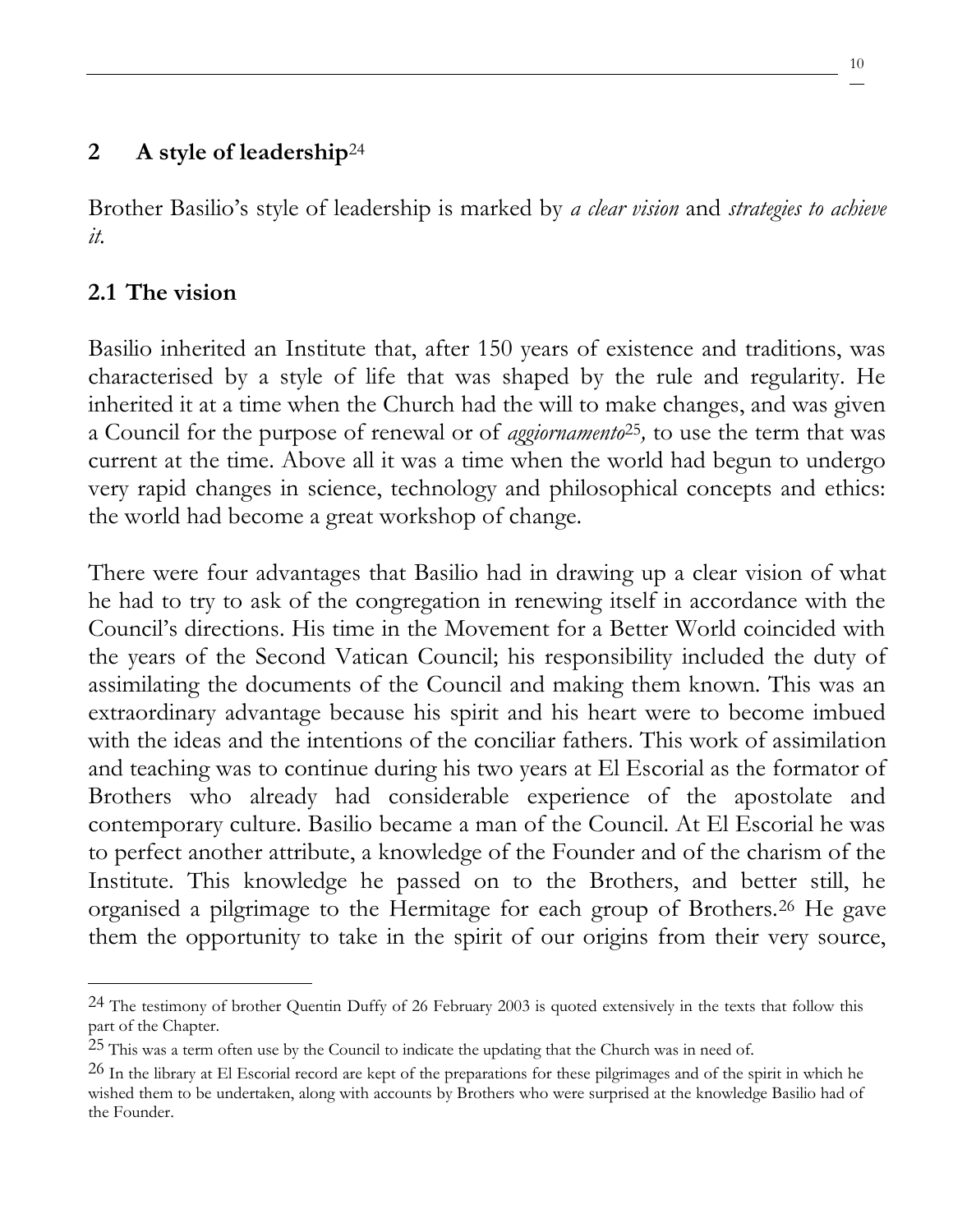## 2 A style of leadership[24]

Brother Basilio's style of leadership is marked by *a clear vision* and *strategies to achieve it.*

### 2.1 The vision

Basilio inherited an Institute that, after 150 years of existence and traditions, was characterised by a style of life that was shaped by the rule and regularity. He inherited it at a time when the Church had the will to make changes, and was given a Council for the purpose of renewal or of *aggiornamento*[25], to use the term that was current at the time. Above all it was a time when the world had begun to undergo very rapid changes in science, technology and philosophical concepts and ethics: the world had become a great workshop of change.

There were four advantages that Basilio had in drawing up a clear vision of what he had to try to ask of the congregation in renewing itself in accordance with the Council's directions. His time in the Movement for a Better World coincided with the years of the Second Vatican Council; his responsibility included the duty of assimilating the documents of the Council and making them known. This was an extraordinary advantage because his spirit and his heart were to become imbued with the ideas and the intentions of the conciliar fathers. This work of assimilation and teaching was to continue during his two years at El Escorial as the formator of Brothers who already had considerable experience of the apostolate and contemporary culture. Basilio became a man of the Council. At El Escorial he was to perfect another attribute, a knowledge of the Founder and of the charism of the Institute. This knowledge he passed on to the Brothers, and better still, he organised a pilgrimage to the Hermitage for each group of Brothers.[26] He gave them the opportunity to take in the spirit of our origins from their very source,

---

[24] The testimony of brother Quentin Duffy of 26 February 2003 is quoted extensively in the texts that follow this part of the Chapter.

[25] This was a term often use by the Council to indicate the updating that the Church was in need of.

[26] In the library at El Escorial record are kept of the preparations for these pilgrimages and of the spirit in which he wished them to be undertaken, along with accounts by Brothers who were surprised at the knowledge Basilio had of the Founder.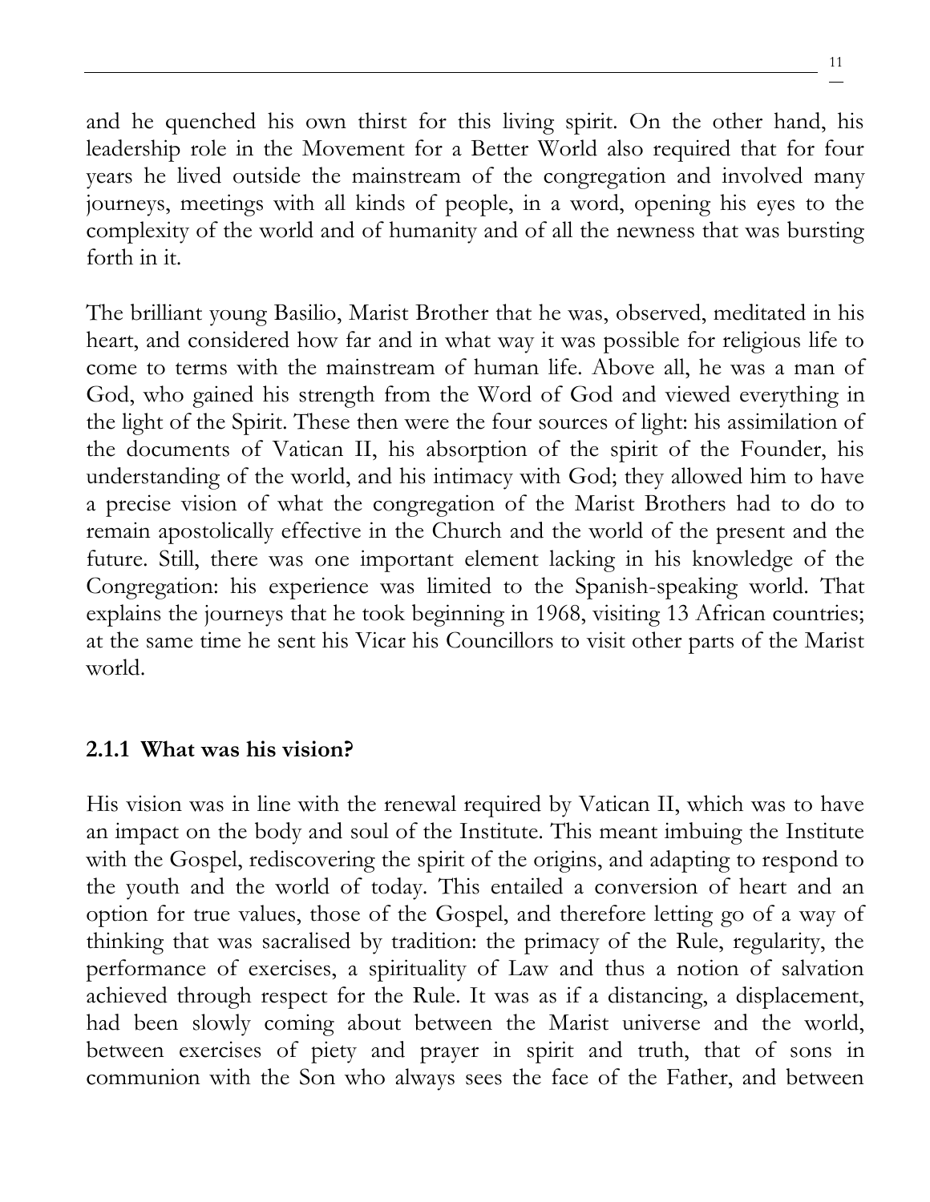and he quenched his own thirst for this living spirit. On the other hand, his leadership role in the Movement for a Better World also required that for four years he lived outside the mainstream of the congregation and involved many journeys, meetings with all kinds of people, in a word, opening his eyes to the complexity of the world and of humanity and of all the newness that was bursting forth in it.

The brilliant young Basilio, Marist Brother that he was, observed, meditated in his heart, and considered how far and in what way it was possible for religious life to come to terms with the mainstream of human life. Above all, he was a man of God, who gained his strength from the Word of God and viewed everything in the light of the Spirit. These then were the four sources of light: his assimilation of the documents of Vatican II, his absorption of the spirit of the Founder, his understanding of the world, and his intimacy with God; they allowed him to have a precise vision of what the congregation of the Marist Brothers had to do to remain apostolically effective in the Church and the world of the present and the future. Still, there was one important element lacking in his knowledge of the Congregation: his experience was limited to the Spanish-speaking world. That explains the journeys that he took beginning in 1968, visiting 13 African countries; at the same time he sent his Vicar his Councillors to visit other parts of the Marist world.

### 2.1.1 What was his vision?

His vision was in line with the renewal required by Vatican II, which was to have an impact on the body and soul of the Institute. This meant imbuing the Institute with the Gospel, rediscovering the spirit of the origins, and adapting to respond to the youth and the world of today. This entailed a conversion of heart and an option for true values, those of the Gospel, and therefore letting go of a way of thinking that was sacralised by tradition: the primacy of the Rule, regularity, the performance of exercises, a spirituality of Law and thus a notion of salvation achieved through respect for the Rule. It was as if a distancing, a displacement, had been slowly coming about between the Marist universe and the world, between exercises of piety and prayer in spirit and truth, that of sons in communion with the Son who always sees the face of the Father, and between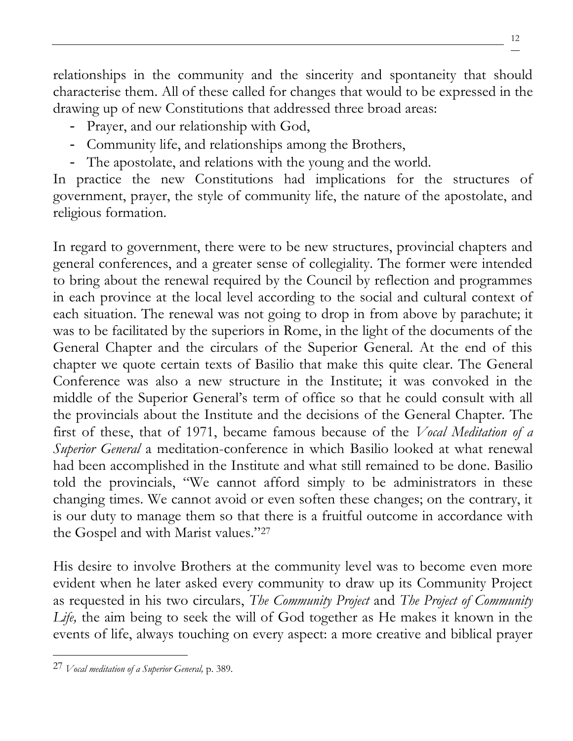relationships in the community and the sincerity and spontaneity that should characterise them. All of these called for changes that would to be expressed in the drawing up of new Constitutions that addressed three broad areas:

- Prayer, and our relationship with God,
- Community life, and relationships among the Brothers,
- The apostolate, and relations with the young and the world.

In practice the new Constitutions had implications for the structures of government, prayer, the style of community life, the nature of the apostolate, and religious formation.

In regard to government, there were to be new structures, provincial chapters and general conferences, and a greater sense of collegiality. The former were intended to bring about the renewal required by the Council by reflection and programmes in each province at the local level according to the social and cultural context of each situation. The renewal was not going to drop in from above by parachute; it was to be facilitated by the superiors in Rome, in the light of the documents of the General Chapter and the circulars of the Superior General. At the end of this chapter we quote certain texts of Basilio that make this quite clear. The General Conference was also a new structure in the Institute; it was convoked in the middle of the Superior General's term of office so that he could consult with all the provincials about the Institute and the decisions of the General Chapter. The first of these, that of 1971, became famous because of the *Vocal Meditation of a Superior General* a meditation-conference in which Basilio looked at what renewal had been accomplished in the Institute and what still remained to be done. Basilio told the provincials, "We cannot afford simply to be administrators in these changing times. We cannot avoid or even soften these changes; on the contrary, it is our duty to manage them so that there is a fruitful outcome in accordance with the Gospel and with Marist values."[27]

His desire to involve Brothers at the community level was to become even more evident when he later asked every community to draw up its Community Project as requested in his two circulars, *The Community Project* and *The Project of Community Life,* the aim being to seek the will of God together as He makes it known in the events of life, always touching on every aspect: a more creative and biblical prayer

---

[27] *Vocal meditation of a Superior General,* p. 389.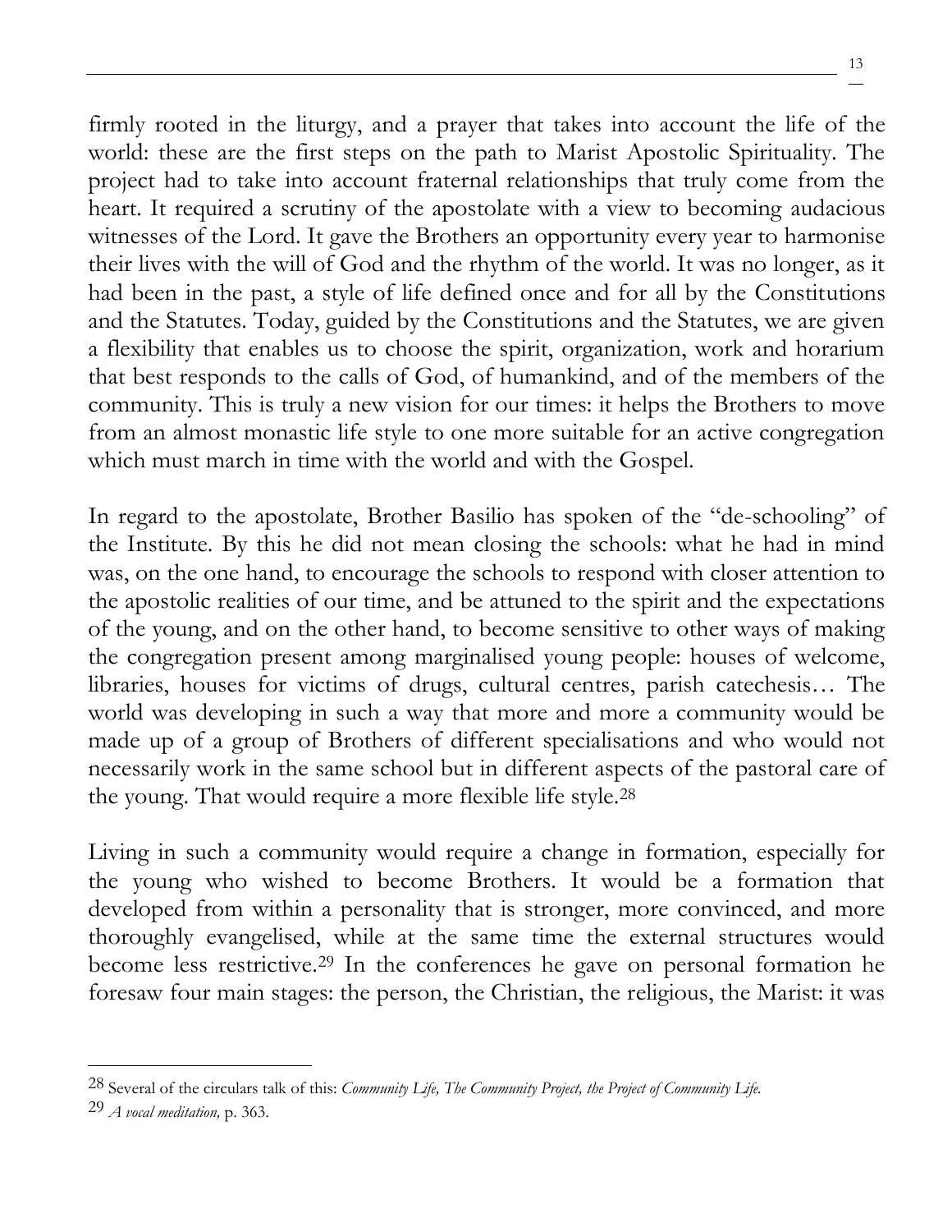firmly rooted in the liturgy, and a prayer that takes into account the life of the world: these are the first steps on the path to Marist Apostolic Spirituality. The project had to take into account fraternal relationships that truly come from the heart. It required a scrutiny of the apostolate with a view to becoming audacious witnesses of the Lord. It gave the Brothers an opportunity every year to harmonise their lives with the will of God and the rhythm of the world. It was no longer, as it had been in the past, a style of life defined once and for all by the Constitutions and the Statutes. Today, guided by the Constitutions and the Statutes, we are given a flexibility that enables us to choose the spirit, organization, work and horarium that best responds to the calls of God, of humankind, and of the members of the community. This is truly a new vision for our times: it helps the Brothers to move from an almost monastic life style to one more suitable for an active congregation which must march in time with the world and with the Gospel.

In regard to the apostolate, Brother Basilio has spoken of the "de-schooling" of the Institute. By this he did not mean closing the schools: what he had in mind was, on the one hand, to encourage the schools to respond with closer attention to the apostolic realities of our time, and be attuned to the spirit and the expectations of the young, and on the other hand, to become sensitive to other ways of making the congregation present among marginalised young people: houses of welcome, libraries, houses for victims of drugs, cultural centres, parish catechesis… The world was developing in such a way that more and more a community would be made up of a group of Brothers of different specialisations and who would not necessarily work in the same school but in different aspects of the pastoral care of the young. That would require a more flexible life style.[28]

Living in such a community would require a change in formation, especially for the young who wished to become Brothers. It would be a formation that developed from within a personality that is stronger, more convinced, and more thoroughly evangelised, while at the same time the external structures would become less restrictive.[29] In the conferences he gave on personal formation he foresaw four main stages: the person, the Christian, the religious, the Marist: it was

---

[28] Several of the circulars talk of this: *Community Life, The Community Project, the Project of Community Life.*

[29] *A vocal meditation,* p. 363.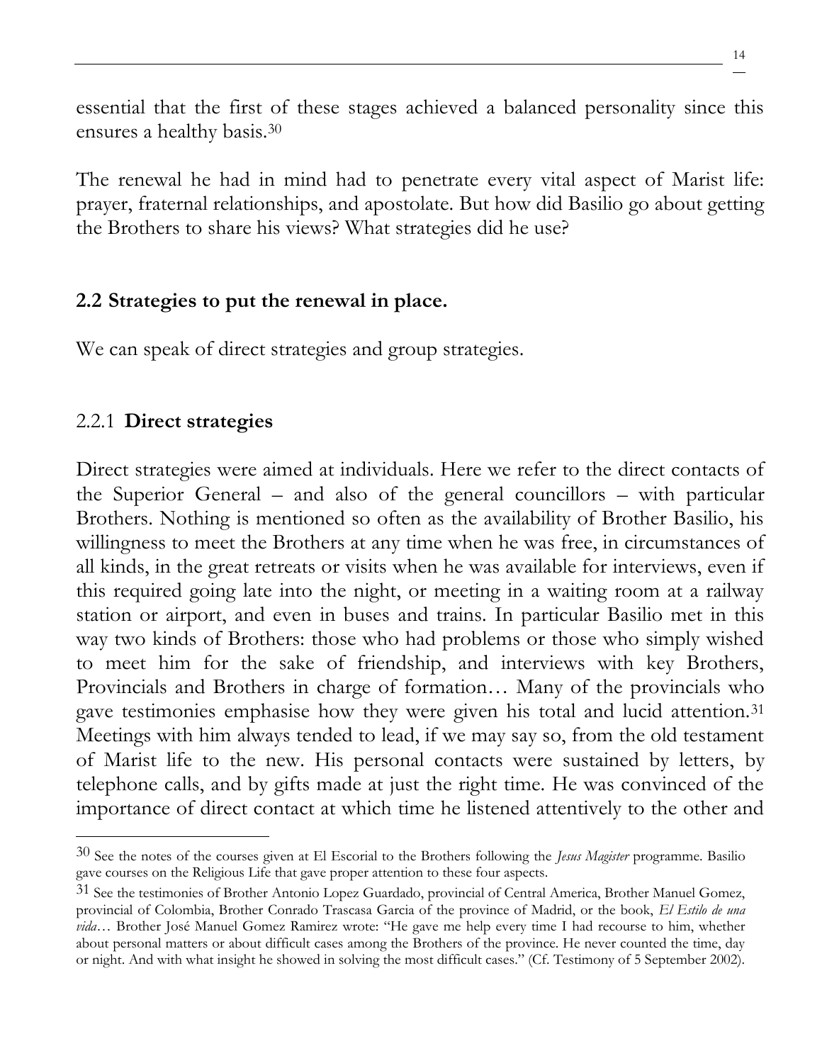essential that the first of these stages achieved a balanced personality since this ensures a healthy basis.[30]

The renewal he had in mind had to penetrate every vital aspect of Marist life: prayer, fraternal relationships, and apostolate. But how did Basilio go about getting the Brothers to share his views? What strategies did he use?

## 2.2 Strategies to put the renewal in place.

We can speak of direct strategies and group strategies.

### 2.2.1 **Direct strategies**

Direct strategies were aimed at individuals. Here we refer to the direct contacts of the Superior General – and also of the general councillors – with particular Brothers. Nothing is mentioned so often as the availability of Brother Basilio, his willingness to meet the Brothers at any time when he was free, in circumstances of all kinds, in the great retreats or visits when he was available for interviews, even if this required going late into the night, or meeting in a waiting room at a railway station or airport, and even in buses and trains. In particular Basilio met in this way two kinds of Brothers: those who had problems or those who simply wished to meet him for the sake of friendship, and interviews with key Brothers, Provincials and Brothers in charge of formation… Many of the provincials who gave testimonies emphasise how they were given his total and lucid attention.[31] Meetings with him always tended to lead, if we may say so, from the old testament of Marist life to the new. His personal contacts were sustained by letters, by telephone calls, and by gifts made at just the right time. He was convinced of the importance of direct contact at which time he listened attentively to the other and

---

[30] See the notes of the courses given at El Escorial to the Brothers following the *Jesus Magister* programme. Basilio gave courses on the Religious Life that gave proper attention to these four aspects.

[31] See the testimonies of Brother Antonio Lopez Guardado, provincial of Central America, Brother Manuel Gomez, provincial of Colombia, Brother Conrado Trascasa Garcia of the province of Madrid, or the book, *El Estilo de una vida*… Brother José Manuel Gomez Ramirez wrote: "He gave me help every time I had recourse to him, whether about personal matters or about difficult cases among the Brothers of the province. He never counted the time, day or night. And with what insight he showed in solving the most difficult cases." (Cf. Testimony of 5 September 2002).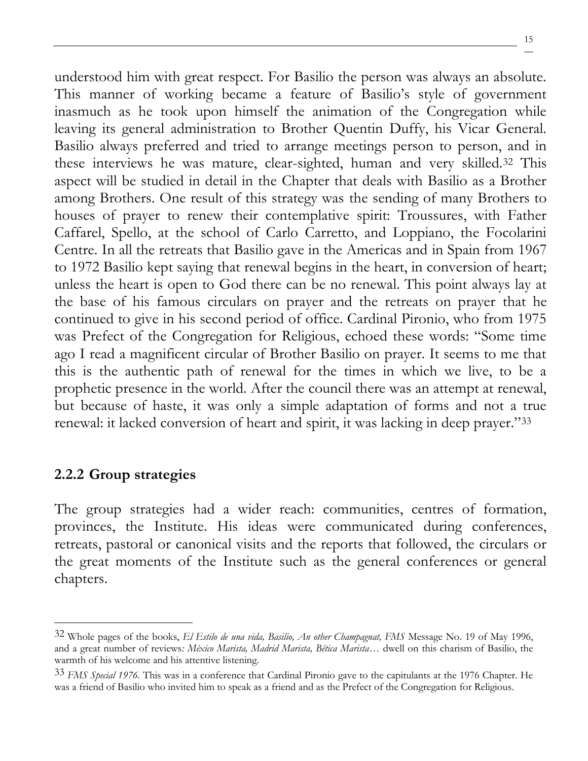understood him with great respect. For Basilio the person was always an absolute. This manner of working became a feature of Basilio's style of government inasmuch as he took upon himself the animation of the Congregation while leaving its general administration to Brother Quentin Duffy, his Vicar General. Basilio always preferred and tried to arrange meetings person to person, and in these interviews he was mature, clear-sighted, human and very skilled.[32] This aspect will be studied in detail in the Chapter that deals with Basilio as a Brother among Brothers. One result of this strategy was the sending of many Brothers to houses of prayer to renew their contemplative spirit: Troussures, with Father Caffarel, Spello, at the school of Carlo Carretto, and Loppiano, the Focolarini Centre. In all the retreats that Basilio gave in the Americas and in Spain from 1967 to 1972 Basilio kept saying that renewal begins in the heart, in conversion of heart; unless the heart is open to God there can be no renewal. This point always lay at the base of his famous circulars on prayer and the retreats on prayer that he continued to give in his second period of office. Cardinal Pironio, who from 1975 was Prefect of the Congregation for Religious, echoed these words: "Some time ago I read a magnificent circular of Brother Basilio on prayer. It seems to me that this is the authentic path of renewal for the times in which we live, to be a prophetic presence in the world. After the council there was an attempt at renewal, but because of haste, it was only a simple adaptation of forms and not a true renewal: it lacked conversion of heart and spirit, it was lacking in deep prayer."[33]

### 2.2.2 Group strategies

The group strategies had a wider reach: communities, centres of formation, provinces, the Institute. His ideas were communicated during conferences, retreats, pastoral or canonical visits and the reports that followed, the circulars or the great moments of the Institute such as the general conferences or general chapters.

---

[32] Whole pages of the books, *El Estilo de una vida, Basilio, An other Champagnat, FMS* Message No. 19 of May 1996, and a great number of reviews*: México Marista, Madrid Marista, Bética Marista*… dwell on this charism of Basilio, the warmth of his welcome and his attentive listening.

[33] *FMS Special 1976*. This was in a conference that Cardinal Pironio gave to the capitulants at the 1976 Chapter. He was a friend of Basilio who invited him to speak as a friend and as the Prefect of the Congregation for Religious.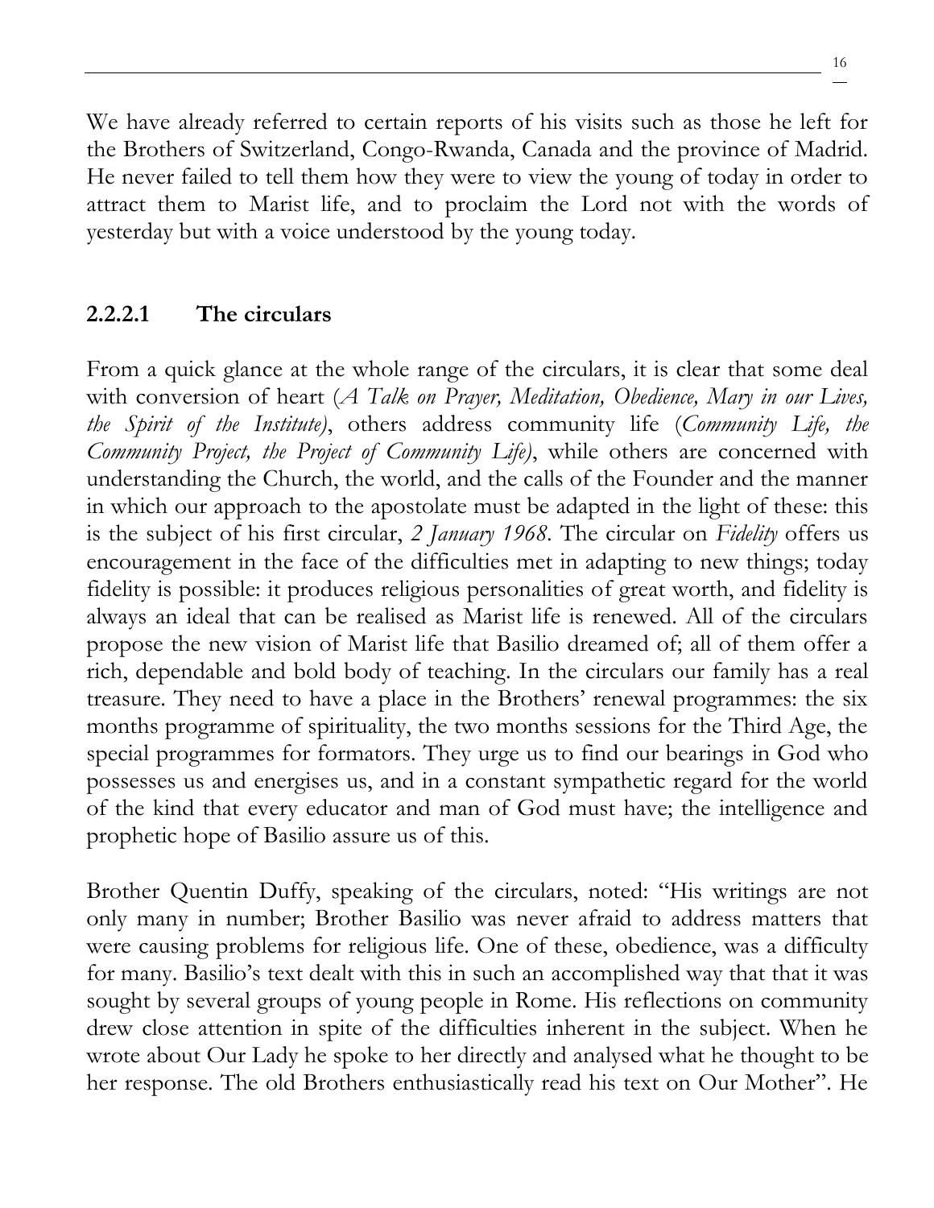We have already referred to certain reports of his visits such as those he left for the Brothers of Switzerland, Congo-Rwanda, Canada and the province of Madrid. He never failed to tell them how they were to view the young of today in order to attract them to Marist life, and to proclaim the Lord not with the words of yesterday but with a voice understood by the young today.

### 2.2.2.1 The circulars

From a quick glance at the whole range of the circulars, it is clear that some deal with conversion of heart (*A Talk on Prayer, Meditation, Obedience, Mary in our Lives, the Spirit of the Institute)*, others address community life (*Community Life, the Community Project, the Project of Community Life)*, while others are concerned with understanding the Church, the world, and the calls of the Founder and the manner in which our approach to the apostolate must be adapted in the light of these: this is the subject of his first circular, *2 January 1968*. The circular on *Fidelity* offers us encouragement in the face of the difficulties met in adapting to new things; today fidelity is possible: it produces religious personalities of great worth, and fidelity is always an ideal that can be realised as Marist life is renewed. All of the circulars propose the new vision of Marist life that Basilio dreamed of; all of them offer a rich, dependable and bold body of teaching. In the circulars our family has a real treasure. They need to have a place in the Brothers' renewal programmes: the six months programme of spirituality, the two months sessions for the Third Age, the special programmes for formators. They urge us to find our bearings in God who possesses us and energises us, and in a constant sympathetic regard for the world of the kind that every educator and man of God must have; the intelligence and prophetic hope of Basilio assure us of this.

Brother Quentin Duffy, speaking of the circulars, noted: "His writings are not only many in number; Brother Basilio was never afraid to address matters that were causing problems for religious life. One of these, obedience, was a difficulty for many. Basilio's text dealt with this in such an accomplished way that that it was sought by several groups of young people in Rome. His reflections on community drew close attention in spite of the difficulties inherent in the subject. When he wrote about Our Lady he spoke to her directly and analysed what he thought to be her response. The old Brothers enthusiastically read his text on Our Mother". He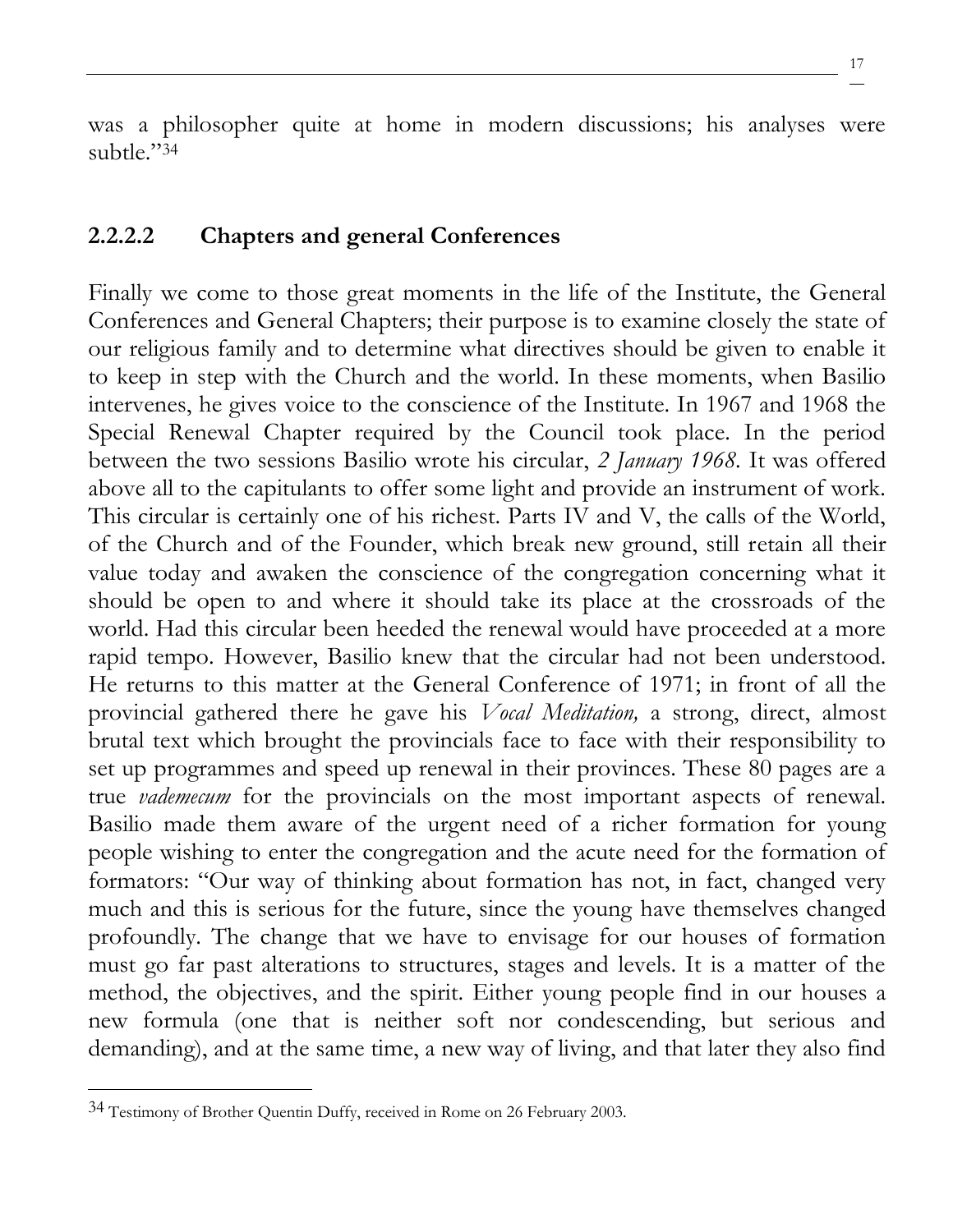was a philosopher quite at home in modern discussions; his analyses were subtle."[34]

#### 2.2.2.2 Chapters and general Conferences

Finally we come to those great moments in the life of the Institute, the General Conferences and General Chapters; their purpose is to examine closely the state of our religious family and to determine what directives should be given to enable it to keep in step with the Church and the world. In these moments, when Basilio intervenes, he gives voice to the conscience of the Institute. In 1967 and 1968 the Special Renewal Chapter required by the Council took place. In the period between the two sessions Basilio wrote his circular, *2 January 1968*. It was offered above all to the capitulants to offer some light and provide an instrument of work. This circular is certainly one of his richest. Parts IV and V, the calls of the World, of the Church and of the Founder, which break new ground, still retain all their value today and awaken the conscience of the congregation concerning what it should be open to and where it should take its place at the crossroads of the world. Had this circular been heeded the renewal would have proceeded at a more rapid tempo. However, Basilio knew that the circular had not been understood. He returns to this matter at the General Conference of 1971; in front of all the provincial gathered there he gave his *Vocal Meditation,* a strong, direct, almost brutal text which brought the provincials face to face with their responsibility to set up programmes and speed up renewal in their provinces. These 80 pages are a true *vademecum* for the provincials on the most important aspects of renewal. Basilio made them aware of the urgent need of a richer formation for young people wishing to enter the congregation and the acute need for the formation of formators: "Our way of thinking about formation has not, in fact, changed very much and this is serious for the future, since the young have themselves changed profoundly. The change that we have to envisage for our houses of formation must go far past alterations to structures, stages and levels. It is a matter of the method, the objectives, and the spirit. Either young people find in our houses a new formula (one that is neither soft nor condescending, but serious and demanding), and at the same time, a new way of living, and that later they also find

---

[34] Testimony of Brother Quentin Duffy, received in Rome on 26 February 2003.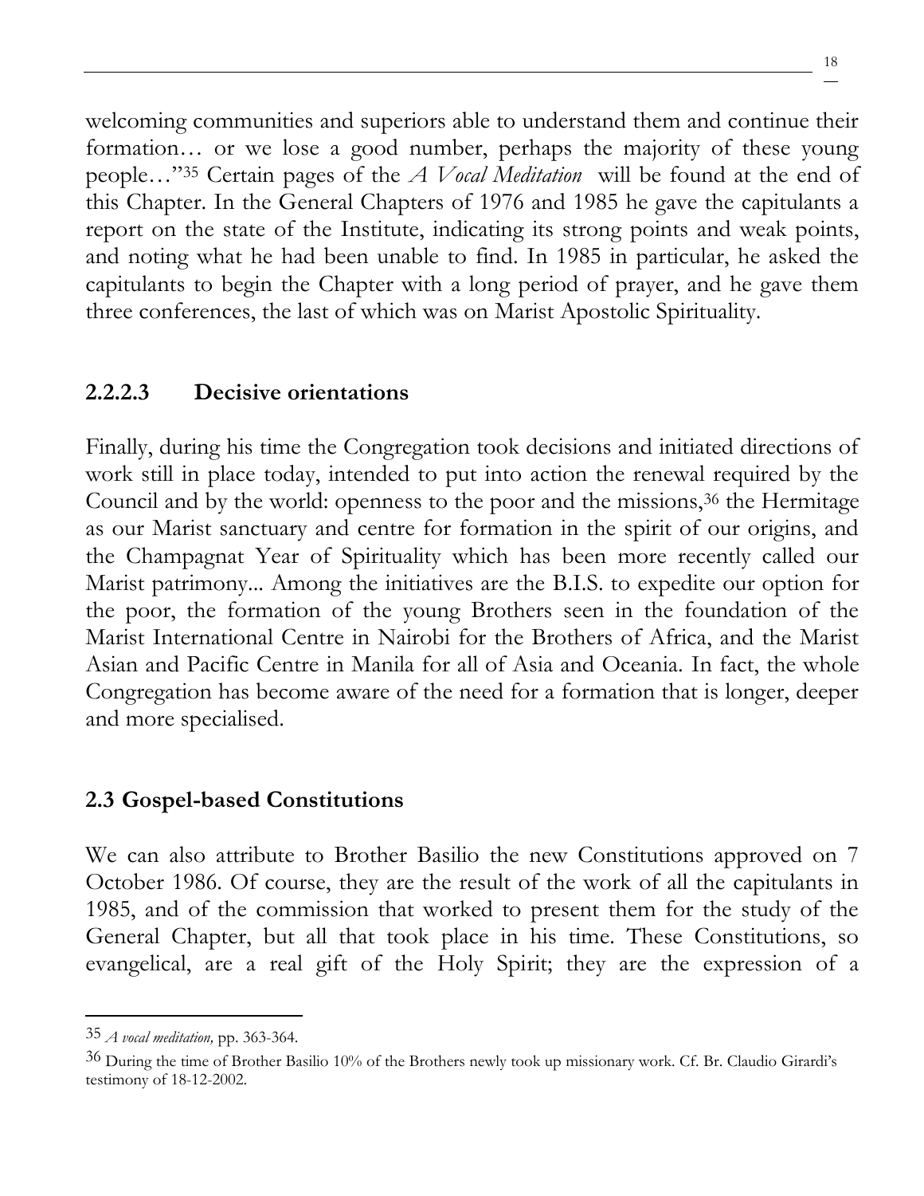welcoming communities and superiors able to understand them and continue their formation… or we lose a good number, perhaps the majority of these young people…"[35] Certain pages of the *A Vocal Meditation* will be found at the end of this Chapter. In the General Chapters of 1976 and 1985 he gave the capitulants a report on the state of the Institute, indicating its strong points and weak points, and noting what he had been unable to find. In 1985 in particular, he asked the capitulants to begin the Chapter with a long period of prayer, and he gave them three conferences, the last of which was on Marist Apostolic Spirituality.

### 2.2.2.3 Decisive orientations

Finally, during his time the Congregation took decisions and initiated directions of work still in place today, intended to put into action the renewal required by the Council and by the world: openness to the poor and the missions,[36] the Hermitage as our Marist sanctuary and centre for formation in the spirit of our origins, and the Champagnat Year of Spirituality which has been more recently called our Marist patrimony... Among the initiatives are the B.I.S. to expedite our option for the poor, the formation of the young Brothers seen in the foundation of the Marist International Centre in Nairobi for the Brothers of Africa, and the Marist Asian and Pacific Centre in Manila for all of Asia and Oceania. In fact, the whole Congregation has become aware of the need for a formation that is longer, deeper and more specialised.

## 2.3 Gospel-based Constitutions

We can also attribute to Brother Basilio the new Constitutions approved on 7 October 1986. Of course, they are the result of the work of all the capitulants in 1985, and of the commission that worked to present them for the study of the General Chapter, but all that took place in his time. These Constitutions, so evangelical, are a real gift of the Holy Spirit; they are the expression of a

---

[35] *A vocal meditation,* pp. 363-364.

[36] During the time of Brother Basilio 10% of the Brothers newly took up missionary work. Cf. Br. Claudio Girardi's testimony of 18-12-2002.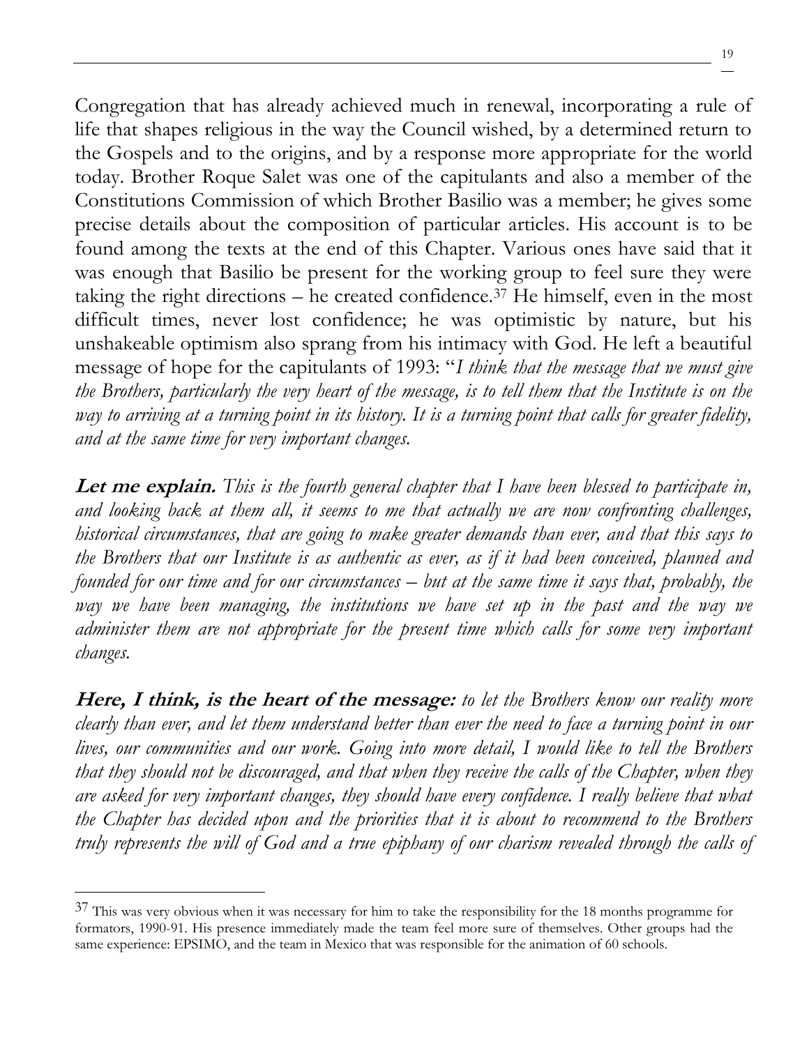Congregation that has already achieved much in renewal, incorporating a rule of life that shapes religious in the way the Council wished, by a determined return to the Gospels and to the origins, and by a response more appropriate for the world today. Brother Roque Salet was one of the capitulants and also a member of the Constitutions Commission of which Brother Basilio was a member; he gives some precise details about the composition of particular articles. His account is to be found among the texts at the end of this Chapter. Various ones have said that it was enough that Basilio be present for the working group to feel sure they were taking the right directions – he created confidence.[37] He himself, even in the most difficult times, never lost confidence; he was optimistic by nature, but his unshakeable optimism also sprang from his intimacy with God. He left a beautiful message of hope for the capitulants of 1993: "*I think that the message that we must give the Brothers, particularly the very heart of the message, is to tell them that the Institute is on the way to arriving at a turning point in its history. It is a turning point that calls for greater fidelity, and at the same time for very important changes.*

***Let me explain.*** *This is the fourth general chapter that I have been blessed to participate in, and looking back at them all, it seems to me that actually we are now confronting challenges, historical circumstances, that are going to make greater demands than ever, and that this says to the Brothers that our Institute is as authentic as ever, as if it had been conceived, planned and founded for our time and for our circumstances – but at the same time it says that, probably, the way we have been managing, the institutions we have set up in the past and the way we administer them are not appropriate for the present time which calls for some very important changes.*

***Here, I think, is the heart of the message:*** *to let the Brothers know our reality more clearly than ever, and let them understand better than ever the need to face a turning point in our lives, our communities and our work. Going into more detail, I would like to tell the Brothers that they should not be discouraged, and that when they receive the calls of the Chapter, when they are asked for very important changes, they should have every confidence. I really believe that what the Chapter has decided upon and the priorities that it is about to recommend to the Brothers truly represents the will of God and a true epiphany of our charism revealed through the calls of*

---

[37] This was very obvious when it was necessary for him to take the responsibility for the 18 months programme for formators, 1990-91. His presence immediately made the team feel more sure of themselves. Other groups had the same experience: EPSIMO, and the team in Mexico that was responsible for the animation of 60 schools.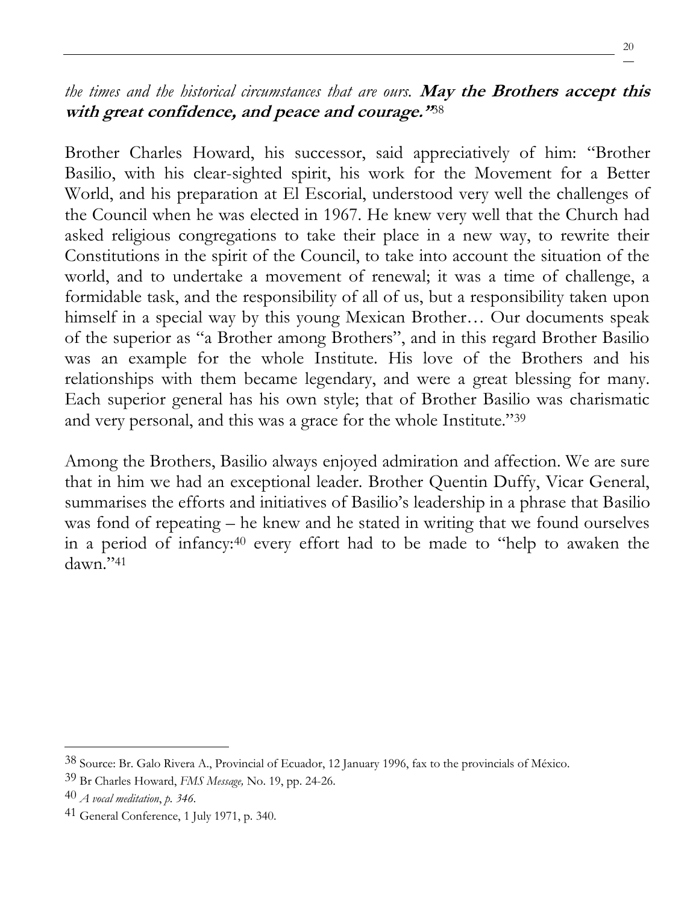*the times and the historical circumstances that are ours.* ***May the Brothers accept this with great confidence, and peace and courage."***[38]

Brother Charles Howard, his successor, said appreciatively of him: "Brother Basilio, with his clear-sighted spirit, his work for the Movement for a Better World, and his preparation at El Escorial, understood very well the challenges of the Council when he was elected in 1967. He knew very well that the Church had asked religious congregations to take their place in a new way, to rewrite their Constitutions in the spirit of the Council, to take into account the situation of the world, and to undertake a movement of renewal; it was a time of challenge, a formidable task, and the responsibility of all of us, but a responsibility taken upon himself in a special way by this young Mexican Brother… Our documents speak of the superior as "a Brother among Brothers", and in this regard Brother Basilio was an example for the whole Institute. His love of the Brothers and his relationships with them became legendary, and were a great blessing for many. Each superior general has his own style; that of Brother Basilio was charismatic and very personal, and this was a grace for the whole Institute."[39]

Among the Brothers, Basilio always enjoyed admiration and affection. We are sure that in him we had an exceptional leader. Brother Quentin Duffy, Vicar General, summarises the efforts and initiatives of Basilio's leadership in a phrase that Basilio was fond of repeating – he knew and he stated in writing that we found ourselves in a period of infancy:[40] every effort had to be made to "help to awaken the dawn."[41]

---

[38] Source: Br. Galo Rivera A., Provincial of Ecuador, 12 January 1996, fax to the provincials of México.

[39] Br Charles Howard, *FMS Message,* No. 19, pp. 24-26.

[40] *A vocal meditation*, *p. 346*.

[41] General Conference, 1 July 1971, p. 340.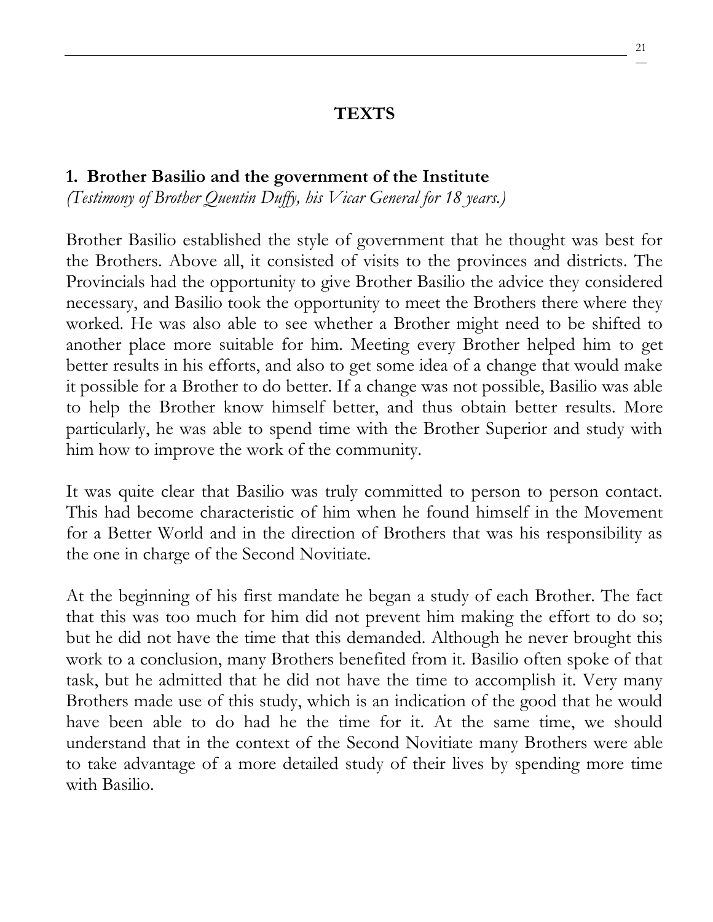# TEXTS

## 1. Brother Basilio and the government of the Institute

*(Testimony of Brother Quentin Duffy, his Vicar General for 18 years.)*

Brother Basilio established the style of government that he thought was best for the Brothers. Above all, it consisted of visits to the provinces and districts. The Provincials had the opportunity to give Brother Basilio the advice they considered necessary, and Basilio took the opportunity to meet the Brothers there where they worked. He was also able to see whether a Brother might need to be shifted to another place more suitable for him. Meeting every Brother helped him to get better results in his efforts, and also to get some idea of a change that would make it possible for a Brother to do better. If a change was not possible, Basilio was able to help the Brother know himself better, and thus obtain better results. More particularly, he was able to spend time with the Brother Superior and study with him how to improve the work of the community.

It was quite clear that Basilio was truly committed to person to person contact. This had become characteristic of him when he found himself in the Movement for a Better World and in the direction of Brothers that was his responsibility as the one in charge of the Second Novitiate.

At the beginning of his first mandate he began a study of each Brother. The fact that this was too much for him did not prevent him making the effort to do so; but he did not have the time that this demanded. Although he never brought this work to a conclusion, many Brothers benefited from it. Basilio often spoke of that task, but he admitted that he did not have the time to accomplish it. Very many Brothers made use of this study, which is an indication of the good that he would have been able to do had he the time for it. At the same time, we should understand that in the context of the Second Novitiate many Brothers were able to take advantage of a more detailed study of their lives by spending more time with Basilio.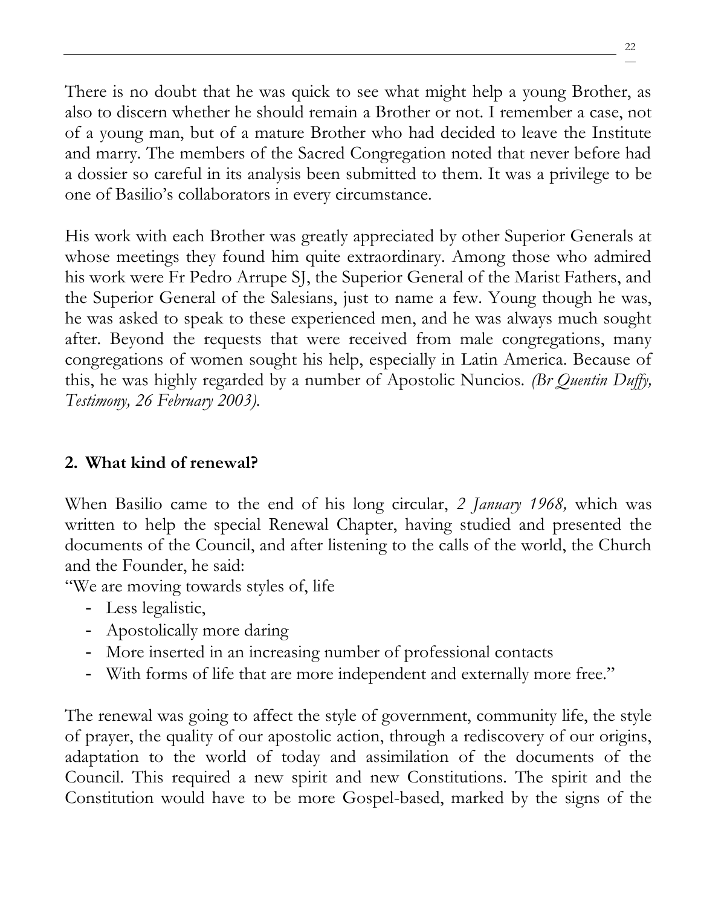There is no doubt that he was quick to see what might help a young Brother, as also to discern whether he should remain a Brother or not. I remember a case, not of a young man, but of a mature Brother who had decided to leave the Institute and marry. The members of the Sacred Congregation noted that never before had a dossier so careful in its analysis been submitted to them. It was a privilege to be one of Basilio's collaborators in every circumstance.

His work with each Brother was greatly appreciated by other Superior Generals at whose meetings they found him quite extraordinary. Among those who admired his work were Fr Pedro Arrupe SJ, the Superior General of the Marist Fathers, and the Superior General of the Salesians, just to name a few. Young though he was, he was asked to speak to these experienced men, and he was always much sought after. Beyond the requests that were received from male congregations, many congregations of women sought his help, especially in Latin America. Because of this, he was highly regarded by a number of Apostolic Nuncios. *(Br Quentin Duffy, Testimony, 26 February 2003).*

## 2. What kind of renewal?

When Basilio came to the end of his long circular, *2 January 1968,* which was written to help the special Renewal Chapter, having studied and presented the documents of the Council, and after listening to the calls of the world, the Church and the Founder, he said:

"We are moving towards styles of, life

- Less legalistic,
- Apostolically more daring
- More inserted in an increasing number of professional contacts
- With forms of life that are more independent and externally more free."

The renewal was going to affect the style of government, community life, the style of prayer, the quality of our apostolic action, through a rediscovery of our origins, adaptation to the world of today and assimilation of the documents of the Council. This required a new spirit and new Constitutions. The spirit and the Constitution would have to be more Gospel-based, marked by the signs of the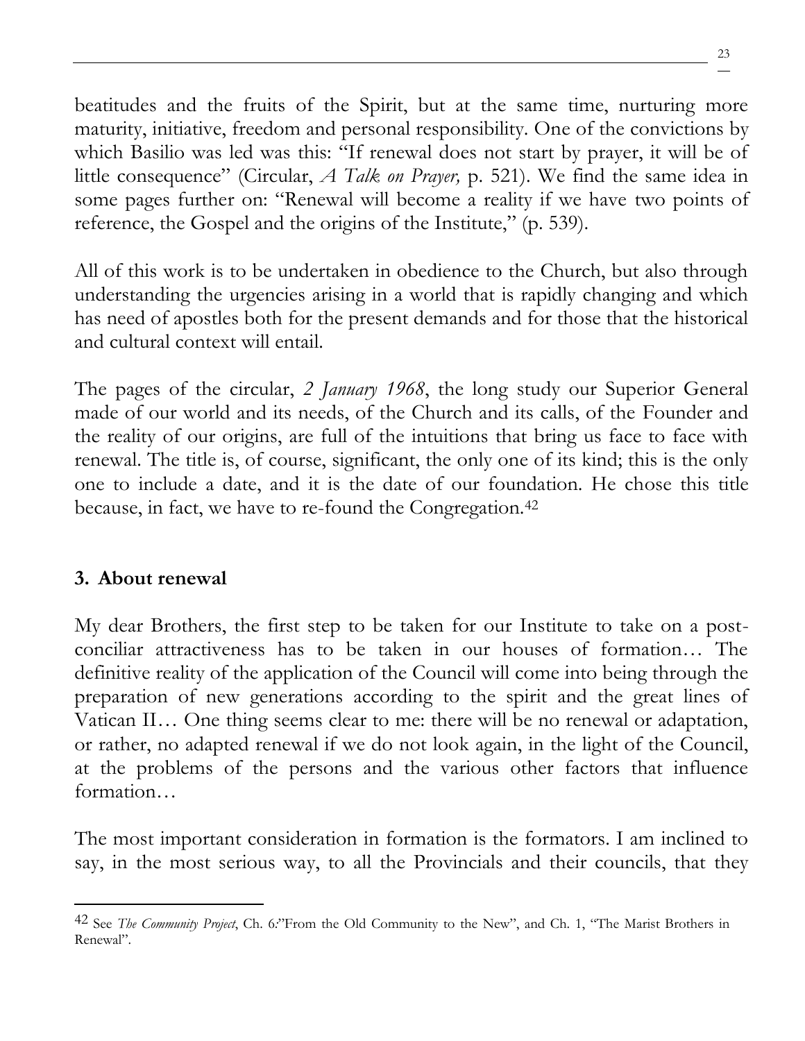beatitudes and the fruits of the Spirit, but at the same time, nurturing more maturity, initiative, freedom and personal responsibility. One of the convictions by which Basilio was led was this: "If renewal does not start by prayer, it will be of little consequence" (Circular, *A Talk on Prayer,* p. 521). We find the same idea in some pages further on: "Renewal will become a reality if we have two points of reference, the Gospel and the origins of the Institute," (p. 539).

All of this work is to be undertaken in obedience to the Church, but also through understanding the urgencies arising in a world that is rapidly changing and which has need of apostles both for the present demands and for those that the historical and cultural context will entail.

The pages of the circular, *2 January 1968*, the long study our Superior General made of our world and its needs, of the Church and its calls, of the Founder and the reality of our origins, are full of the intuitions that bring us face to face with renewal. The title is, of course, significant, the only one of its kind; this is the only one to include a date, and it is the date of our foundation. He chose this title because, in fact, we have to re-found the Congregation.[42]

### 3. About renewal

My dear Brothers, the first step to be taken for our Institute to take on a post-conciliar attractiveness has to be taken in our houses of formation… The definitive reality of the application of the Council will come into being through the preparation of new generations according to the spirit and the great lines of Vatican II… One thing seems clear to me: there will be no renewal or adaptation, or rather, no adapted renewal if we do not look again, in the light of the Council, at the problems of the persons and the various other factors that influence formation…

The most important consideration in formation is the formators. I am inclined to say, in the most serious way, to all the Provincials and their councils, that they

---

[42] See *The Community Project*, Ch. 6:"From the Old Community to the New", and Ch. 1, "The Marist Brothers in Renewal".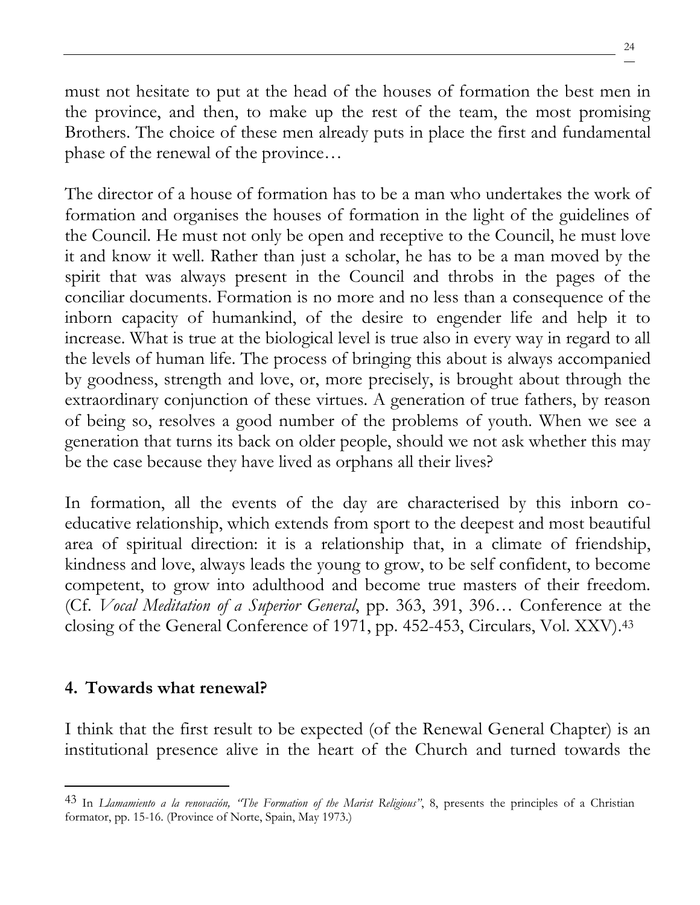must not hesitate to put at the head of the houses of formation the best men in the province, and then, to make up the rest of the team, the most promising Brothers. The choice of these men already puts in place the first and fundamental phase of the renewal of the province…

The director of a house of formation has to be a man who undertakes the work of formation and organises the houses of formation in the light of the guidelines of the Council. He must not only be open and receptive to the Council, he must love it and know it well. Rather than just a scholar, he has to be a man moved by the spirit that was always present in the Council and throbs in the pages of the conciliar documents. Formation is no more and no less than a consequence of the inborn capacity of humankind, of the desire to engender life and help it to increase. What is true at the biological level is true also in every way in regard to all the levels of human life. The process of bringing this about is always accompanied by goodness, strength and love, or, more precisely, is brought about through the extraordinary conjunction of these virtues. A generation of true fathers, by reason of being so, resolves a good number of the problems of youth. When we see a generation that turns its back on older people, should we not ask whether this may be the case because they have lived as orphans all their lives?

In formation, all the events of the day are characterised by this inborn co-educative relationship, which extends from sport to the deepest and most beautiful area of spiritual direction: it is a relationship that, in a climate of friendship, kindness and love, always leads the young to grow, to be self confident, to become competent, to grow into adulthood and become true masters of their freedom. (Cf. *Vocal Meditation of a Superior General*, pp. 363, 391, 396… Conference at the closing of the General Conference of 1971, pp. 452-453, Circulars, Vol. XXV).[43]

## 4. Towards what renewal?

I think that the first result to be expected (of the Renewal General Chapter) is an institutional presence alive in the heart of the Church and turned towards the

---

[43] In *Llamamiento a la renovación, "The Formation of the Marist Religious"*, 8, presents the principles of a Christian formator, pp. 15-16. (Province of Norte, Spain, May 1973.)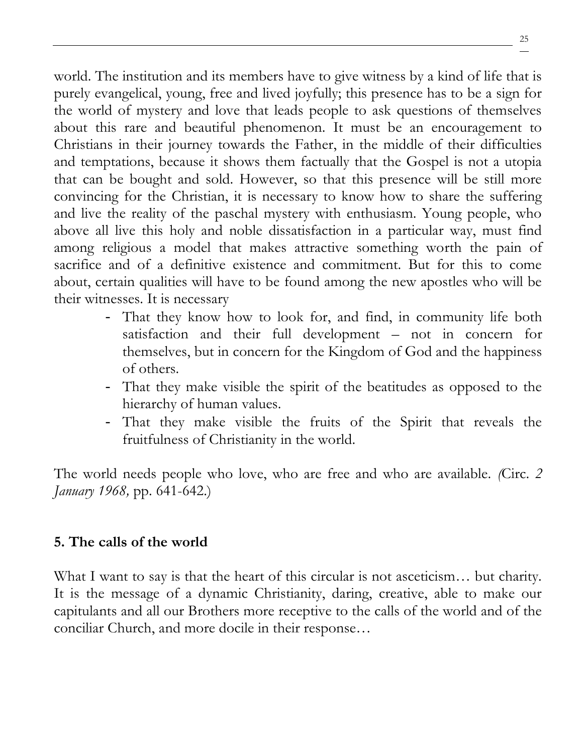world. The institution and its members have to give witness by a kind of life that is purely evangelical, young, free and lived joyfully; this presence has to be a sign for the world of mystery and love that leads people to ask questions of themselves about this rare and beautiful phenomenon. It must be an encouragement to Christians in their journey towards the Father, in the middle of their difficulties and temptations, because it shows them factually that the Gospel is not a utopia that can be bought and sold. However, so that this presence will be still more convincing for the Christian, it is necessary to know how to share the suffering and live the reality of the paschal mystery with enthusiasm. Young people, who above all live this holy and noble dissatisfaction in a particular way, must find among religious a model that makes attractive something worth the pain of sacrifice and of a definitive existence and commitment. But for this to come about, certain qualities will have to be found among the new apostles who will be their witnesses. It is necessary

- That they know how to look for, and find, in community life both satisfaction and their full development – not in concern for themselves, but in concern for the Kingdom of God and the happiness of others.
- That they make visible the spirit of the beatitudes as opposed to the hierarchy of human values.
- That they make visible the fruits of the Spirit that reveals the fruitfulness of Christianity in the world.

The world needs people who love, who are free and who are available. *(*Circ. *2 January 1968,* pp. 641-642.)

## 5. The calls of the world

What I want to say is that the heart of this circular is not asceticism… but charity. It is the message of a dynamic Christianity, daring, creative, able to make our capitulants and all our Brothers more receptive to the calls of the world and of the conciliar Church, and more docile in their response…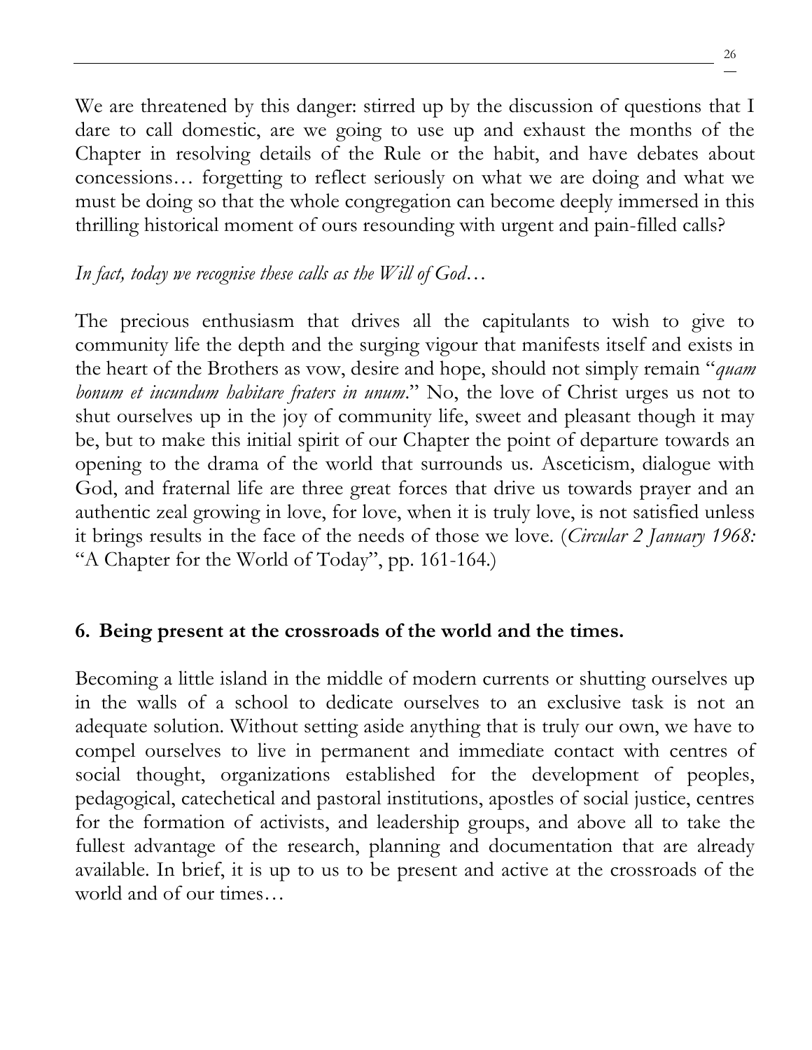We are threatened by this danger: stirred up by the discussion of questions that I dare to call domestic, are we going to use up and exhaust the months of the Chapter in resolving details of the Rule or the habit, and have debates about concessions… forgetting to reflect seriously on what we are doing and what we must be doing so that the whole congregation can become deeply immersed in this thrilling historical moment of ours resounding with urgent and pain-filled calls?

*In fact, today we recognise these calls as the Will of God…*

The precious enthusiasm that drives all the capitulants to wish to give to community life the depth and the surging vigour that manifests itself and exists in the heart of the Brothers as vow, desire and hope, should not simply remain "*quam bonum et iucundum habitare fraters in unum*." No, the love of Christ urges us not to shut ourselves up in the joy of community life, sweet and pleasant though it may be, but to make this initial spirit of our Chapter the point of departure towards an opening to the drama of the world that surrounds us. Asceticism, dialogue with God, and fraternal life are three great forces that drive us towards prayer and an authentic zeal growing in love, for love, when it is truly love, is not satisfied unless it brings results in the face of the needs of those we love. (*Circular 2 January 1968:* "A Chapter for the World of Today", pp. 161-164.)

## 6. Being present at the crossroads of the world and the times.

Becoming a little island in the middle of modern currents or shutting ourselves up in the walls of a school to dedicate ourselves to an exclusive task is not an adequate solution. Without setting aside anything that is truly our own, we have to compel ourselves to live in permanent and immediate contact with centres of social thought, organizations established for the development of peoples, pedagogical, catechetical and pastoral institutions, apostles of social justice, centres for the formation of activists, and leadership groups, and above all to take the fullest advantage of the research, planning and documentation that are already available. In brief, it is up to us to be present and active at the crossroads of the world and of our times…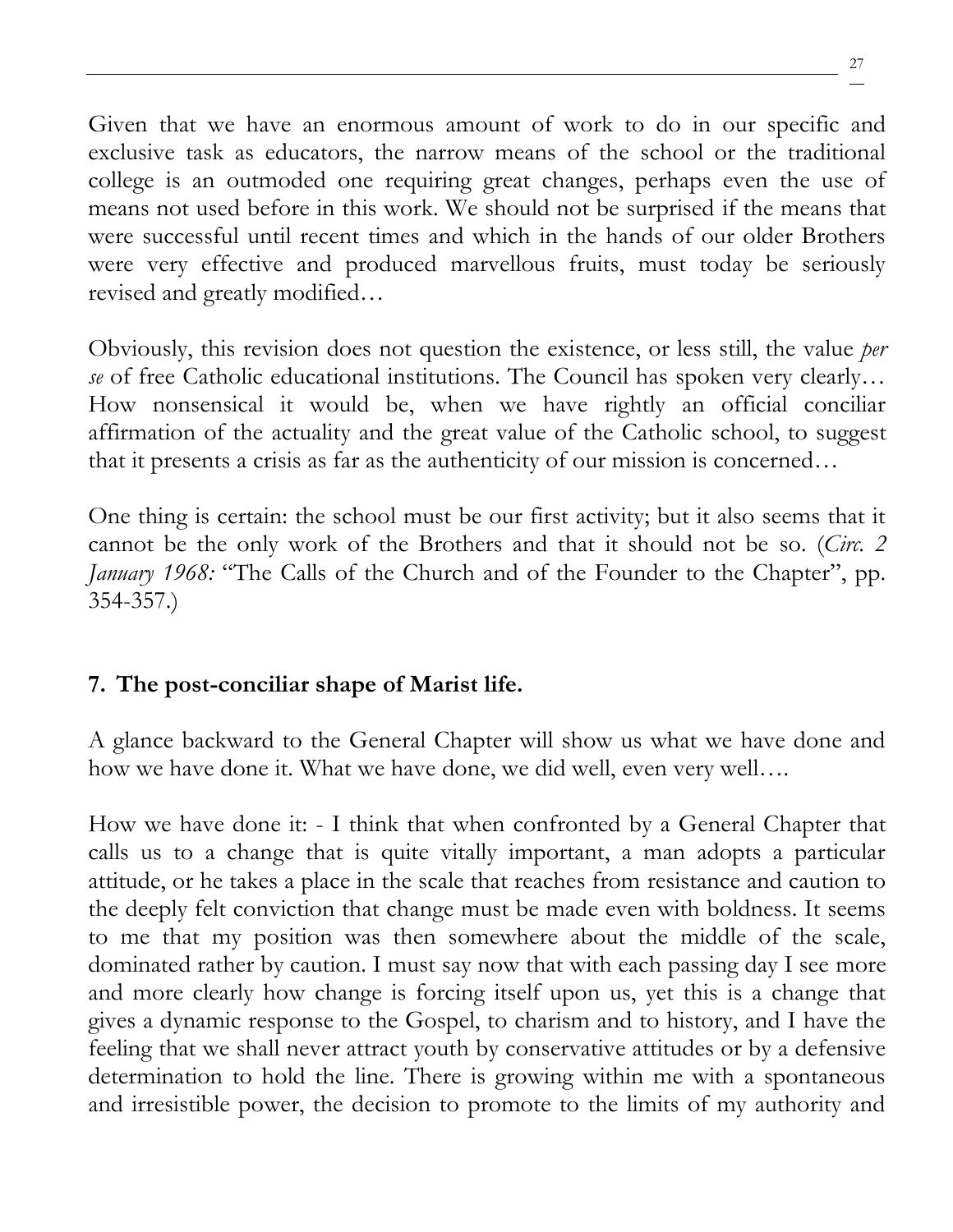Given that we have an enormous amount of work to do in our specific and exclusive task as educators, the narrow means of the school or the traditional college is an outmoded one requiring great changes, perhaps even the use of means not used before in this work. We should not be surprised if the means that were successful until recent times and which in the hands of our older Brothers were very effective and produced marvellous fruits, must today be seriously revised and greatly modified…

Obviously, this revision does not question the existence, or less still, the value *per se* of free Catholic educational institutions. The Council has spoken very clearly… How nonsensical it would be, when we have rightly an official conciliar affirmation of the actuality and the great value of the Catholic school, to suggest that it presents a crisis as far as the authenticity of our mission is concerned…

One thing is certain: the school must be our first activity; but it also seems that it cannot be the only work of the Brothers and that it should not be so. (*Circ. 2 January 1968:* "The Calls of the Church and of the Founder to the Chapter", pp. 354-357.)

## 7. The post-conciliar shape of Marist life.

A glance backward to the General Chapter will show us what we have done and how we have done it. What we have done, we did well, even very well….

How we have done it: - I think that when confronted by a General Chapter that calls us to a change that is quite vitally important, a man adopts a particular attitude, or he takes a place in the scale that reaches from resistance and caution to the deeply felt conviction that change must be made even with boldness. It seems to me that my position was then somewhere about the middle of the scale, dominated rather by caution. I must say now that with each passing day I see more and more clearly how change is forcing itself upon us, yet this is a change that gives a dynamic response to the Gospel, to charism and to history, and I have the feeling that we shall never attract youth by conservative attitudes or by a defensive determination to hold the line. There is growing within me with a spontaneous and irresistible power, the decision to promote to the limits of my authority and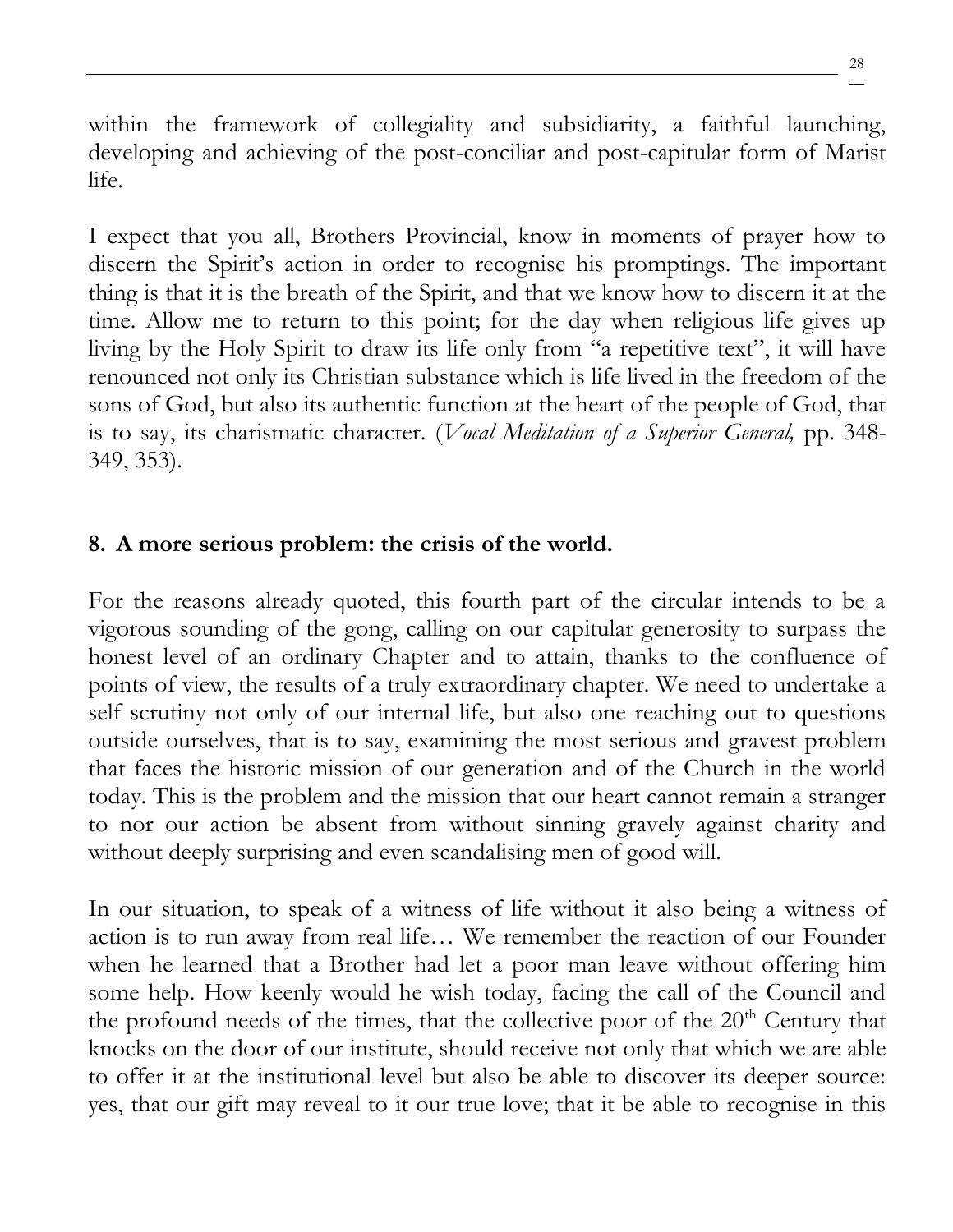within the framework of collegiality and subsidiarity, a faithful launching, developing and achieving of the post-conciliar and post-capitular form of Marist life.

I expect that you all, Brothers Provincial, know in moments of prayer how to discern the Spirit's action in order to recognise his promptings. The important thing is that it is the breath of the Spirit, and that we know how to discern it at the time. Allow me to return to this point; for the day when religious life gives up living by the Holy Spirit to draw its life only from "a repetitive text", it will have renounced not only its Christian substance which is life lived in the freedom of the sons of God, but also its authentic function at the heart of the people of God, that is to say, its charismatic character. (*Vocal Meditation of a Superior General,* pp. 348-349, 353).

## 8. A more serious problem: the crisis of the world.

For the reasons already quoted, this fourth part of the circular intends to be a vigorous sounding of the gong, calling on our capitular generosity to surpass the honest level of an ordinary Chapter and to attain, thanks to the confluence of points of view, the results of a truly extraordinary chapter. We need to undertake a self scrutiny not only of our internal life, but also one reaching out to questions outside ourselves, that is to say, examining the most serious and gravest problem that faces the historic mission of our generation and of the Church in the world today. This is the problem and the mission that our heart cannot remain a stranger to nor our action be absent from without sinning gravely against charity and without deeply surprising and even scandalising men of good will.

In our situation, to speak of a witness of life without it also being a witness of action is to run away from real life… We remember the reaction of our Founder when he learned that a Brother had let a poor man leave without offering him some help. How keenly would he wish today, facing the call of the Council and the profound needs of the times, that the collective poor of the 20th Century that knocks on the door of our institute, should receive not only that which we are able to offer it at the institutional level but also be able to discover its deeper source: yes, that our gift may reveal to it our true love; that it be able to recognise in this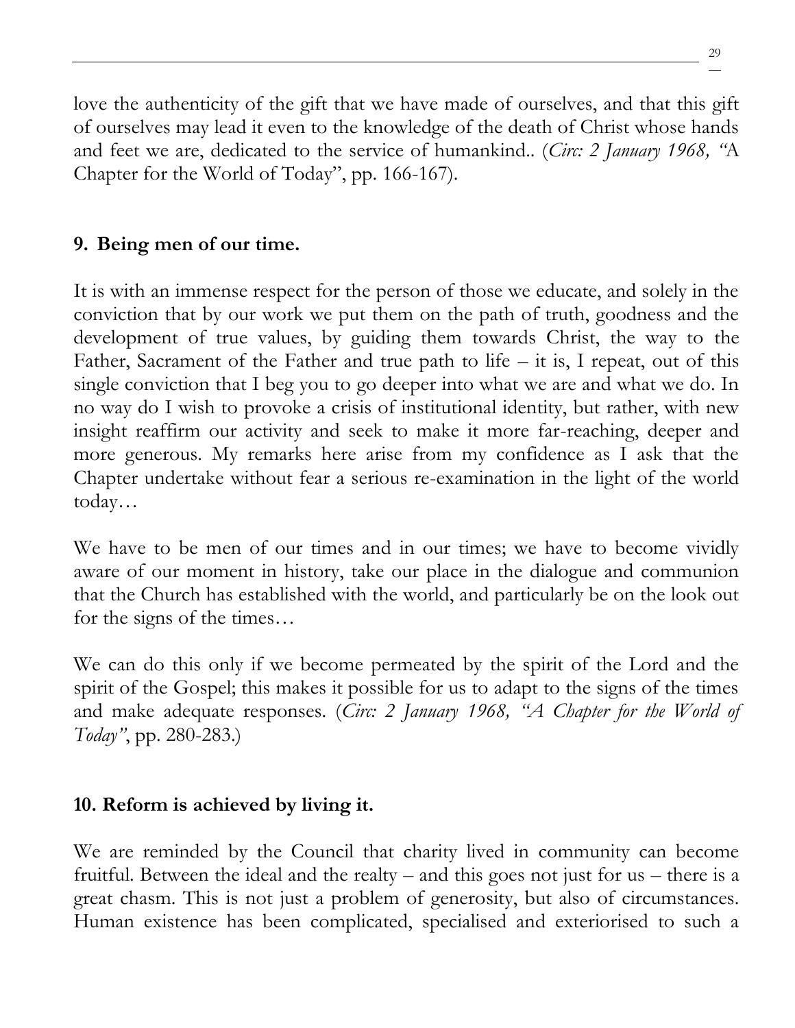love the authenticity of the gift that we have made of ourselves, and that this gift of ourselves may lead it even to the knowledge of the death of Christ whose hands and feet we are, dedicated to the service of humankind.. (*Circ: 2 January 1968, "*A Chapter for the World of Today", pp. 166-167).

## 9. Being men of our time.

It is with an immense respect for the person of those we educate, and solely in the conviction that by our work we put them on the path of truth, goodness and the development of true values, by guiding them towards Christ, the way to the Father, Sacrament of the Father and true path to life – it is, I repeat, out of this single conviction that I beg you to go deeper into what we are and what we do. In no way do I wish to provoke a crisis of institutional identity, but rather, with new insight reaffirm our activity and seek to make it more far-reaching, deeper and more generous. My remarks here arise from my confidence as I ask that the Chapter undertake without fear a serious re-examination in the light of the world today…

We have to be men of our times and in our times; we have to become vividly aware of our moment in history, take our place in the dialogue and communion that the Church has established with the world, and particularly be on the look out for the signs of the times…

We can do this only if we become permeated by the spirit of the Lord and the spirit of the Gospel; this makes it possible for us to adapt to the signs of the times and make adequate responses. (*Circ: 2 January 1968, "A Chapter for the World of Today"*, pp. 280-283.)

## 10. Reform is achieved by living it.

We are reminded by the Council that charity lived in community can become fruitful. Between the ideal and the realty – and this goes not just for us – there is a great chasm. This is not just a problem of generosity, but also of circumstances. Human existence has been complicated, specialised and exteriorised to such a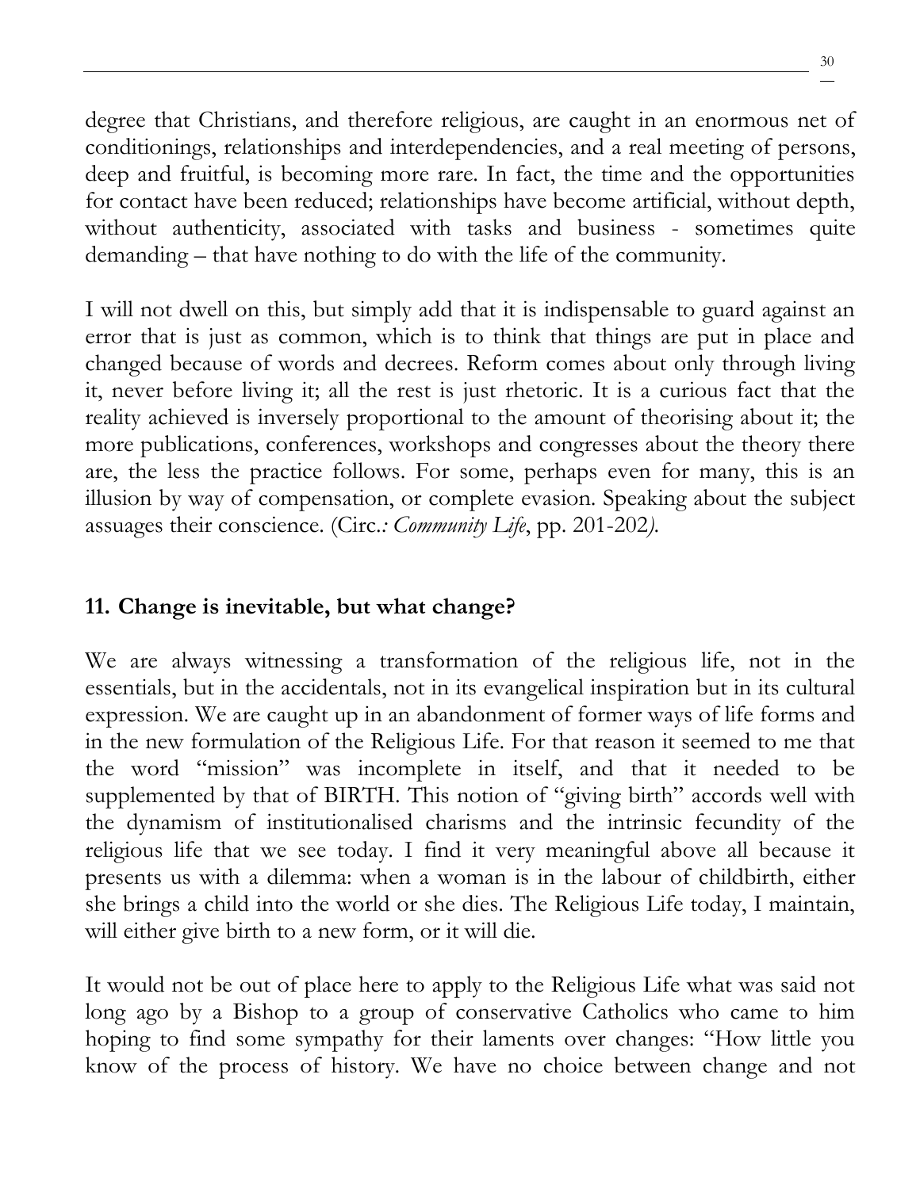degree that Christians, and therefore religious, are caught in an enormous net of conditionings, relationships and interdependencies, and a real meeting of persons, deep and fruitful, is becoming more rare. In fact, the time and the opportunities for contact have been reduced; relationships have become artificial, without depth, without authenticity, associated with tasks and business - sometimes quite demanding – that have nothing to do with the life of the community.

I will not dwell on this, but simply add that it is indispensable to guard against an error that is just as common, which is to think that things are put in place and changed because of words and decrees. Reform comes about only through living it, never before living it; all the rest is just rhetoric. It is a curious fact that the reality achieved is inversely proportional to the amount of theorising about it; the more publications, conferences, workshops and congresses about the theory there are, the less the practice follows. For some, perhaps even for many, this is an illusion by way of compensation, or complete evasion. Speaking about the subject assuages their conscience. (Circ*.: Community Life*, pp. 201-202*).*

## 11. Change is inevitable, but what change?

We are always witnessing a transformation of the religious life, not in the essentials, but in the accidentals, not in its evangelical inspiration but in its cultural expression. We are caught up in an abandonment of former ways of life forms and in the new formulation of the Religious Life. For that reason it seemed to me that the word "mission" was incomplete in itself, and that it needed to be supplemented by that of BIRTH. This notion of "giving birth" accords well with the dynamism of institutionalised charisms and the intrinsic fecundity of the religious life that we see today. I find it very meaningful above all because it presents us with a dilemma: when a woman is in the labour of childbirth, either she brings a child into the world or she dies. The Religious Life today, I maintain, will either give birth to a new form, or it will die.

It would not be out of place here to apply to the Religious Life what was said not long ago by a Bishop to a group of conservative Catholics who came to him hoping to find some sympathy for their laments over changes: "How little you know of the process of history. We have no choice between change and not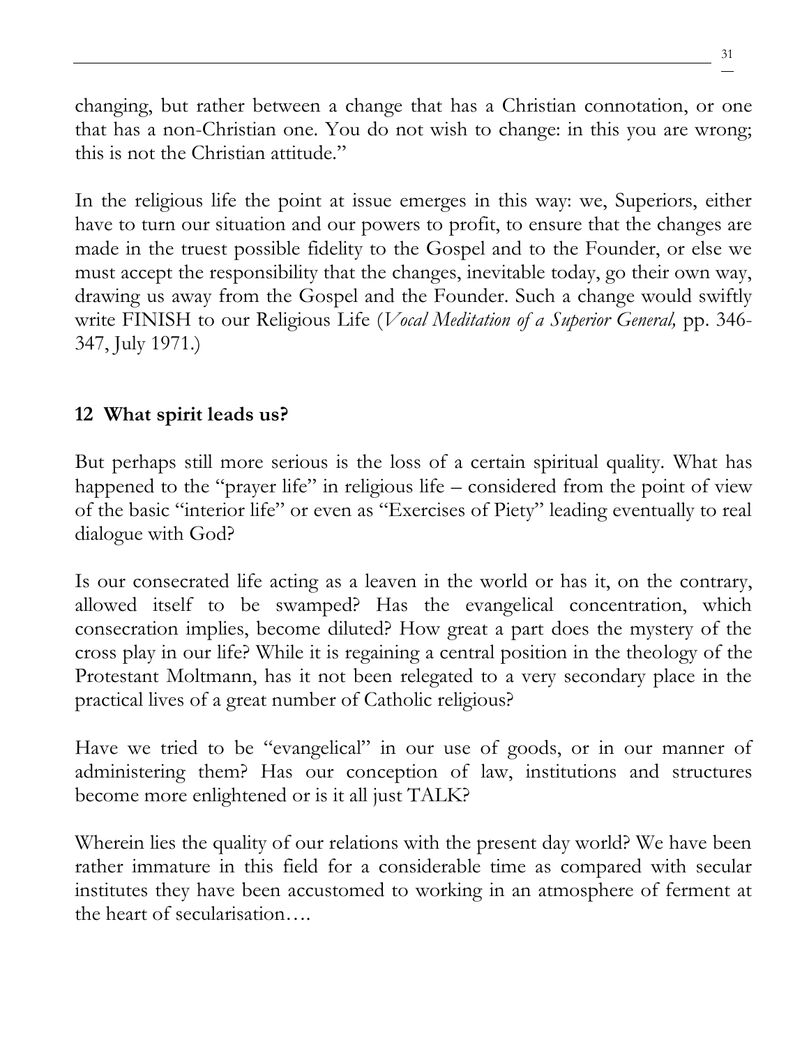changing, but rather between a change that has a Christian connotation, or one that has a non-Christian one. You do not wish to change: in this you are wrong; this is not the Christian attitude."

In the religious life the point at issue emerges in this way: we, Superiors, either have to turn our situation and our powers to profit, to ensure that the changes are made in the truest possible fidelity to the Gospel and to the Founder, or else we must accept the responsibility that the changes, inevitable today, go their own way, drawing us away from the Gospel and the Founder. Such a change would swiftly write FINISH to our Religious Life (*Vocal Meditation of a Superior General,* pp. 346-347, July 1971.)

## 12 What spirit leads us?

But perhaps still more serious is the loss of a certain spiritual quality. What has happened to the "prayer life" in religious life – considered from the point of view of the basic "interior life" or even as "Exercises of Piety" leading eventually to real dialogue with God?

Is our consecrated life acting as a leaven in the world or has it, on the contrary, allowed itself to be swamped? Has the evangelical concentration, which consecration implies, become diluted? How great a part does the mystery of the cross play in our life? While it is regaining a central position in the theology of the Protestant Moltmann, has it not been relegated to a very secondary place in the practical lives of a great number of Catholic religious?

Have we tried to be "evangelical" in our use of goods, or in our manner of administering them? Has our conception of law, institutions and structures become more enlightened or is it all just TALK?

Wherein lies the quality of our relations with the present day world? We have been rather immature in this field for a considerable time as compared with secular institutes they have been accustomed to working in an atmosphere of ferment at the heart of secularisation….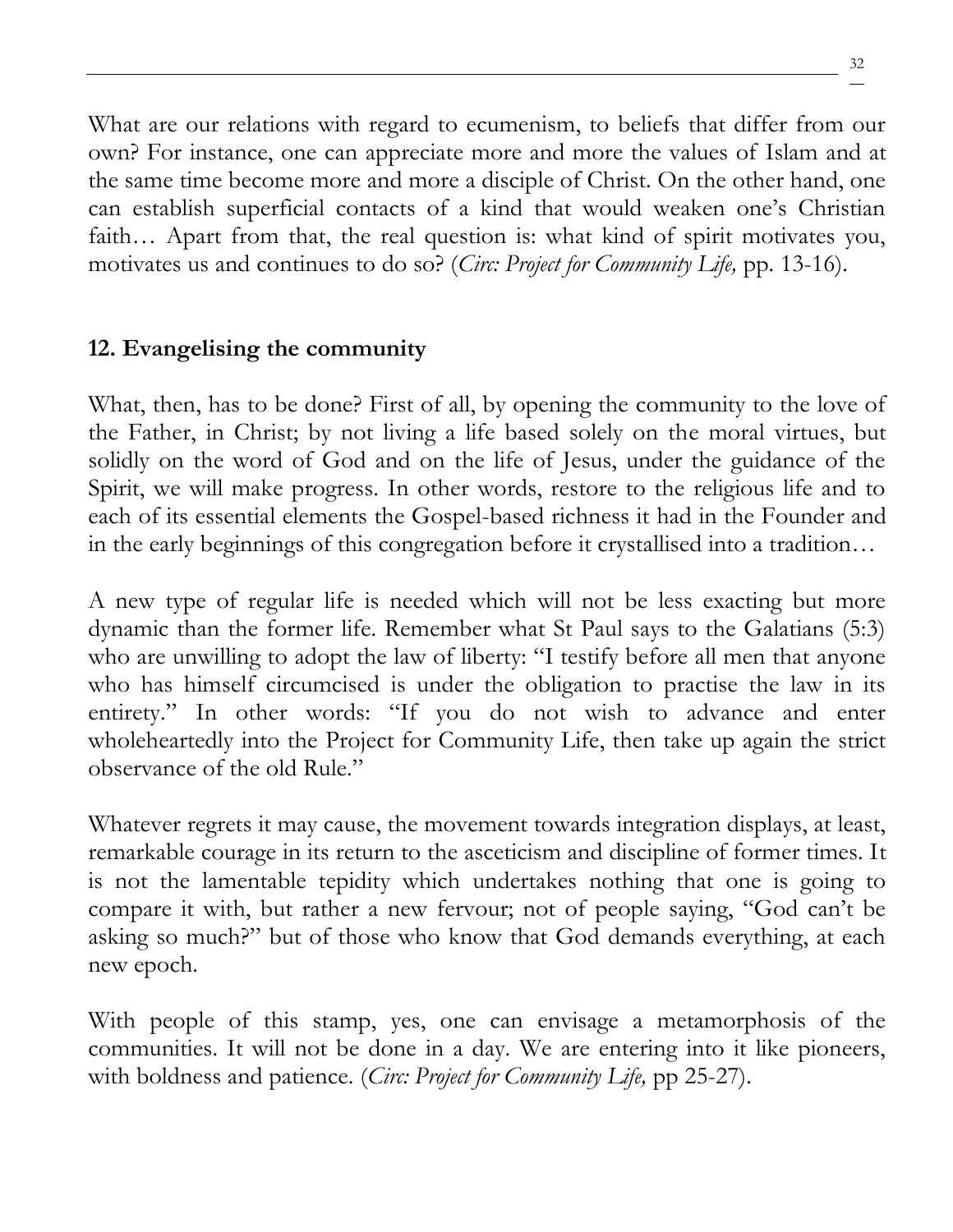What are our relations with regard to ecumenism, to beliefs that differ from our own? For instance, one can appreciate more and more the values of Islam and at the same time become more and more a disciple of Christ. On the other hand, one can establish superficial contacts of a kind that would weaken one's Christian faith… Apart from that, the real question is: what kind of spirit motivates you, motivates us and continues to do so? (*Circ: Project for Community Life,* pp. 13-16).

## 12. Evangelising the community

What, then, has to be done? First of all, by opening the community to the love of the Father, in Christ; by not living a life based solely on the moral virtues, but solidly on the word of God and on the life of Jesus, under the guidance of the Spirit, we will make progress. In other words, restore to the religious life and to each of its essential elements the Gospel-based richness it had in the Founder and in the early beginnings of this congregation before it crystallised into a tradition…

A new type of regular life is needed which will not be less exacting but more dynamic than the former life. Remember what St Paul says to the Galatians (5:3) who are unwilling to adopt the law of liberty: "I testify before all men that anyone who has himself circumcised is under the obligation to practise the law in its entirety." In other words: "If you do not wish to advance and enter wholeheartedly into the Project for Community Life, then take up again the strict observance of the old Rule."

Whatever regrets it may cause, the movement towards integration displays, at least, remarkable courage in its return to the asceticism and discipline of former times. It is not the lamentable tepidity which undertakes nothing that one is going to compare it with, but rather a new fervour; not of people saying, "God can't be asking so much?" but of those who know that God demands everything, at each new epoch.

With people of this stamp, yes, one can envisage a metamorphosis of the communities. It will not be done in a day. We are entering into it like pioneers, with boldness and patience. (*Circ: Project for Community Life,* pp 25-27).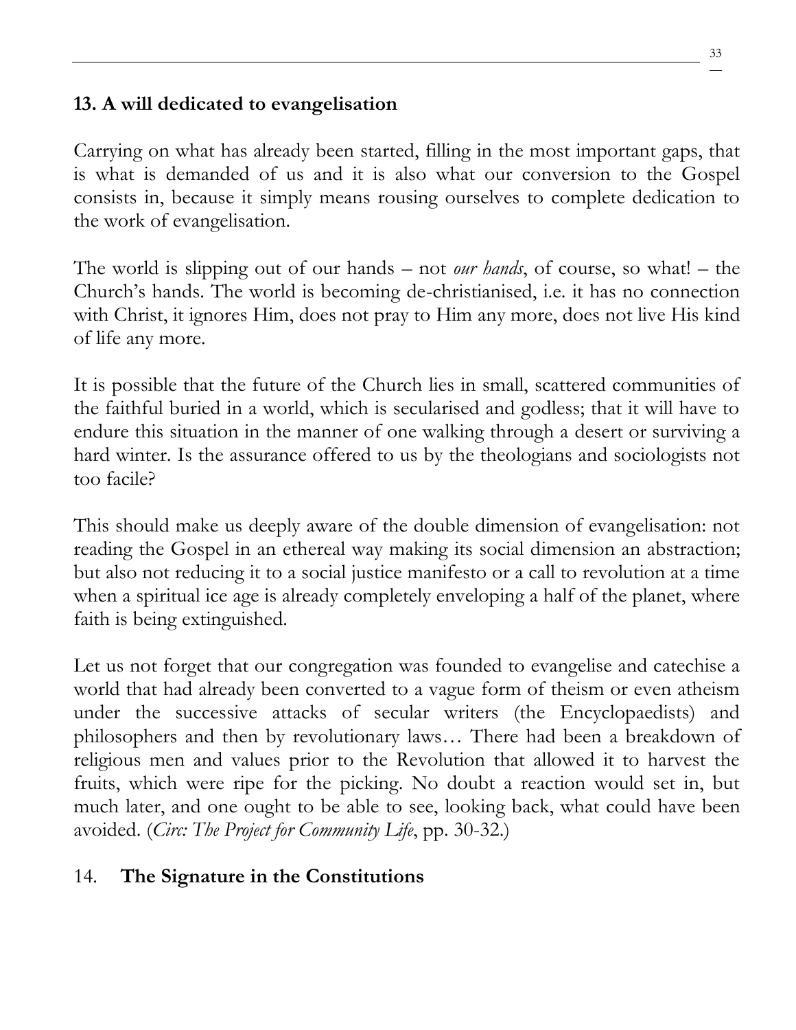## 13. A will dedicated to evangelisation

Carrying on what has already been started, filling in the most important gaps, that is what is demanded of us and it is also what our conversion to the Gospel consists in, because it simply means rousing ourselves to complete dedication to the work of evangelisation.

The world is slipping out of our hands – not *our hands*, of course, so what! – the Church's hands. The world is becoming de-christianised, i.e. it has no connection with Christ, it ignores Him, does not pray to Him any more, does not live His kind of life any more.

It is possible that the future of the Church lies in small, scattered communities of the faithful buried in a world, which is secularised and godless; that it will have to endure this situation in the manner of one walking through a desert or surviving a hard winter. Is the assurance offered to us by the theologians and sociologists not too facile?

This should make us deeply aware of the double dimension of evangelisation: not reading the Gospel in an ethereal way making its social dimension an abstraction; but also not reducing it to a social justice manifesto or a call to revolution at a time when a spiritual ice age is already completely enveloping a half of the planet, where faith is being extinguished.

Let us not forget that our congregation was founded to evangelise and catechise a world that had already been converted to a vague form of theism or even atheism under the successive attacks of secular writers (the Encyclopaedists) and philosophers and then by revolutionary laws… There had been a breakdown of religious men and values prior to the Revolution that allowed it to harvest the fruits, which were ripe for the picking. No doubt a reaction would set in, but much later, and one ought to be able to see, looking back, what could have been avoided. (*Circ: The Project for Community Life*, pp. 30-32.)

## 14. **The Signature in the Constitutions**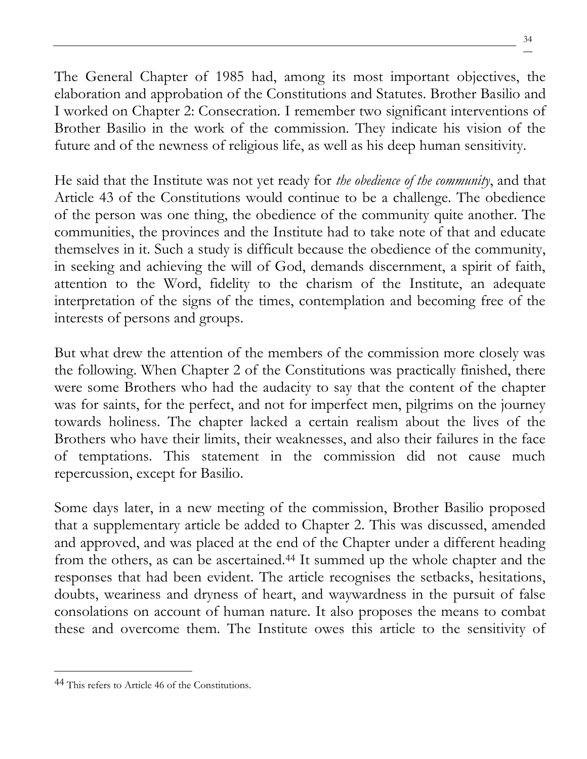The General Chapter of 1985 had, among its most important objectives, the elaboration and approbation of the Constitutions and Statutes. Brother Basilio and I worked on Chapter 2: Consecration. I remember two significant interventions of Brother Basilio in the work of the commission. They indicate his vision of the future and of the newness of religious life, as well as his deep human sensitivity.

He said that the Institute was not yet ready for *the obedience of the community*, and that Article 43 of the Constitutions would continue to be a challenge. The obedience of the person was one thing, the obedience of the community quite another. The communities, the provinces and the Institute had to take note of that and educate themselves in it. Such a study is difficult because the obedience of the community, in seeking and achieving the will of God, demands discernment, a spirit of faith, attention to the Word, fidelity to the charism of the Institute, an adequate interpretation of the signs of the times, contemplation and becoming free of the interests of persons and groups.

But what drew the attention of the members of the commission more closely was the following. When Chapter 2 of the Constitutions was practically finished, there were some Brothers who had the audacity to say that the content of the chapter was for saints, for the perfect, and not for imperfect men, pilgrims on the journey towards holiness. The chapter lacked a certain realism about the lives of the Brothers who have their limits, their weaknesses, and also their failures in the face of temptations. This statement in the commission did not cause much repercussion, except for Basilio.

Some days later, in a new meeting of the commission, Brother Basilio proposed that a supplementary article be added to Chapter 2. This was discussed, amended and approved, and was placed at the end of the Chapter under a different heading from the others, as can be ascertained.[44] It summed up the whole chapter and the responses that had been evident. The article recognises the setbacks, hesitations, doubts, weariness and dryness of heart, and waywardness in the pursuit of false consolations on account of human nature. It also proposes the means to combat these and overcome them. The Institute owes this article to the sensitivity of

[44] This refers to Article 46 of the Constitutions.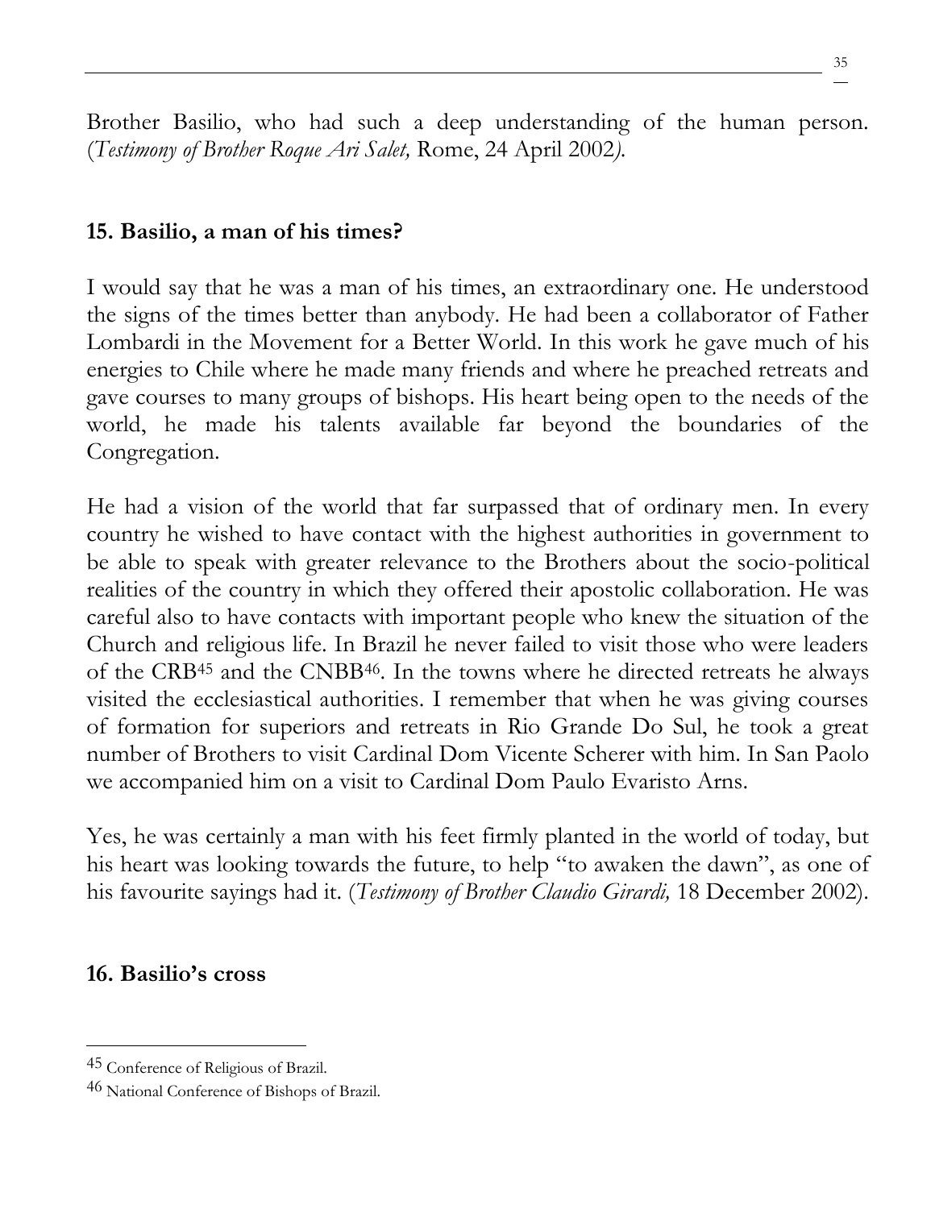Brother Basilio, who had such a deep understanding of the human person. (*Testimony of Brother Roque Ari Salet,* Rome, 24 April 2002*).*

## 15. Basilio, a man of his times?

I would say that he was a man of his times, an extraordinary one. He understood the signs of the times better than anybody. He had been a collaborator of Father Lombardi in the Movement for a Better World. In this work he gave much of his energies to Chile where he made many friends and where he preached retreats and gave courses to many groups of bishops. His heart being open to the needs of the world, he made his talents available far beyond the boundaries of the Congregation.

He had a vision of the world that far surpassed that of ordinary men. In every country he wished to have contact with the highest authorities in government to be able to speak with greater relevance to the Brothers about the socio-political realities of the country in which they offered their apostolic collaboration. He was careful also to have contacts with important people who knew the situation of the Church and religious life. In Brazil he never failed to visit those who were leaders of the CRB[45] and the CNBB[46]. In the towns where he directed retreats he always visited the ecclesiastical authorities. I remember that when he was giving courses of formation for superiors and retreats in Rio Grande Do Sul, he took a great number of Brothers to visit Cardinal Dom Vicente Scherer with him. In San Paolo we accompanied him on a visit to Cardinal Dom Paulo Evaristo Arns.

Yes, he was certainly a man with his feet firmly planted in the world of today, but his heart was looking towards the future, to help "to awaken the dawn", as one of his favourite sayings had it. (*Testimony of Brother Claudio Girardi,* 18 December 2002).

## 16. Basilio's cross

---

[45] Conference of Religious of Brazil.

[46] National Conference of Bishops of Brazil.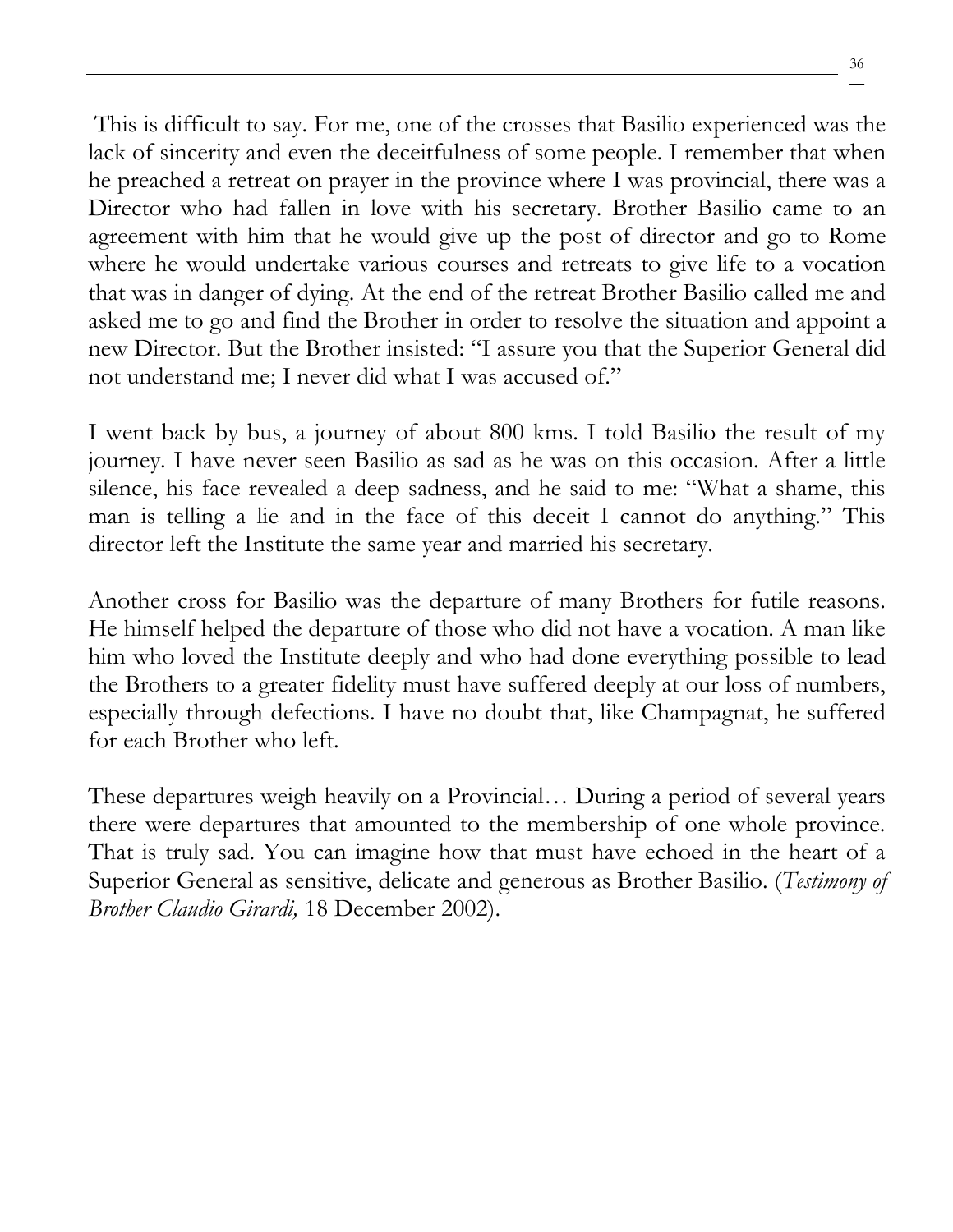This is difficult to say. For me, one of the crosses that Basilio experienced was the lack of sincerity and even the deceitfulness of some people. I remember that when he preached a retreat on prayer in the province where I was provincial, there was a Director who had fallen in love with his secretary. Brother Basilio came to an agreement with him that he would give up the post of director and go to Rome where he would undertake various courses and retreats to give life to a vocation that was in danger of dying. At the end of the retreat Brother Basilio called me and asked me to go and find the Brother in order to resolve the situation and appoint a new Director. But the Brother insisted: "I assure you that the Superior General did not understand me; I never did what I was accused of."

I went back by bus, a journey of about 800 kms. I told Basilio the result of my journey. I have never seen Basilio as sad as he was on this occasion. After a little silence, his face revealed a deep sadness, and he said to me: "What a shame, this man is telling a lie and in the face of this deceit I cannot do anything." This director left the Institute the same year and married his secretary.

Another cross for Basilio was the departure of many Brothers for futile reasons. He himself helped the departure of those who did not have a vocation. A man like him who loved the Institute deeply and who had done everything possible to lead the Brothers to a greater fidelity must have suffered deeply at our loss of numbers, especially through defections. I have no doubt that, like Champagnat, he suffered for each Brother who left.

These departures weigh heavily on a Provincial… During a period of several years there were departures that amounted to the membership of one whole province. That is truly sad. You can imagine how that must have echoed in the heart of a Superior General as sensitive, delicate and generous as Brother Basilio. (*Testimony of Brother Claudio Girardi,* 18 December 2002).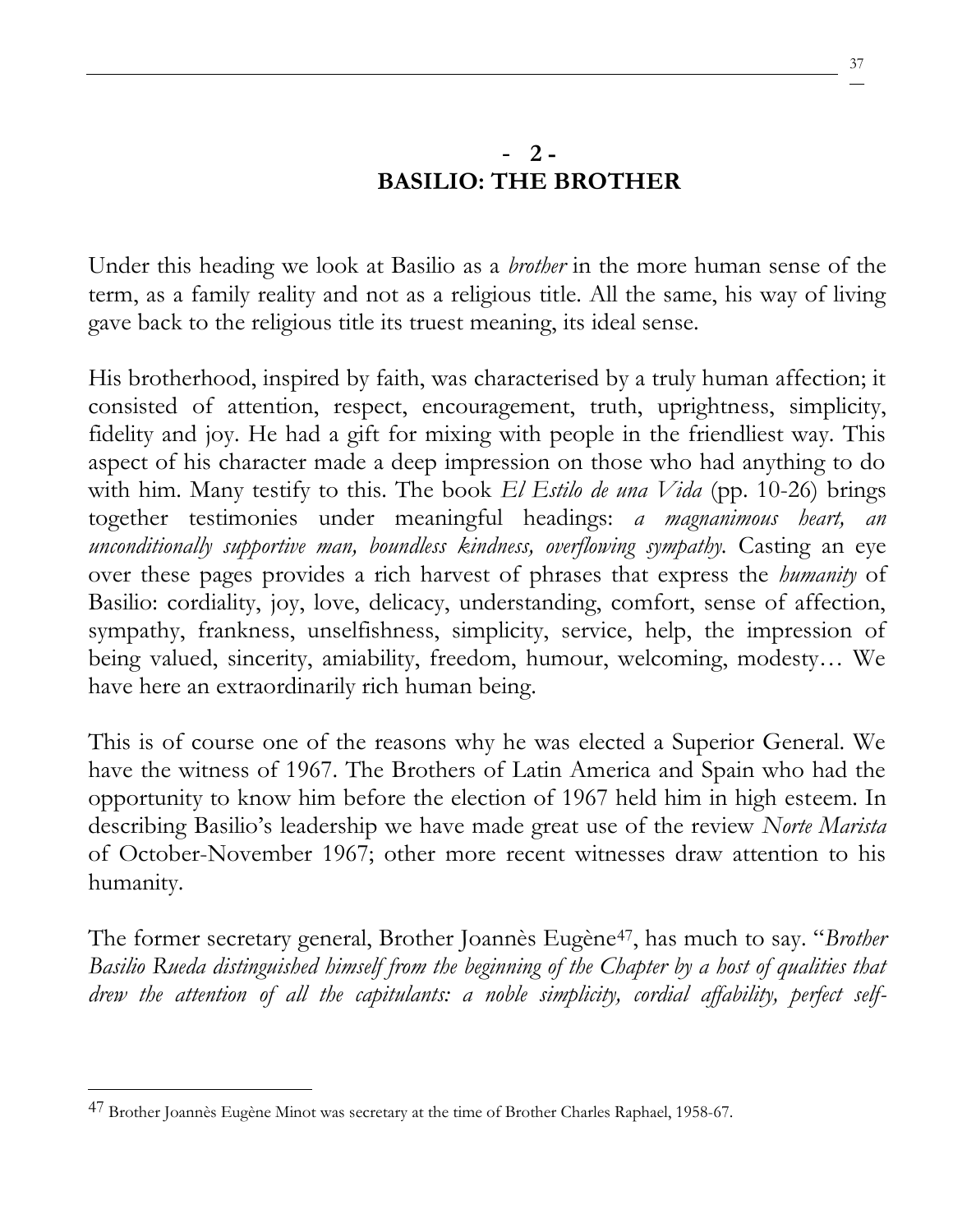## - 2 -
## BASILIO: THE BROTHER

Under this heading we look at Basilio as a *brother* in the more human sense of the term, as a family reality and not as a religious title. All the same, his way of living gave back to the religious title its truest meaning, its ideal sense.

His brotherhood, inspired by faith, was characterised by a truly human affection; it consisted of attention, respect, encouragement, truth, uprightness, simplicity, fidelity and joy. He had a gift for mixing with people in the friendliest way. This aspect of his character made a deep impression on those who had anything to do with him. Many testify to this. The book *El Estilo de una Vida* (pp. 10-26) brings together testimonies under meaningful headings: *a magnanimous heart, an unconditionally supportive man, boundless kindness, overflowing sympathy*. Casting an eye over these pages provides a rich harvest of phrases that express the *humanity* of Basilio: cordiality, joy, love, delicacy, understanding, comfort, sense of affection, sympathy, frankness, unselfishness, simplicity, service, help, the impression of being valued, sincerity, amiability, freedom, humour, welcoming, modesty… We have here an extraordinarily rich human being.

This is of course one of the reasons why he was elected a Superior General. We have the witness of 1967. The Brothers of Latin America and Spain who had the opportunity to know him before the election of 1967 held him in high esteem. In describing Basilio's leadership we have made great use of the review *Norte Marista* of October-November 1967; other more recent witnesses draw attention to his humanity.

The former secretary general, Brother Joannès Eugène[47], has much to say. "*Brother Basilio Rueda distinguished himself from the beginning of the Chapter by a host of qualities that drew the attention of all the capitulants: a noble simplicity, cordial affability, perfect self-*

---

[47] Brother Joannès Eugène Minot was secretary at the time of Brother Charles Raphael, 1958-67.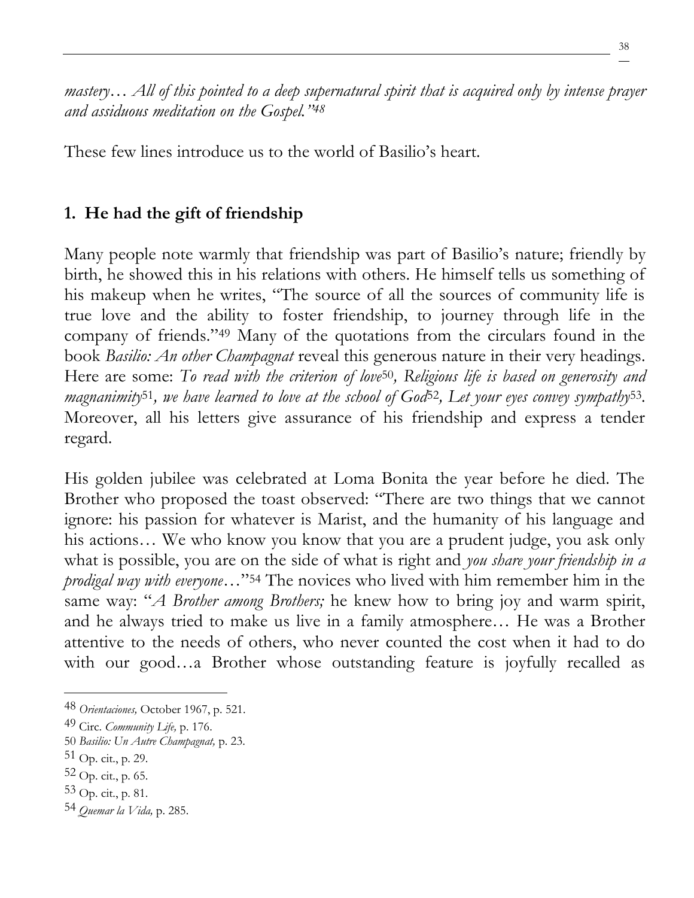*mastery… All of this pointed to a deep supernatural spirit that is acquired only by intense prayer and assiduous meditation on the Gospel."*[48]

These few lines introduce us to the world of Basilio's heart.

## 1. He had the gift of friendship

Many people note warmly that friendship was part of Basilio's nature; friendly by birth, he showed this in his relations with others. He himself tells us something of his makeup when he writes, "The source of all the sources of community life is true love and the ability to foster friendship, to journey through life in the company of friends."[49] Many of the quotations from the circulars found in the book *Basilio: An other Champagnat* reveal this generous nature in their very headings. Here are some: *To read with the criterion of love*[50]*, Religious life is based on generosity and magnanimity*[51]*, we have learned to love at the school of God*[52]*, Let your eyes convey sympathy*[53]*.* Moreover, all his letters give assurance of his friendship and express a tender regard.

His golden jubilee was celebrated at Loma Bonita the year before he died. The Brother who proposed the toast observed: "There are two things that we cannot ignore: his passion for whatever is Marist, and the humanity of his language and his actions… We who know you know that you are a prudent judge, you ask only what is possible, you are on the side of what is right and *you share your friendship in a prodigal way with everyone*…"[54] The novices who lived with him remember him in the same way: "*A Brother among Brothers;* he knew how to bring joy and warm spirit, and he always tried to make us live in a family atmosphere… He was a Brother attentive to the needs of others, who never counted the cost when it had to do with our good…a Brother whose outstanding feature is joyfully recalled as

---

[48] *Orientaciones,* October 1967, p. 521.

[49] Circ. *Community Life,* p. 176.

[50] *Basilio: Un Autre Champagnat,* p. 23.

[51] Op. cit., p. 29.

[52] Op. cit., p. 65.

[53] Op. cit., p. 81.

[54] *Quemar la Vida,* p. 285.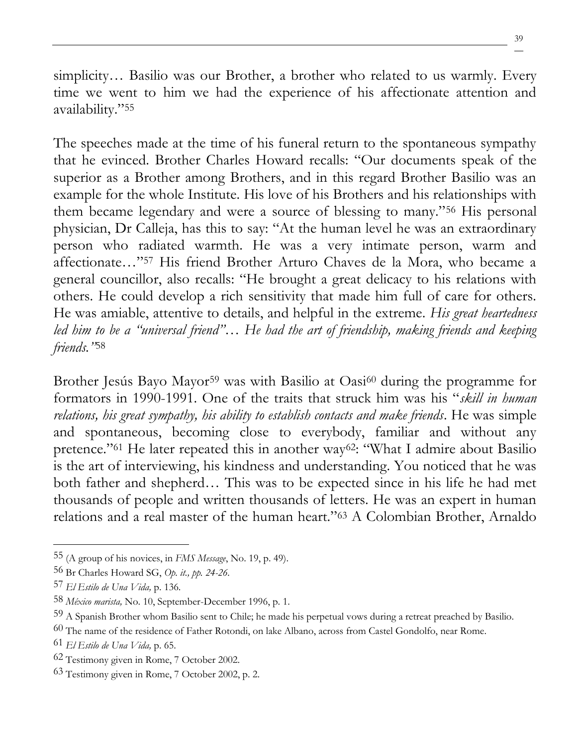simplicity… Basilio was our Brother, a brother who related to us warmly. Every time we went to him we had the experience of his affectionate attention and availability."[55]

The speeches made at the time of his funeral return to the spontaneous sympathy that he evinced. Brother Charles Howard recalls: "Our documents speak of the superior as a Brother among Brothers, and in this regard Brother Basilio was an example for the whole Institute. His love of his Brothers and his relationships with them became legendary and were a source of blessing to many."[56] His personal physician, Dr Calleja, has this to say: "At the human level he was an extraordinary person who radiated warmth. He was a very intimate person, warm and affectionate…"[57] His friend Brother Arturo Chaves de la Mora, who became a general councillor, also recalls: "He brought a great delicacy to his relations with others. He could develop a rich sensitivity that made him full of care for others. He was amiable, attentive to details, and helpful in the extreme. *His great heartedness led him to be a "universal friend"… He had the art of friendship, making friends and keeping friends."*[58]

Brother Jesús Bayo Mayor[59] was with Basilio at Oasi[60] during the programme for formators in 1990-1991. One of the traits that struck him was his "*skill in human relations, his great sympathy, his ability to establish contacts and make friends*. He was simple and spontaneous, becoming close to everybody, familiar and without any pretence."[61] He later repeated this in another way[62]: "What I admire about Basilio is the art of interviewing, his kindness and understanding. You noticed that he was both father and shepherd… This was to be expected since in his life he had met thousands of people and written thousands of letters. He was an expert in human relations and a real master of the human heart."[63] A Colombian Brother, Arnaldo

---

[55] (A group of his novices, in *FMS Message*, No. 19, p. 49).

[56] Br Charles Howard SG, *Op. it., pp. 24-26*.

[57] *El Estilo de Una Vida,* p. 136.

[58] *México marista,* No. 10, September-December 1996, p. 1.

[59] A Spanish Brother whom Basilio sent to Chile; he made his perpetual vows during a retreat preached by Basilio.

[60] The name of the residence of Father Rotondi, on lake Albano, across from Castel Gondolfo, near Rome.

[61] *El Estilo de Una Vida,* p. 65.

[62] Testimony given in Rome, 7 October 2002.

[63] Testimony given in Rome, 7 October 2002, p. 2.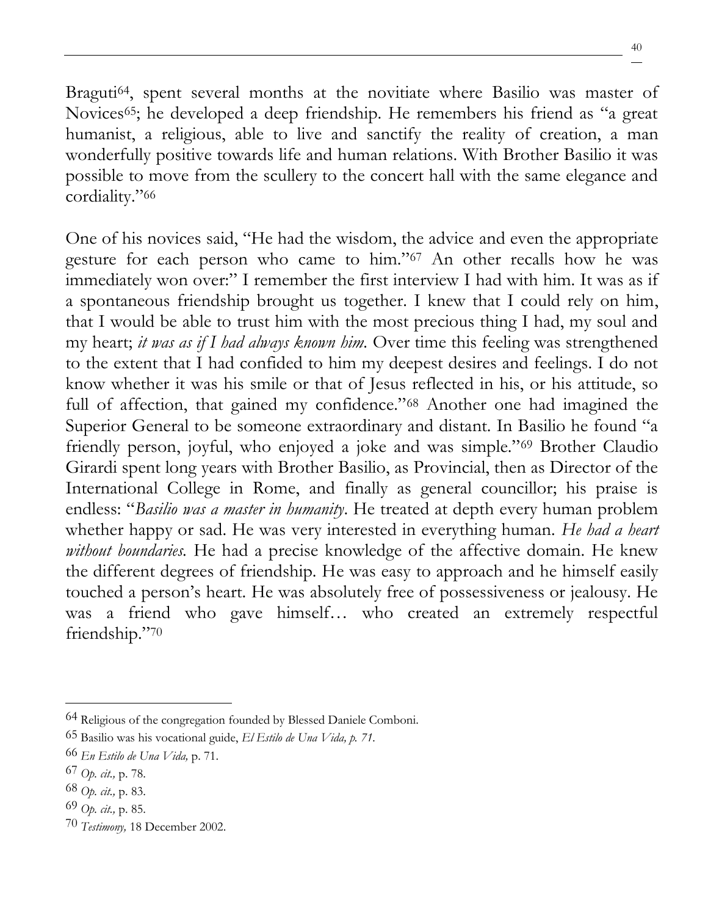Braguti[64], spent several months at the novitiate where Basilio was master of Novices[65]; he developed a deep friendship. He remembers his friend as "a great humanist, a religious, able to live and sanctify the reality of creation, a man wonderfully positive towards life and human relations. With Brother Basilio it was possible to move from the scullery to the concert hall with the same elegance and cordiality."[66]

One of his novices said, "He had the wisdom, the advice and even the appropriate gesture for each person who came to him."[67] An other recalls how he was immediately won over:" I remember the first interview I had with him. It was as if a spontaneous friendship brought us together. I knew that I could rely on him, that I would be able to trust him with the most precious thing I had, my soul and my heart; *it was as if I had always known him.* Over time this feeling was strengthened to the extent that I had confided to him my deepest desires and feelings. I do not know whether it was his smile or that of Jesus reflected in his, or his attitude, so full of affection, that gained my confidence."[68] Another one had imagined the Superior General to be someone extraordinary and distant. In Basilio he found "a friendly person, joyful, who enjoyed a joke and was simple."[69] Brother Claudio Girardi spent long years with Brother Basilio, as Provincial, then as Director of the International College in Rome, and finally as general councillor; his praise is endless: "*Basilio was a master in humanity*. He treated at depth every human problem whether happy or sad. He was very interested in everything human. *He had a heart without boundaries.* He had a precise knowledge of the affective domain. He knew the different degrees of friendship. He was easy to approach and he himself easily touched a person's heart. He was absolutely free of possessiveness or jealousy. He was a friend who gave himself… who created an extremely respectful friendship."[70]

---

[64] Religious of the congregation founded by Blessed Daniele Comboni.

[65] Basilio was his vocational guide, *El Estilo de Una Vida, p. 71.*

[66] *En Estilo de Una Vida,* p. 71.

[67] *Op. cit.,* p. 78.

[68] *Op. cit.,* p. 83.

[69] *Op. cit.,* p. 85.

[70] *Testimony,* 18 December 2002.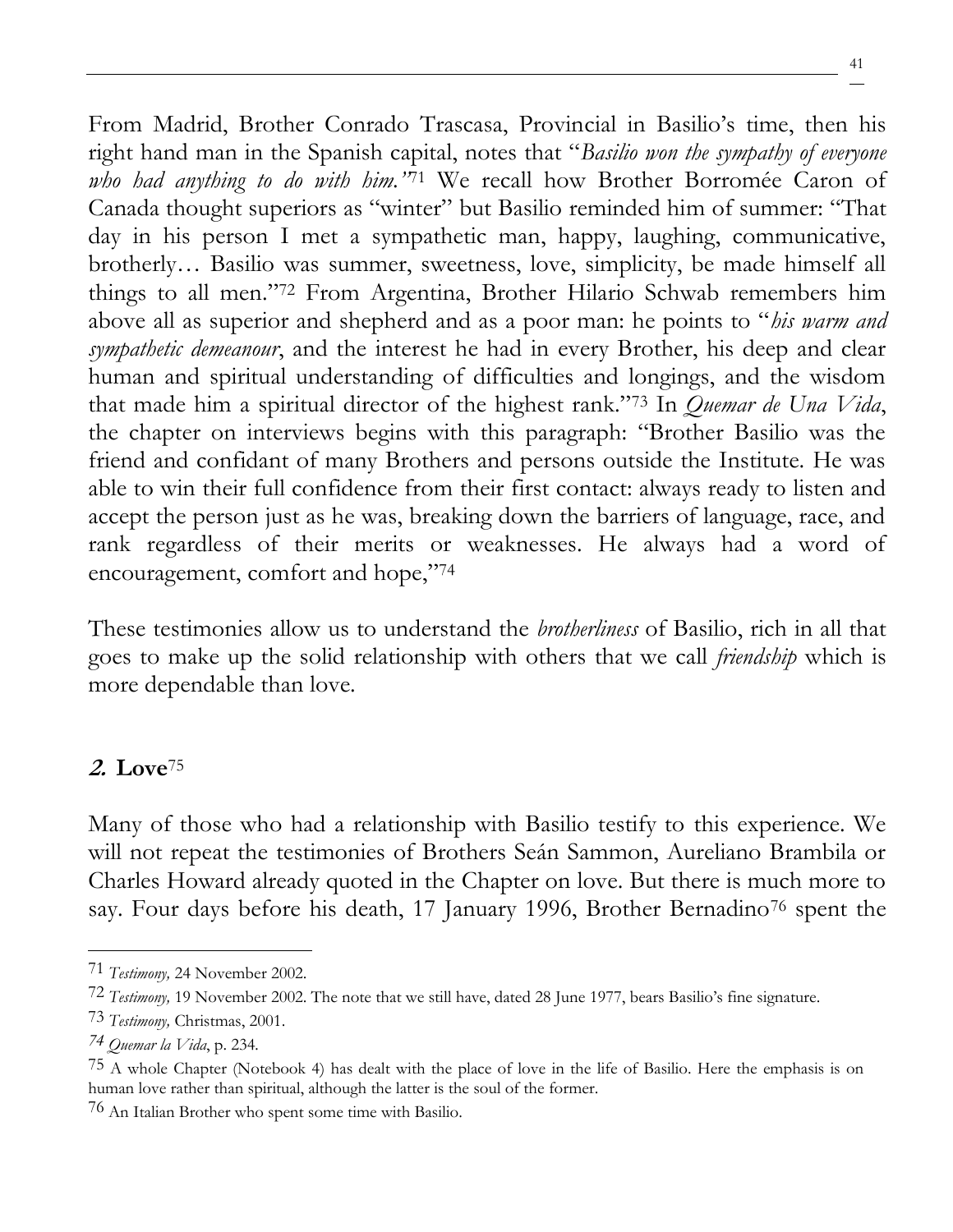From Madrid, Brother Conrado Trascasa, Provincial in Basilio's time, then his right hand man in the Spanish capital, notes that "*Basilio won the sympathy of everyone who had anything to do with him."*[71] We recall how Brother Borromée Caron of Canada thought superiors as "winter" but Basilio reminded him of summer: "That day in his person I met a sympathetic man, happy, laughing, communicative, brotherly… Basilio was summer, sweetness, love, simplicity, be made himself all things to all men."[72] From Argentina, Brother Hilario Schwab remembers him above all as superior and shepherd and as a poor man: he points to "*his warm and sympathetic demeanour*, and the interest he had in every Brother, his deep and clear human and spiritual understanding of difficulties and longings, and the wisdom that made him a spiritual director of the highest rank."[73] In *Quemar de Una Vida*, the chapter on interviews begins with this paragraph: "Brother Basilio was the friend and confidant of many Brothers and persons outside the Institute. He was able to win their full confidence from their first contact: always ready to listen and accept the person just as he was, breaking down the barriers of language, race, and rank regardless of their merits or weaknesses. He always had a word of encouragement, comfort and hope,"[74]

These testimonies allow us to understand the *brotherliness* of Basilio, rich in all that goes to make up the solid relationship with others that we call *friendship* which is more dependable than love.

## *2.* Love[75]

Many of those who had a relationship with Basilio testify to this experience. We will not repeat the testimonies of Brothers Seán Sammon, Aureliano Brambila or Charles Howard already quoted in the Chapter on love. But there is much more to say. Four days before his death, 17 January 1996, Brother Bernadino[76] spent the

---

[71] *Testimony,* 24 November 2002.

[72] *Testimony,* 19 November 2002. The note that we still have, dated 28 June 1977, bears Basilio's fine signature.

[73] *Testimony,* Christmas, 2001.

[74] *Quemar la Vida*, p. 234.

[75] A whole Chapter (Notebook 4) has dealt with the place of love in the life of Basilio. Here the emphasis is on human love rather than spiritual, although the latter is the soul of the former.

[76] An Italian Brother who spent some time with Basilio.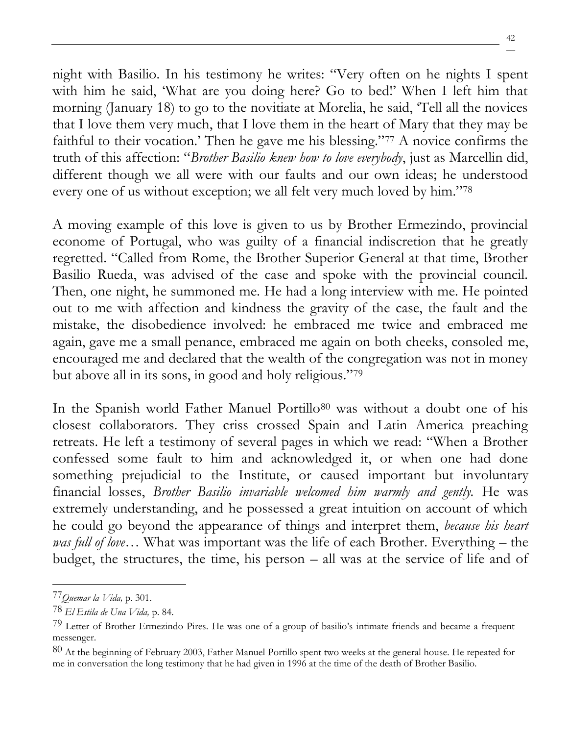night with Basilio. In his testimony he writes: "Very often on he nights I spent with him he said, 'What are you doing here? Go to bed!' When I left him that morning (January 18) to go to the novitiate at Morelia, he said, 'Tell all the novices that I love them very much, that I love them in the heart of Mary that they may be faithful to their vocation.' Then he gave me his blessing."[77] A novice confirms the truth of this affection: "*Brother Basilio knew how to love everybody*, just as Marcellin did, different though we all were with our faults and our own ideas; he understood every one of us without exception; we all felt very much loved by him."[78]

A moving example of this love is given to us by Brother Ermezindo, provincial econome of Portugal, who was guilty of a financial indiscretion that he greatly regretted. "Called from Rome, the Brother Superior General at that time, Brother Basilio Rueda, was advised of the case and spoke with the provincial council. Then, one night, he summoned me. He had a long interview with me. He pointed out to me with affection and kindness the gravity of the case, the fault and the mistake, the disobedience involved: he embraced me twice and embraced me again, gave me a small penance, embraced me again on both cheeks, consoled me, encouraged me and declared that the wealth of the congregation was not in money but above all in its sons, in good and holy religious."[79]

In the Spanish world Father Manuel Portillo[80] was without a doubt one of his closest collaborators. They criss crossed Spain and Latin America preaching retreats. He left a testimony of several pages in which we read: "When a Brother confessed some fault to him and acknowledged it, or when one had done something prejudicial to the Institute, or caused important but involuntary financial losses, *Brother Basilio invariable welcomed him warmly and gently.* He was extremely understanding, and he possessed a great intuition on account of which he could go beyond the appearance of things and interpret them, *because his heart was full of love*… What was important was the life of each Brother. Everything – the budget, the structures, the time, his person – all was at the service of life and of

---

[77] *Quemar la Vida,* p. 301.

[78] *El Estila de Una Vida,* p. 84.

[79] Letter of Brother Ermezindo Pires. He was one of a group of basilio's intimate friends and became a frequent messenger.

[80] At the beginning of February 2003, Father Manuel Portillo spent two weeks at the general house. He repeated for me in conversation the long testimony that he had given in 1996 at the time of the death of Brother Basilio.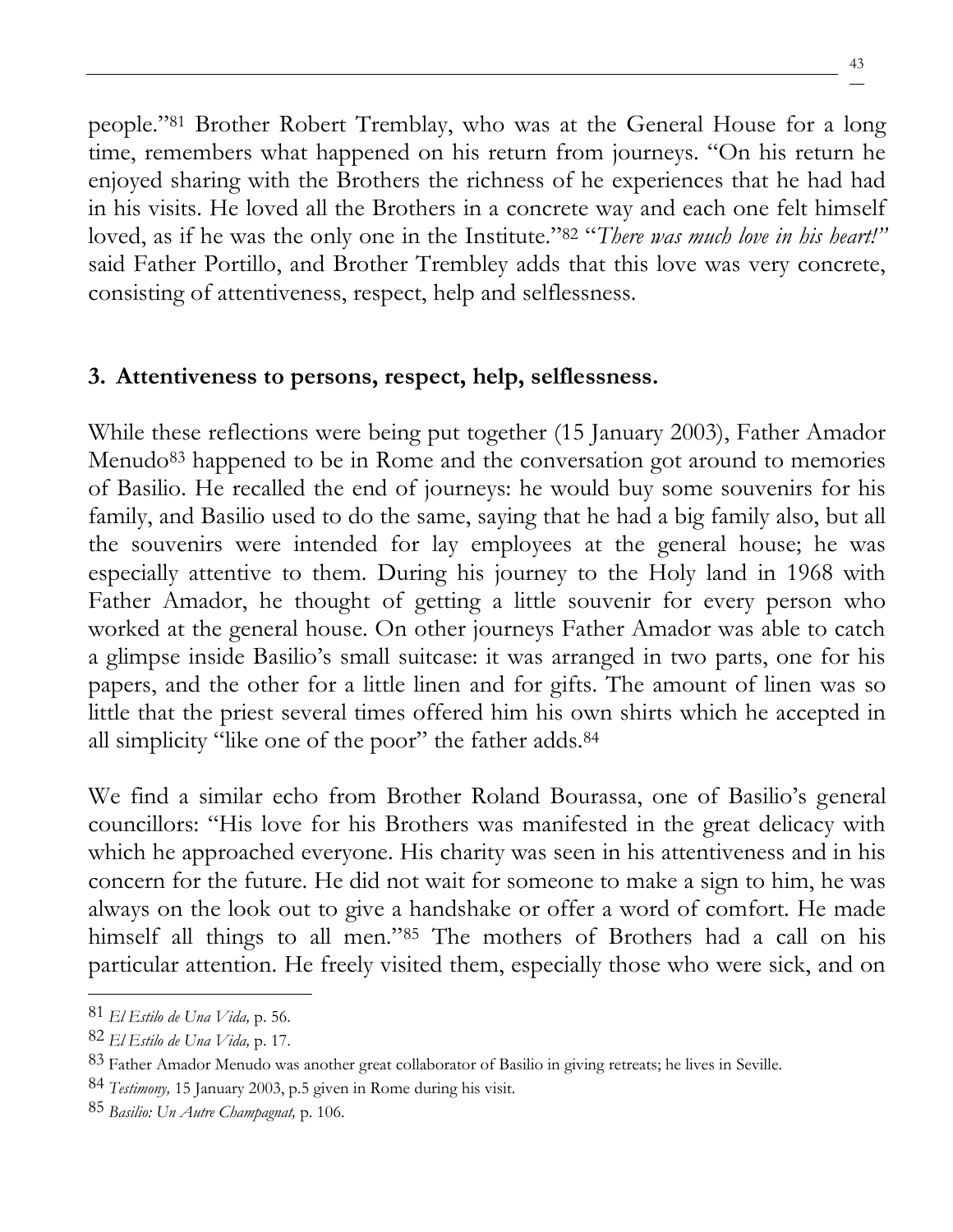people."[81] Brother Robert Tremblay, who was at the General House for a long time, remembers what happened on his return from journeys. "On his return he enjoyed sharing with the Brothers the richness of he experiences that he had had in his visits. He loved all the Brothers in a concrete way and each one felt himself loved, as if he was the only one in the Institute."[82] "*There was much love in his heart!*" said Father Portillo, and Brother Trembley adds that this love was very concrete, consisting of attentiveness, respect, help and selflessness.

### 3. Attentiveness to persons, respect, help, selflessness.

While these reflections were being put together (15 January 2003), Father Amador Menudo[83] happened to be in Rome and the conversation got around to memories of Basilio. He recalled the end of journeys: he would buy some souvenirs for his family, and Basilio used to do the same, saying that he had a big family also, but all the souvenirs were intended for lay employees at the general house; he was especially attentive to them. During his journey to the Holy land in 1968 with Father Amador, he thought of getting a little souvenir for every person who worked at the general house. On other journeys Father Amador was able to catch a glimpse inside Basilio's small suitcase: it was arranged in two parts, one for his papers, and the other for a little linen and for gifts. The amount of linen was so little that the priest several times offered him his own shirts which he accepted in all simplicity "like one of the poor" the father adds.[84]

We find a similar echo from Brother Roland Bourassa, one of Basilio's general councillors: "His love for his Brothers was manifested in the great delicacy with which he approached everyone. His charity was seen in his attentiveness and in his concern for the future. He did not wait for someone to make a sign to him, he was always on the look out to give a handshake or offer a word of comfort. He made himself all things to all men."[85] The mothers of Brothers had a call on his particular attention. He freely visited them, especially those who were sick, and on

---

[81] *El Estilo de Una Vida,* p. 56.

[82] *El Estilo de Una Vida,* p. 17.

[83] Father Amador Menudo was another great collaborator of Basilio in giving retreats; he lives in Seville.

[84] *Testimony,* 15 January 2003, p.5 given in Rome during his visit.

[85] *Basilio: Un Autre Champagnat,* p. 106.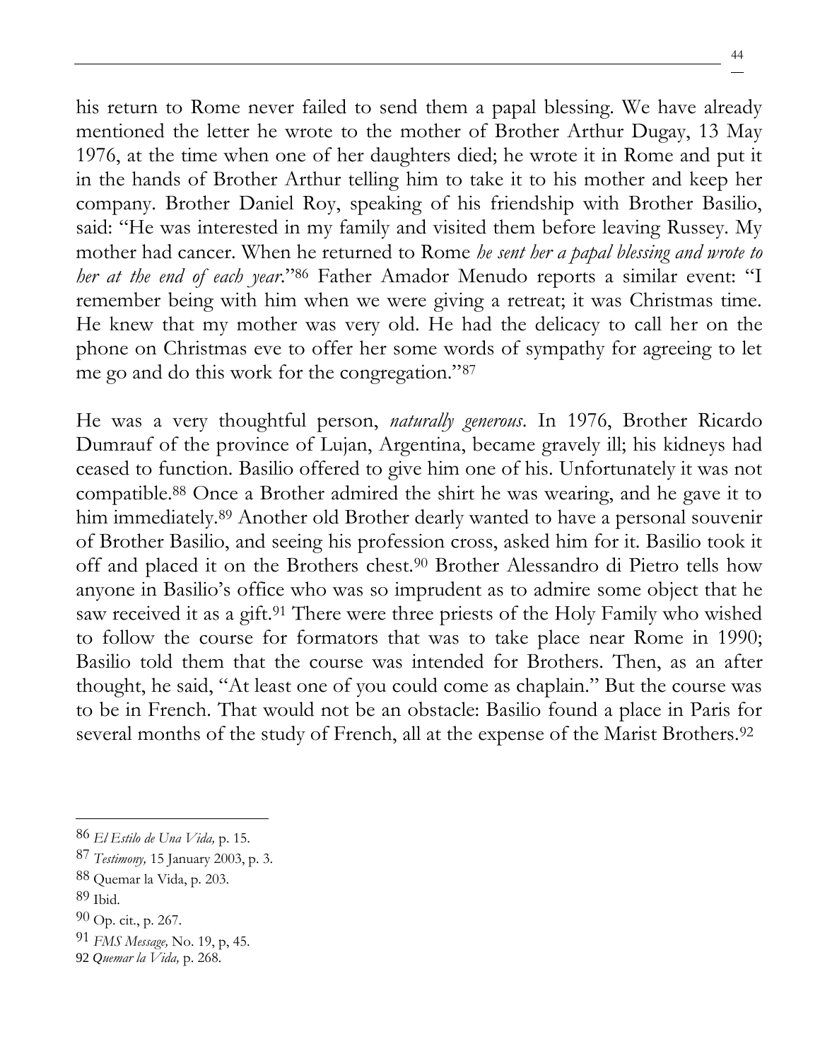his return to Rome never failed to send them a papal blessing. We have already mentioned the letter he wrote to the mother of Brother Arthur Dugay, 13 May 1976, at the time when one of her daughters died; he wrote it in Rome and put it in the hands of Brother Arthur telling him to take it to his mother and keep her company. Brother Daniel Roy, speaking of his friendship with Brother Basilio, said: "He was interested in my family and visited them before leaving Russey. My mother had cancer. When he returned to Rome *he sent her a papal blessing and wrote to her at the end of each year*."[86] Father Amador Menudo reports a similar event: "I remember being with him when we were giving a retreat; it was Christmas time. He knew that my mother was very old. He had the delicacy to call her on the phone on Christmas eve to offer her some words of sympathy for agreeing to let me go and do this work for the congregation."[87]

He was a very thoughtful person, *naturally generous*. In 1976, Brother Ricardo Dumrauf of the province of Lujan, Argentina, became gravely ill; his kidneys had ceased to function. Basilio offered to give him one of his. Unfortunately it was not compatible.[88] Once a Brother admired the shirt he was wearing, and he gave it to him immediately.[89] Another old Brother dearly wanted to have a personal souvenir of Brother Basilio, and seeing his profession cross, asked him for it. Basilio took it off and placed it on the Brothers chest.[90] Brother Alessandro di Pietro tells how anyone in Basilio's office who was so imprudent as to admire some object that he saw received it as a gift.[91] There were three priests of the Holy Family who wished to follow the course for formators that was to take place near Rome in 1990; Basilio told them that the course was intended for Brothers. Then, as an after thought, he said, "At least one of you could come as chaplain." But the course was to be in French. That would not be an obstacle: Basilio found a place in Paris for several months of the study of French, all at the expense of the Marist Brothers.[92]

---

86 *El Estilo de Una Vida,* p. 15.

87 *Testimony,* 15 January 2003, p. 3.

88 Quemar la Vida, p. 203.

89 Ibid.

90 Op. cit., p. 267.

91 *FMS Message,* No. 19, p, 45.

92 *Quemar la Vida,* p. 268.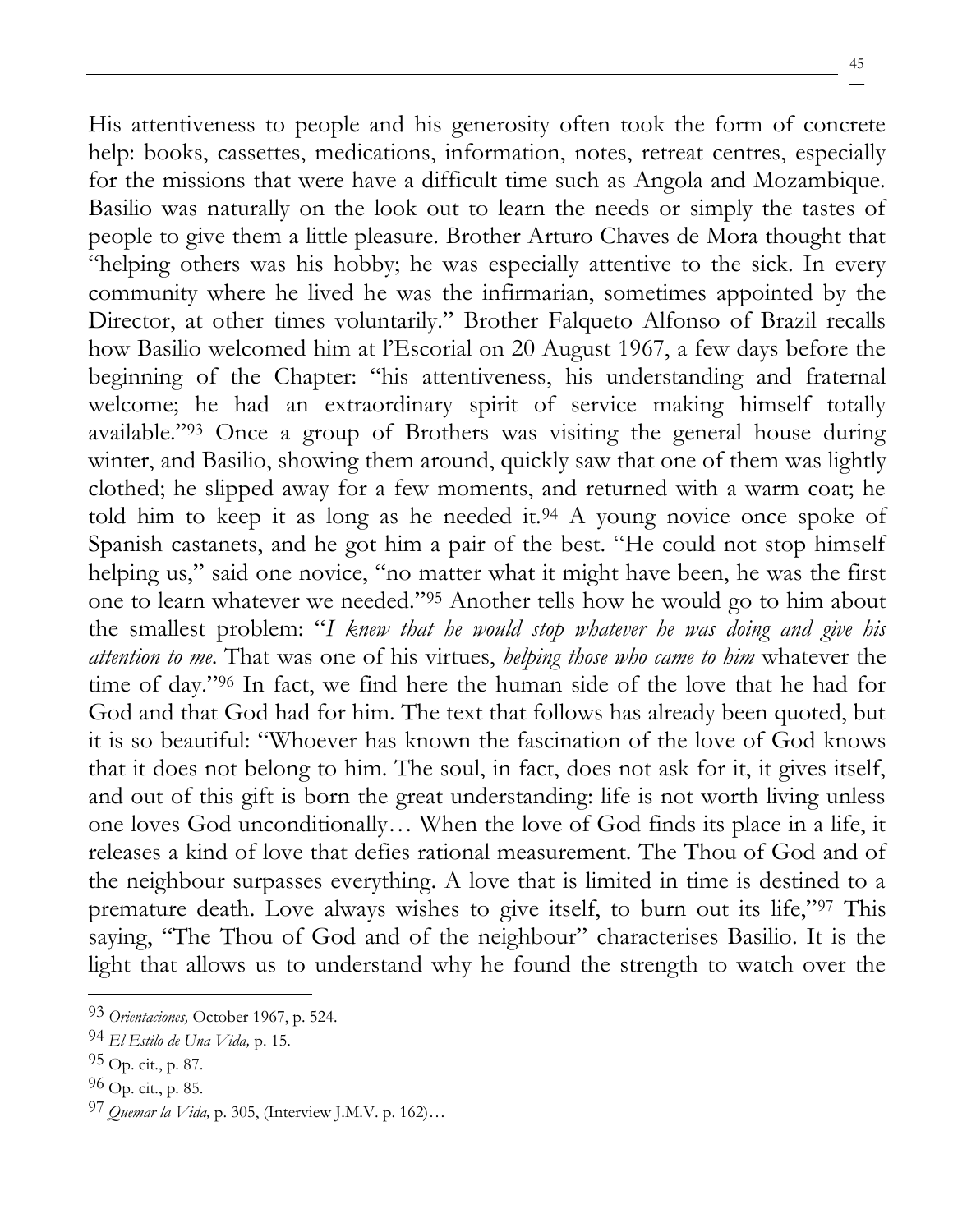His attentiveness to people and his generosity often took the form of concrete help: books, cassettes, medications, information, notes, retreat centres, especially for the missions that were have a difficult time such as Angola and Mozambique. Basilio was naturally on the look out to learn the needs or simply the tastes of people to give them a little pleasure. Brother Arturo Chaves de Mora thought that "helping others was his hobby; he was especially attentive to the sick. In every community where he lived he was the infirmarian, sometimes appointed by the Director, at other times voluntarily." Brother Falqueto Alfonso of Brazil recalls how Basilio welcomed him at l'Escorial on 20 August 1967, a few days before the beginning of the Chapter: "his attentiveness, his understanding and fraternal welcome; he had an extraordinary spirit of service making himself totally available."[93] Once a group of Brothers was visiting the general house during winter, and Basilio, showing them around, quickly saw that one of them was lightly clothed; he slipped away for a few moments, and returned with a warm coat; he told him to keep it as long as he needed it.[94] A young novice once spoke of Spanish castanets, and he got him a pair of the best. "He could not stop himself helping us," said one novice, "no matter what it might have been, he was the first one to learn whatever we needed."[95] Another tells how he would go to him about the smallest problem: "*I knew that he would stop whatever he was doing and give his attention to me*. That was one of his virtues, *helping those who came to him* whatever the time of day."[96] In fact, we find here the human side of the love that he had for God and that God had for him. The text that follows has already been quoted, but it is so beautiful: "Whoever has known the fascination of the love of God knows that it does not belong to him. The soul, in fact, does not ask for it, it gives itself, and out of this gift is born the great understanding: life is not worth living unless one loves God unconditionally… When the love of God finds its place in a life, it releases a kind of love that defies rational measurement. The Thou of God and of the neighbour surpasses everything. A love that is limited in time is destined to a premature death. Love always wishes to give itself, to burn out its life,"[97] This saying, "The Thou of God and of the neighbour" characterises Basilio. It is the light that allows us to understand why he found the strength to watch over the

---

[93] *Orientaciones,* October 1967, p. 524.

[94] *El Estilo de Una Vida,* p. 15.

[95] Op. cit., p. 87.

[96] Op. cit., p. 85.

[97] *Quemar la Vida,* p. 305, (Interview J.M.V. p. 162)…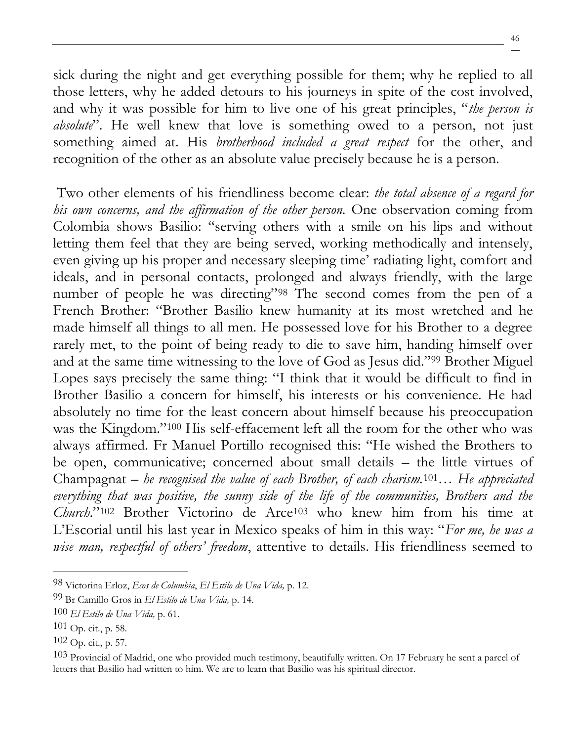sick during the night and get everything possible for them; why he replied to all those letters, why he added detours to his journeys in spite of the cost involved, and why it was possible for him to live one of his great principles, "*the person is absolute*". He well knew that love is something owed to a person, not just something aimed at. His *brotherhood included a great respect* for the other, and recognition of the other as an absolute value precisely because he is a person.

Two other elements of his friendliness become clear: *the total absence of a regard for his own concerns, and the affirmation of the other person.* One observation coming from Colombia shows Basilio: "serving others with a smile on his lips and without letting them feel that they are being served, working methodically and intensely, even giving up his proper and necessary sleeping time' radiating light, comfort and ideals, and in personal contacts, prolonged and always friendly, with the large number of people he was directing"[98] The second comes from the pen of a French Brother: "Brother Basilio knew humanity at its most wretched and he made himself all things to all men. He possessed love for his Brother to a degree rarely met, to the point of being ready to die to save him, handing himself over and at the same time witnessing to the love of God as Jesus did."[99] Brother Miguel Lopes says precisely the same thing: "I think that it would be difficult to find in Brother Basilio a concern for himself, his interests or his convenience. He had absolutely no time for the least concern about himself because his preoccupation was the Kingdom."[100] His self-effacement left all the room for the other who was always affirmed. Fr Manuel Portillo recognised this: "He wished the Brothers to be open, communicative; concerned about small details – the little virtues of Champagnat – *he recognised the value of each Brother, of each charism.*[101]*… He appreciated everything that was positive, the sunny side of the life of the communities, Brothers and the Church.*"[102] Brother Victorino de Arce[103] who knew him from his time at L'Escorial until his last year in Mexico speaks of him in this way: "*For me, he was a wise man, respectful of others' freedom*, attentive to details. His friendliness seemed to

---

[98] Victorina Erloz, *Ecos de Columbia*, *El Estilo de Una Vida,* p. 12.

[99] Br Camillo Gros in *El Estilo de Una Vida,* p. 14.

[100] *El Estilo de Una Vida,* p. 61.

[101] Op. cit., p. 58.

[102] Op. cit., p. 57.

[103] Provincial of Madrid, one who provided much testimony, beautifully written. On 17 February he sent a parcel of letters that Basilio had written to him. We are to learn that Basilio was his spiritual director.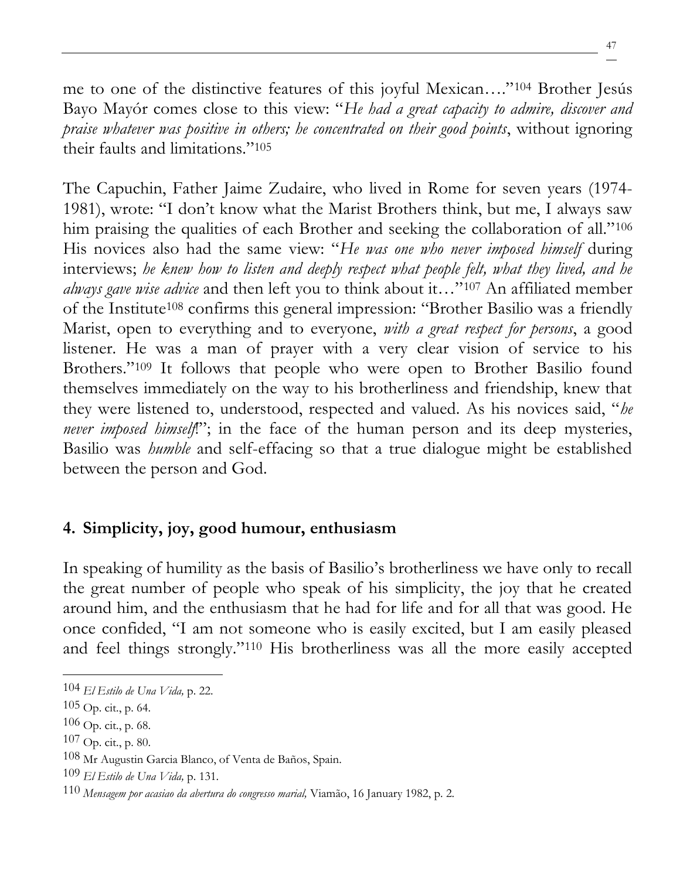me to one of the distinctive features of this joyful Mexican…."[104] Brother Jesús Bayo Mayór comes close to this view: "*He had a great capacity to admire, discover and praise whatever was positive in others; he concentrated on their good points*, without ignoring their faults and limitations."[105]

The Capuchin, Father Jaime Zudaire, who lived in Rome for seven years (1974-1981), wrote: "I don't know what the Marist Brothers think, but me, I always saw him praising the qualities of each Brother and seeking the collaboration of all."[106] His novices also had the same view: "*He was one who never imposed himself* during interviews; *he knew how to listen and deeply respect what people felt, what they lived, and he always gave wise advice* and then left you to think about it…"[107] An affiliated member of the Institute[108] confirms this general impression: "Brother Basilio was a friendly Marist, open to everything and to everyone, *with a great respect for persons*, a good listener. He was a man of prayer with a very clear vision of service to his Brothers."[109] It follows that people who were open to Brother Basilio found themselves immediately on the way to his brotherliness and friendship, knew that they were listened to, understood, respected and valued. As his novices said, "*he never imposed himself!*"; in the face of the human person and its deep mysteries, Basilio was *humble* and self-effacing so that a true dialogue might be established between the person and God.

## 4. Simplicity, joy, good humour, enthusiasm

In speaking of humility as the basis of Basilio's brotherliness we have only to recall the great number of people who speak of his simplicity, the joy that he created around him, and the enthusiasm that he had for life and for all that was good. He once confided, "I am not someone who is easily excited, but I am easily pleased and feel things strongly."[110] His brotherliness was all the more easily accepted

---

[104] *El Estilo de Una Vida,* p. 22.

[105] Op. cit., p. 64.

[106] Op. cit., p. 68.

[107] Op. cit., p. 80.

[108] Mr Augustin Garcia Blanco, of Venta de Baños, Spain.

[109] *El Estilo de Una Vida,* p. 131.

[110] *Mensagem por acasiao da abertura do congresso marial,* Viamão, 16 January 1982, p. 2.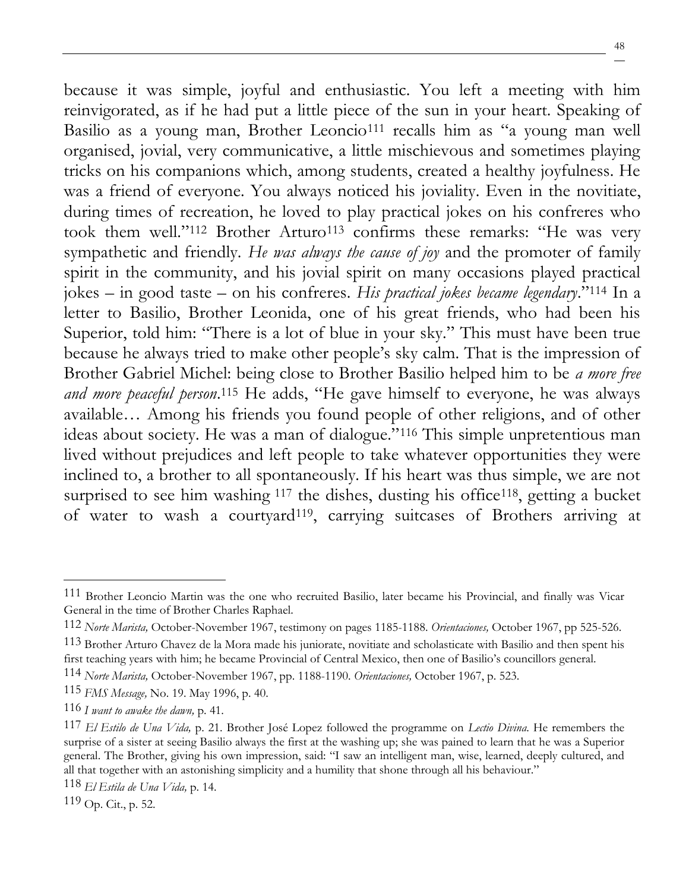because it was simple, joyful and enthusiastic. You left a meeting with him reinvigorated, as if he had put a little piece of the sun in your heart. Speaking of Basilio as a young man, Brother Leoncio[111] recalls him as "a young man well organised, jovial, very communicative, a little mischievous and sometimes playing tricks on his companions which, among students, created a healthy joyfulness. He was a friend of everyone. You always noticed his joviality. Even in the novitiate, during times of recreation, he loved to play practical jokes on his confreres who took them well."[112] Brother Arturo[113] confirms these remarks: "He was very sympathetic and friendly. *He was always the cause of joy* and the promoter of family spirit in the community, and his jovial spirit on many occasions played practical jokes – in good taste – on his confreres. *His practical jokes became legendary*."[114] In a letter to Basilio, Brother Leonida, one of his great friends, who had been his Superior, told him: "There is a lot of blue in your sky." This must have been true because he always tried to make other people's sky calm. That is the impression of Brother Gabriel Michel: being close to Brother Basilio helped him to be *a more free and more peaceful person*.[115] He adds, "He gave himself to everyone, he was always available… Among his friends you found people of other religions, and of other ideas about society. He was a man of dialogue."[116] This simple unpretentious man lived without prejudices and left people to take whatever opportunities they were inclined to, a brother to all spontaneously. If his heart was thus simple, we are not surprised to see him washing [117] the dishes, dusting his office[118], getting a bucket of water to wash a courtyard[119], carrying suitcases of Brothers arriving at

---

[111] Brother Leoncio Martin was the one who recruited Basilio, later became his Provincial, and finally was Vicar General in the time of Brother Charles Raphael.

[112] *Norte Marista,* October-November 1967, testimony on pages 1185-1188. *Orientaciones,* October 1967, pp 525-526.

[113] Brother Arturo Chavez de la Mora made his juniorate, novitiate and scholasticate with Basilio and then spent his first teaching years with him; he became Provincial of Central Mexico, then one of Basilio's councillors general.

[114] *Norte Marista,* October-November 1967, pp. 1188-1190. *Orientaciones,* October 1967, p. 523.

[115] *FMS Message,* No. 19. May 1996, p. 40.

[116] *I want to awake the dawn,* p. 41.

[117] *El Estilo de Una Vida,* p. 21. Brother José Lopez followed the programme on *Lectio Divina*. He remembers the surprise of a sister at seeing Basilio always the first at the washing up; she was pained to learn that he was a Superior general. The Brother, giving his own impression, said: "I saw an intelligent man, wise, learned, deeply cultured, and all that together with an astonishing simplicity and a humility that shone through all his behaviour."

[118] *El Estila de Una Vida,* p. 14.

[119] Op. Cit., p. 52.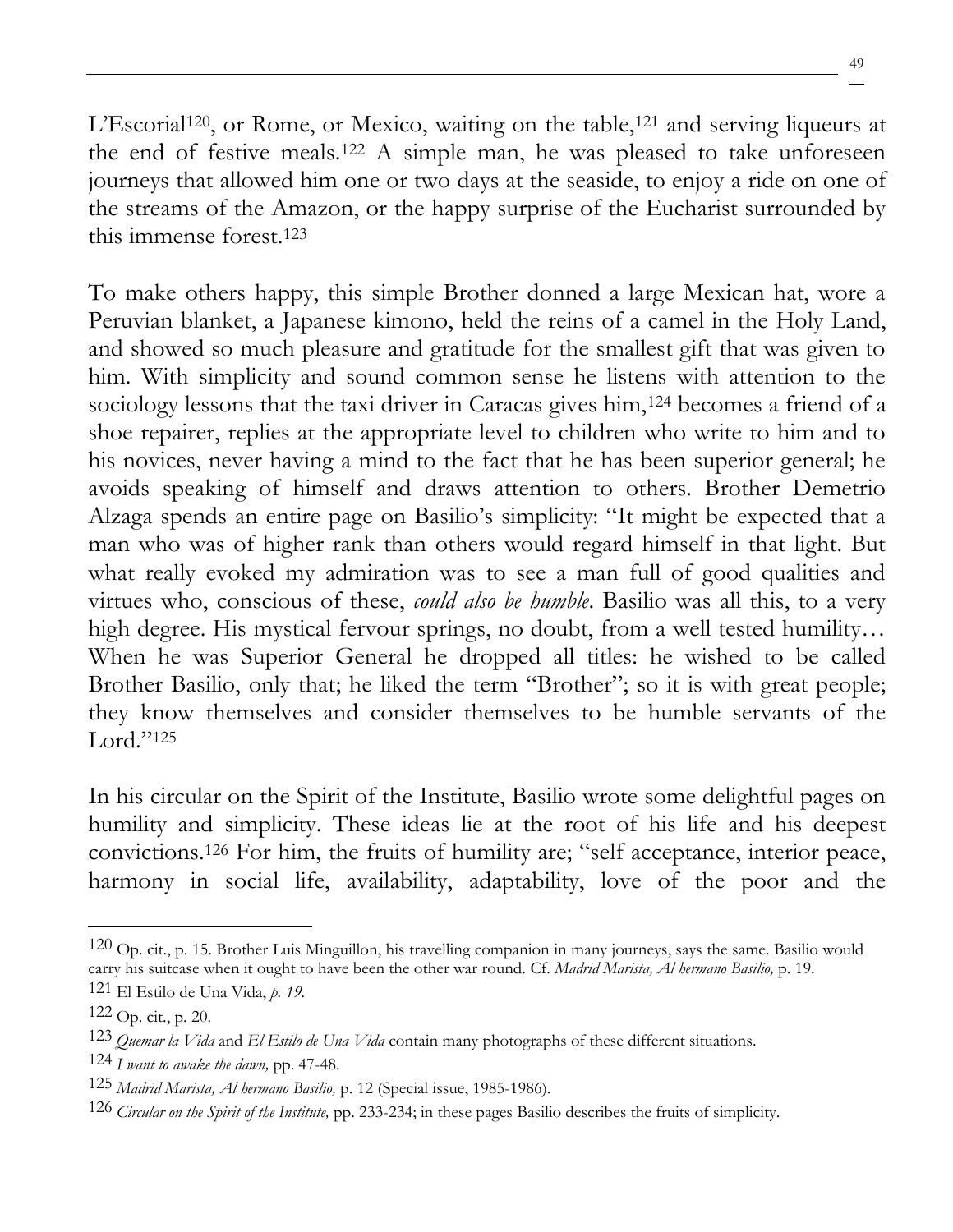L'Escorial[120], or Rome, or Mexico, waiting on the table,[121] and serving liqueurs at the end of festive meals.[122] A simple man, he was pleased to take unforeseen journeys that allowed him one or two days at the seaside, to enjoy a ride on one of the streams of the Amazon, or the happy surprise of the Eucharist surrounded by this immense forest.[123]

To make others happy, this simple Brother donned a large Mexican hat, wore a Peruvian blanket, a Japanese kimono, held the reins of a camel in the Holy Land, and showed so much pleasure and gratitude for the smallest gift that was given to him. With simplicity and sound common sense he listens with attention to the sociology lessons that the taxi driver in Caracas gives him,[124] becomes a friend of a shoe repairer, replies at the appropriate level to children who write to him and to his novices, never having a mind to the fact that he has been superior general; he avoids speaking of himself and draws attention to others. Brother Demetrio Alzaga spends an entire page on Basilio's simplicity: "It might be expected that a man who was of higher rank than others would regard himself in that light. But what really evoked my admiration was to see a man full of good qualities and virtues who, conscious of these, *could also be humble*. Basilio was all this, to a very high degree. His mystical fervour springs, no doubt, from a well tested humility… When he was Superior General he dropped all titles: he wished to be called Brother Basilio, only that; he liked the term "Brother"; so it is with great people; they know themselves and consider themselves to be humble servants of the Lord."[125]

In his circular on the Spirit of the Institute, Basilio wrote some delightful pages on humility and simplicity. These ideas lie at the root of his life and his deepest convictions.[126] For him, the fruits of humility are; "self acceptance, interior peace, harmony in social life, availability, adaptability, love of the poor and the

---

[120] Op. cit., p. 15. Brother Luis Minguillon, his travelling companion in many journeys, says the same. Basilio would carry his suitcase when it ought to have been the other war round. Cf. *Madrid Marista, Al hermano Basilio,* p. 19.

[121] El Estilo de Una Vida, *p. 19.*

[122] Op. cit., p. 20.

[123] *Quemar la Vida* and *El Estilo de Una Vida* contain many photographs of these different situations.

[124] *I want to awake the dawn,* pp. 47-48.

[125] *Madrid Marista, Al hermano Basilio,* p. 12 (Special issue, 1985-1986).

[126] *Circular on the Spirit of the Institute,* pp. 233-234; in these pages Basilio describes the fruits of simplicity.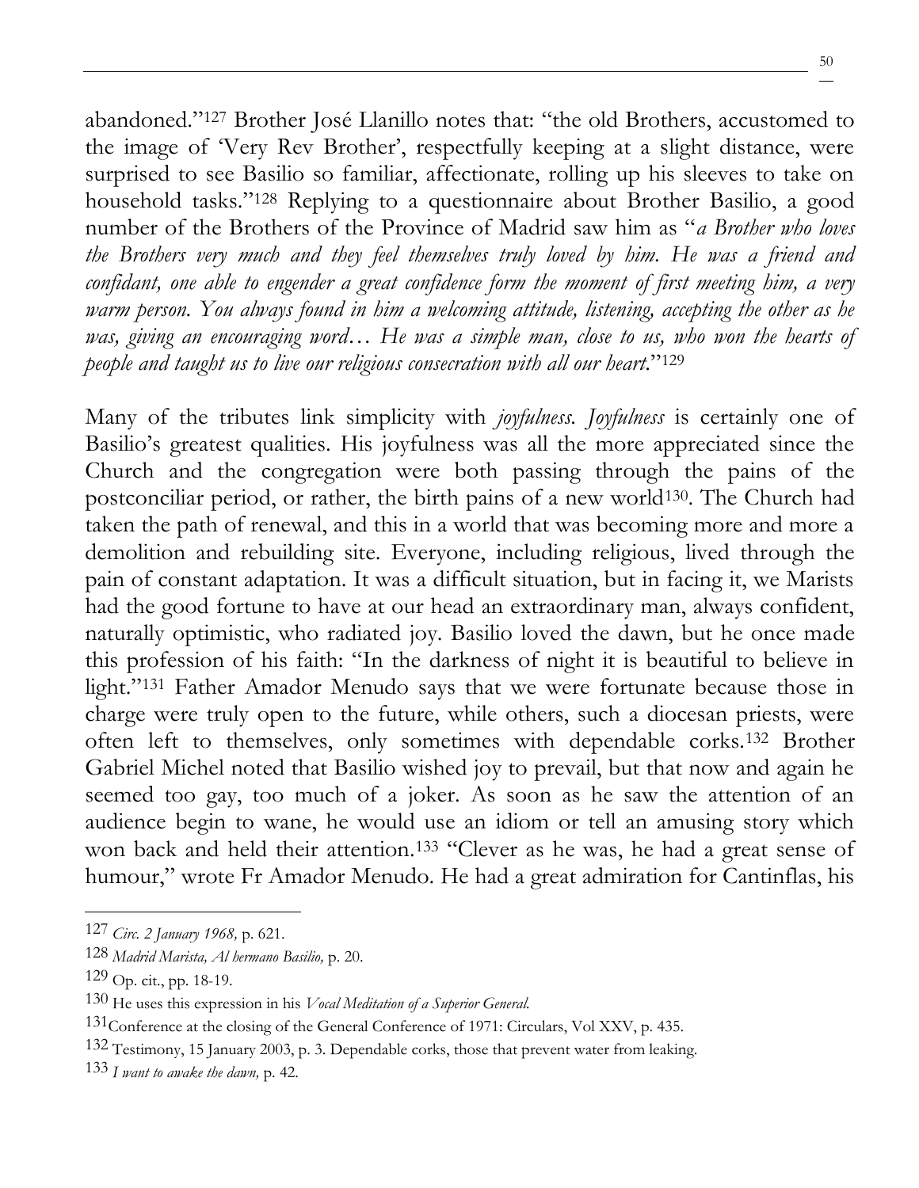abandoned."[127] Brother José Llanillo notes that: "the old Brothers, accustomed to the image of 'Very Rev Brother', respectfully keeping at a slight distance, were surprised to see Basilio so familiar, affectionate, rolling up his sleeves to take on household tasks."[128] Replying to a questionnaire about Brother Basilio, a good number of the Brothers of the Province of Madrid saw him as "*a Brother who loves the Brothers very much and they feel themselves truly loved by him. He was a friend and confidant, one able to engender a great confidence form the moment of first meeting him, a very warm person. You always found in him a welcoming attitude, listening, accepting the other as he was, giving an encouraging word… He was a simple man, close to us, who won the hearts of people and taught us to live our religious consecration with all our heart.*"[129]

Many of the tributes link simplicity with *joyfulness*. *Joyfulness* is certainly one of Basilio's greatest qualities. His joyfulness was all the more appreciated since the Church and the congregation were both passing through the pains of the postconciliar period, or rather, the birth pains of a new world[130]. The Church had taken the path of renewal, and this in a world that was becoming more and more a demolition and rebuilding site. Everyone, including religious, lived through the pain of constant adaptation. It was a difficult situation, but in facing it, we Marists had the good fortune to have at our head an extraordinary man, always confident, naturally optimistic, who radiated joy. Basilio loved the dawn, but he once made this profession of his faith: "In the darkness of night it is beautiful to believe in light."[131] Father Amador Menudo says that we were fortunate because those in charge were truly open to the future, while others, such a diocesan priests, were often left to themselves, only sometimes with dependable corks.[132] Brother Gabriel Michel noted that Basilio wished joy to prevail, but that now and again he seemed too gay, too much of a joker. As soon as he saw the attention of an audience begin to wane, he would use an idiom or tell an amusing story which won back and held their attention.[133] "Clever as he was, he had a great sense of humour," wrote Fr Amador Menudo. He had a great admiration for Cantinflas, his

---

127 *Circ. 2 January 1968,* p. 621.

128 *Madrid Marista, Al hermano Basilio,* p. 20.

129 Op. cit., pp. 18-19.

130 He uses this expression in his *Vocal Meditation of a Superior General.*

131 Conference at the closing of the General Conference of 1971: Circulars, Vol XXV, p. 435.

132 Testimony, 15 January 2003, p. 3. Dependable corks, those that prevent water from leaking.

133 *I want to awake the dawn,* p. 42.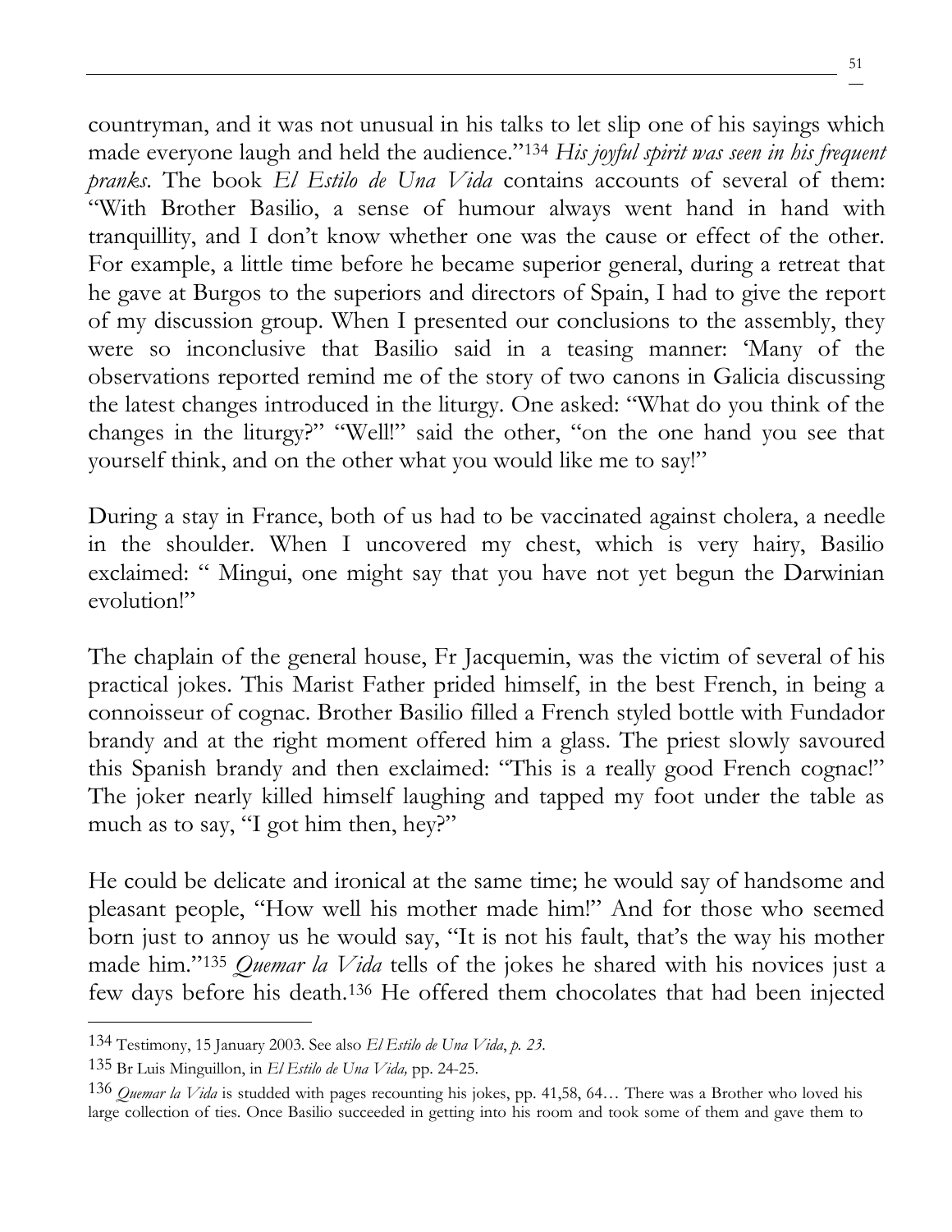countryman, and it was not unusual in his talks to let slip one of his sayings which made everyone laugh and held the audience."[134] *His joyful spirit was seen in his frequent pranks*. The book *El Estilo de Una Vida* contains accounts of several of them: "With Brother Basilio, a sense of humour always went hand in hand with tranquillity, and I don't know whether one was the cause or effect of the other. For example, a little time before he became superior general, during a retreat that he gave at Burgos to the superiors and directors of Spain, I had to give the report of my discussion group. When I presented our conclusions to the assembly, they were so inconclusive that Basilio said in a teasing manner: 'Many of the observations reported remind me of the story of two canons in Galicia discussing the latest changes introduced in the liturgy. One asked: "What do you think of the changes in the liturgy?" "Well!" said the other, "on the one hand you see that yourself think, and on the other what you would like me to say!"

During a stay in France, both of us had to be vaccinated against cholera, a needle in the shoulder. When I uncovered my chest, which is very hairy, Basilio exclaimed: " Mingui, one might say that you have not yet begun the Darwinian evolution!"

The chaplain of the general house, Fr Jacquemin, was the victim of several of his practical jokes. This Marist Father prided himself, in the best French, in being a connoisseur of cognac. Brother Basilio filled a French styled bottle with Fundador brandy and at the right moment offered him a glass. The priest slowly savoured this Spanish brandy and then exclaimed: "This is a really good French cognac!" The joker nearly killed himself laughing and tapped my foot under the table as much as to say, "I got him then, hey?"

He could be delicate and ironical at the same time; he would say of handsome and pleasant people, "How well his mother made him!" And for those who seemed born just to annoy us he would say, "It is not his fault, that's the way his mother made him."[135] *Quemar la Vida* tells of the jokes he shared with his novices just a few days before his death.[136] He offered them chocolates that had been injected

---

[134] Testimony, 15 January 2003. See also *El Estilo de Una Vida*, *p. 23*.

[135] Br Luis Minguillon, in *El Estilo de Una Vida,* pp. 24-25.

[136] *Quemar la Vida* is studded with pages recounting his jokes, pp. 41,58, 64… There was a Brother who loved his large collection of ties. Once Basilio succeeded in getting into his room and took some of them and gave them to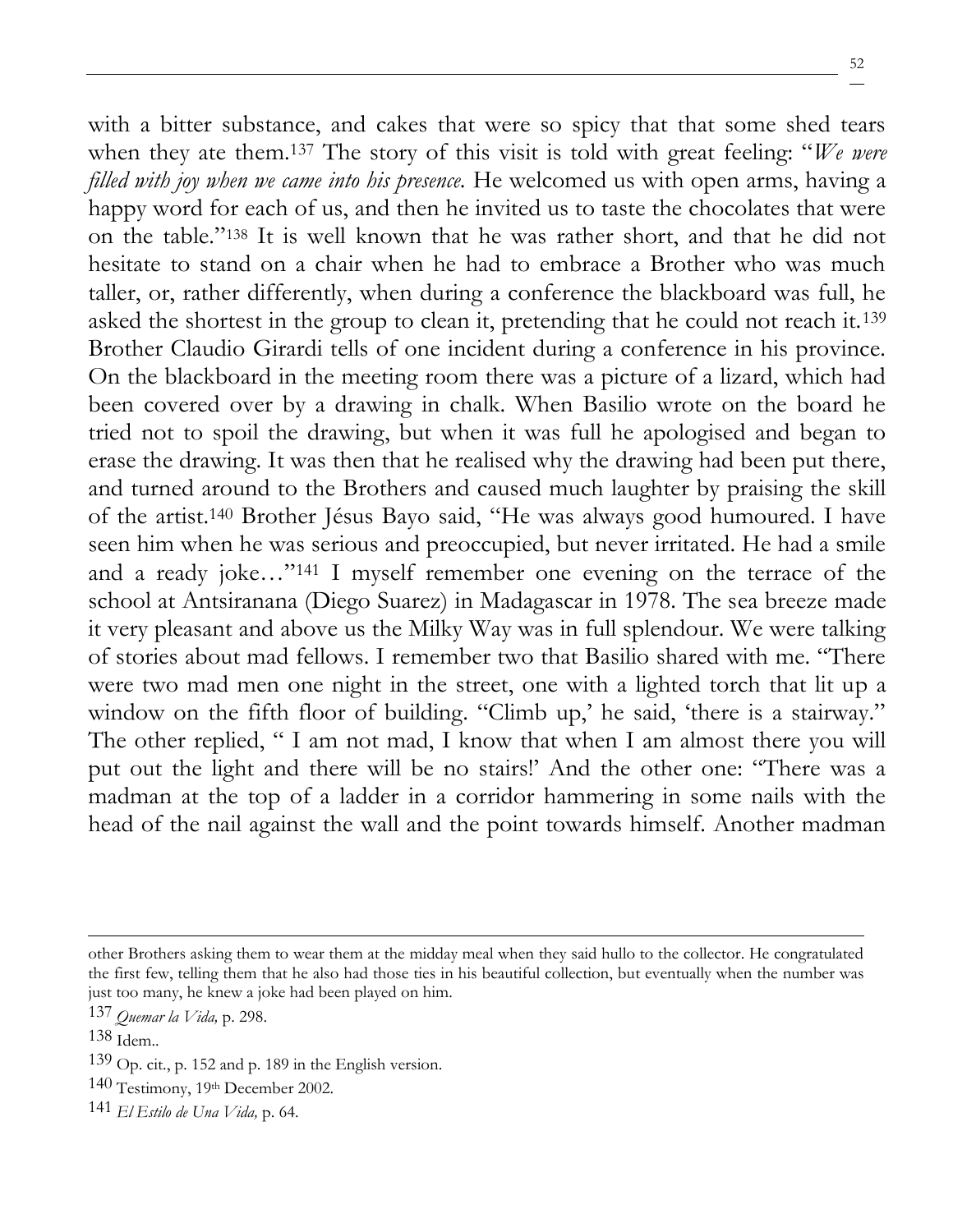with a bitter substance, and cakes that were so spicy that that some shed tears when they ate them.[137] The story of this visit is told with great feeling: "*We were filled with joy when we came into his presence.* He welcomed us with open arms, having a happy word for each of us, and then he invited us to taste the chocolates that were on the table."[138] It is well known that he was rather short, and that he did not hesitate to stand on a chair when he had to embrace a Brother who was much taller, or, rather differently, when during a conference the blackboard was full, he asked the shortest in the group to clean it, pretending that he could not reach it.[139] Brother Claudio Girardi tells of one incident during a conference in his province. On the blackboard in the meeting room there was a picture of a lizard, which had been covered over by a drawing in chalk. When Basilio wrote on the board he tried not to spoil the drawing, but when it was full he apologised and began to erase the drawing. It was then that he realised why the drawing had been put there, and turned around to the Brothers and caused much laughter by praising the skill of the artist.[140] Brother Jésus Bayo said, "He was always good humoured. I have seen him when he was serious and preoccupied, but never irritated. He had a smile and a ready joke…"[141] I myself remember one evening on the terrace of the school at Antsiranana (Diego Suarez) in Madagascar in 1978. The sea breeze made it very pleasant and above us the Milky Way was in full splendour. We were talking of stories about mad fellows. I remember two that Basilio shared with me. "There were two mad men one night in the street, one with a lighted torch that lit up a window on the fifth floor of building. "Climb up,' he said, 'there is a stairway." The other replied, " I am not mad, I know that when I am almost there you will put out the light and there will be no stairs!' And the other one: "There was a madman at the top of a ladder in a corridor hammering in some nails with the head of the nail against the wall and the point towards himself. Another madman

---

other Brothers asking them to wear them at the midday meal when they said hullo to the collector. He congratulated the first few, telling them that he also had those ties in his beautiful collection, but eventually when the number was just too many, he knew a joke had been played on him.

137 *Quemar la Vida,* p. 298.

138 Idem..

139 Op. cit., p. 152 and p. 189 in the English version.

140 Testimony, 19th December 2002.

141 *El Estilo de Una Vida,* p. 64.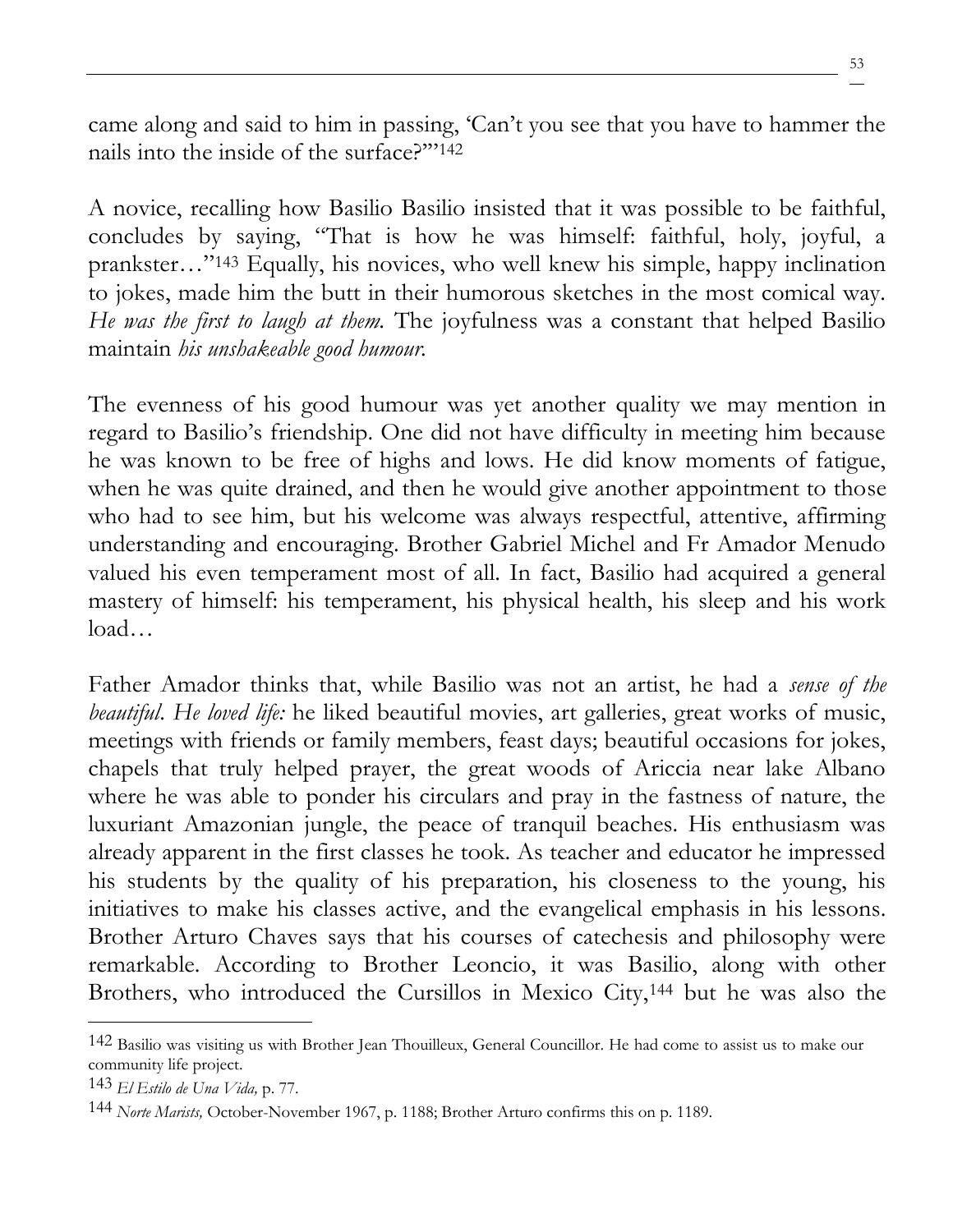came along and said to him in passing, 'Can't you see that you have to hammer the nails into the inside of the surface?'"[142]

A novice, recalling how Basilio Basilio insisted that it was possible to be faithful, concludes by saying, "That is how he was himself: faithful, holy, joyful, a prankster…"[143] Equally, his novices, who well knew his simple, happy inclination to jokes, made him the butt in their humorous sketches in the most comical way. *He was the first to laugh at them.* The joyfulness was a constant that helped Basilio maintain *his unshakeable good humour.*

The evenness of his good humour was yet another quality we may mention in regard to Basilio's friendship. One did not have difficulty in meeting him because he was known to be free of highs and lows. He did know moments of fatigue, when he was quite drained, and then he would give another appointment to those who had to see him, but his welcome was always respectful, attentive, affirming understanding and encouraging. Brother Gabriel Michel and Fr Amador Menudo valued his even temperament most of all. In fact, Basilio had acquired a general mastery of himself: his temperament, his physical health, his sleep and his work load…

Father Amador thinks that, while Basilio was not an artist, he had a *sense of the beautiful. He loved life:* he liked beautiful movies, art galleries, great works of music, meetings with friends or family members, feast days; beautiful occasions for jokes, chapels that truly helped prayer, the great woods of Ariccia near lake Albano where he was able to ponder his circulars and pray in the fastness of nature, the luxuriant Amazonian jungle, the peace of tranquil beaches. His enthusiasm was already apparent in the first classes he took. As teacher and educator he impressed his students by the quality of his preparation, his closeness to the young, his initiatives to make his classes active, and the evangelical emphasis in his lessons. Brother Arturo Chaves says that his courses of catechesis and philosophy were remarkable. According to Brother Leoncio, it was Basilio, along with other Brothers, who introduced the Cursillos in Mexico City,[144] but he was also the

---

[142] Basilio was visiting us with Brother Jean Thouilleux, General Councillor. He had come to assist us to make our community life project.

[143] *El Estilo de Una Vida,* p. 77.

[144] *Norte Marists,* October-November 1967, p. 1188; Brother Arturo confirms this on p. 1189.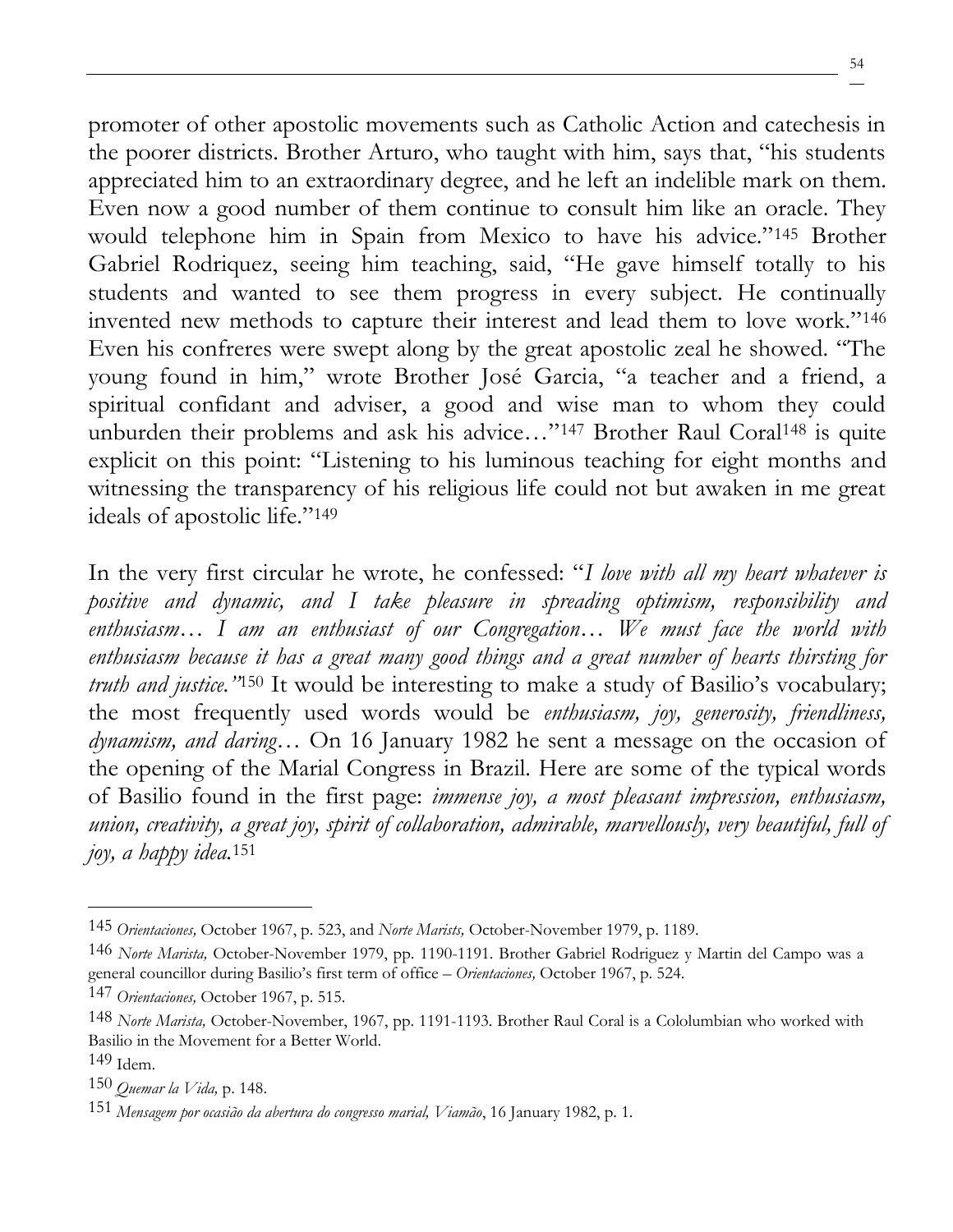promoter of other apostolic movements such as Catholic Action and catechesis in the poorer districts. Brother Arturo, who taught with him, says that, "his students appreciated him to an extraordinary degree, and he left an indelible mark on them. Even now a good number of them continue to consult him like an oracle. They would telephone him in Spain from Mexico to have his advice."[145] Brother Gabriel Rodriquez, seeing him teaching, said, "He gave himself totally to his students and wanted to see them progress in every subject. He continually invented new methods to capture their interest and lead them to love work."[146] Even his confreres were swept along by the great apostolic zeal he showed. "The young found in him," wrote Brother José Garcia, "a teacher and a friend, a spiritual confidant and adviser, a good and wise man to whom they could unburden their problems and ask his advice…"[147] Brother Raul Coral[148] is quite explicit on this point: "Listening to his luminous teaching for eight months and witnessing the transparency of his religious life could not but awaken in me great ideals of apostolic life."[149]

In the very first circular he wrote, he confessed: "*I love with all my heart whatever is positive and dynamic, and I take pleasure in spreading optimism, responsibility and enthusiasm… I am an enthusiast of our Congregation… We must face the world with enthusiasm because it has a great many good things and a great number of hearts thirsting for truth and justice."*[150] It would be interesting to make a study of Basilio's vocabulary; the most frequently used words would be *enthusiasm, joy, generosity, friendliness, dynamism, and daring*… On 16 January 1982 he sent a message on the occasion of the opening of the Marial Congress in Brazil. Here are some of the typical words of Basilio found in the first page: *immense joy, a most pleasant impression, enthusiasm, union, creativity, a great joy, spirit of collaboration, admirable, marvellously, very beautiful, full of joy, a happy idea.*[151]

---

145 *Orientaciones,* October 1967, p. 523, and *Norte Marists,* October-November 1979, p. 1189.

146 *Norte Marista,* October-November 1979, pp. 1190-1191. Brother Gabriel Rodriguez y Martin del Campo was a general councillor during Basilio's first term of office – *Orientaciones,* October 1967, p. 524.

147 *Orientaciones,* October 1967, p. 515.

148 *Norte Marista,* October-November, 1967, pp. 1191-1193. Brother Raul Coral is a Cololumbian who worked with Basilio in the Movement for a Better World.

149 Idem.

150 *Quemar la Vida,* p. 148.

151 *Mensagem por ocasião da abertura do congresso marial, Viamão*, 16 January 1982, p. 1.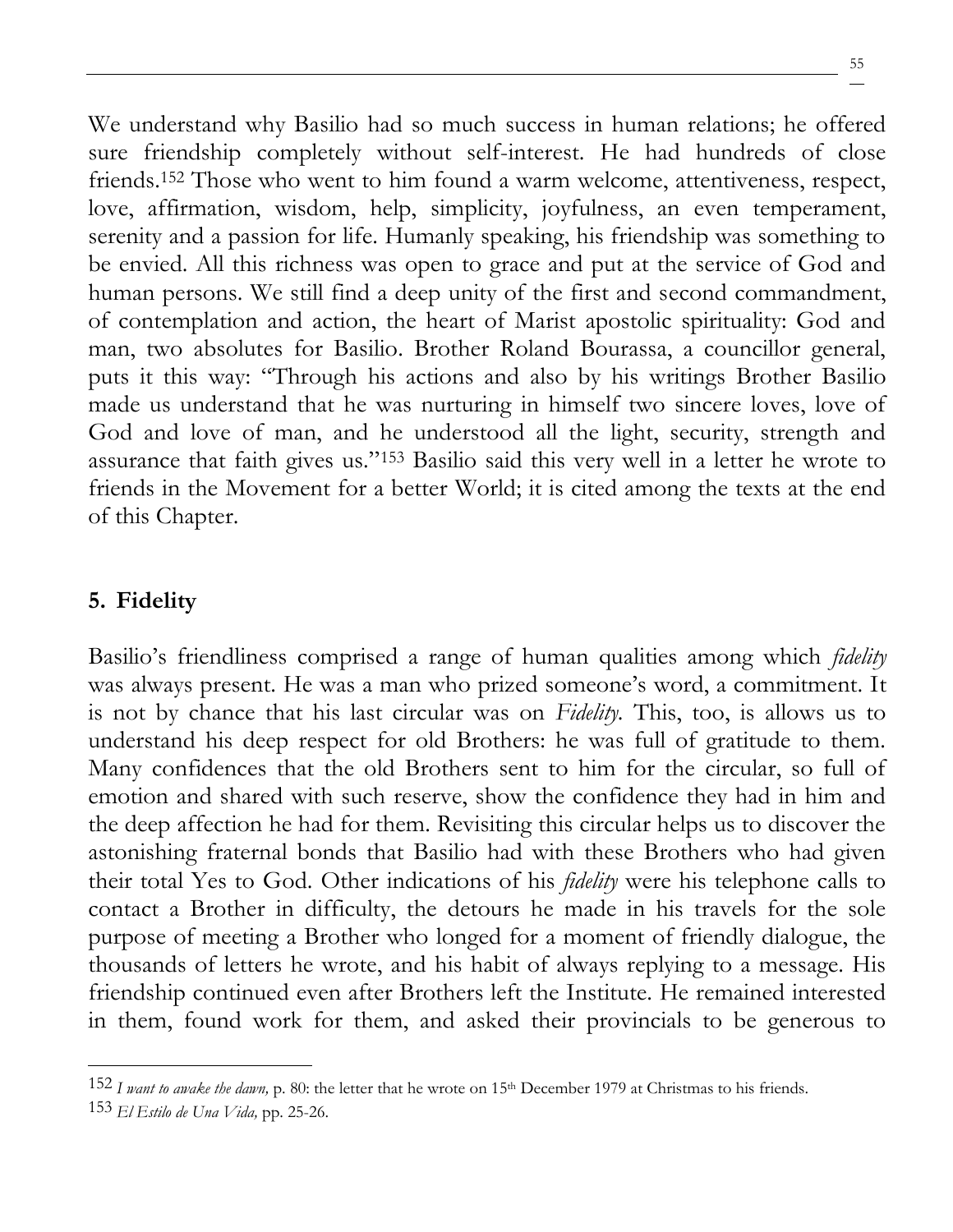We understand why Basilio had so much success in human relations; he offered sure friendship completely without self-interest. He had hundreds of close friends.[152] Those who went to him found a warm welcome, attentiveness, respect, love, affirmation, wisdom, help, simplicity, joyfulness, an even temperament, serenity and a passion for life. Humanly speaking, his friendship was something to be envied. All this richness was open to grace and put at the service of God and human persons. We still find a deep unity of the first and second commandment, of contemplation and action, the heart of Marist apostolic spirituality: God and man, two absolutes for Basilio. Brother Roland Bourassa, a councillor general, puts it this way: "Through his actions and also by his writings Brother Basilio made us understand that he was nurturing in himself two sincere loves, love of God and love of man, and he understood all the light, security, strength and assurance that faith gives us."[153] Basilio said this very well in a letter he wrote to friends in the Movement for a better World; it is cited among the texts at the end of this Chapter.

## 5. Fidelity

Basilio's friendliness comprised a range of human qualities among which *fidelity* was always present. He was a man who prized someone's word, a commitment. It is not by chance that his last circular was on *Fidelity*. This, too, is allows us to understand his deep respect for old Brothers: he was full of gratitude to them. Many confidences that the old Brothers sent to him for the circular, so full of emotion and shared with such reserve, show the confidence they had in him and the deep affection he had for them. Revisiting this circular helps us to discover the astonishing fraternal bonds that Basilio had with these Brothers who had given their total Yes to God. Other indications of his *fidelity* were his telephone calls to contact a Brother in difficulty, the detours he made in his travels for the sole purpose of meeting a Brother who longed for a moment of friendly dialogue, the thousands of letters he wrote, and his habit of always replying to a message. His friendship continued even after Brothers left the Institute. He remained interested in them, found work for them, and asked their provincials to be generous to

---

[152] *I want to awake the dawn,* p. 80: the letter that he wrote on 15th December 1979 at Christmas to his friends.

[153] *El Estilo de Una Vida,* pp. 25-26.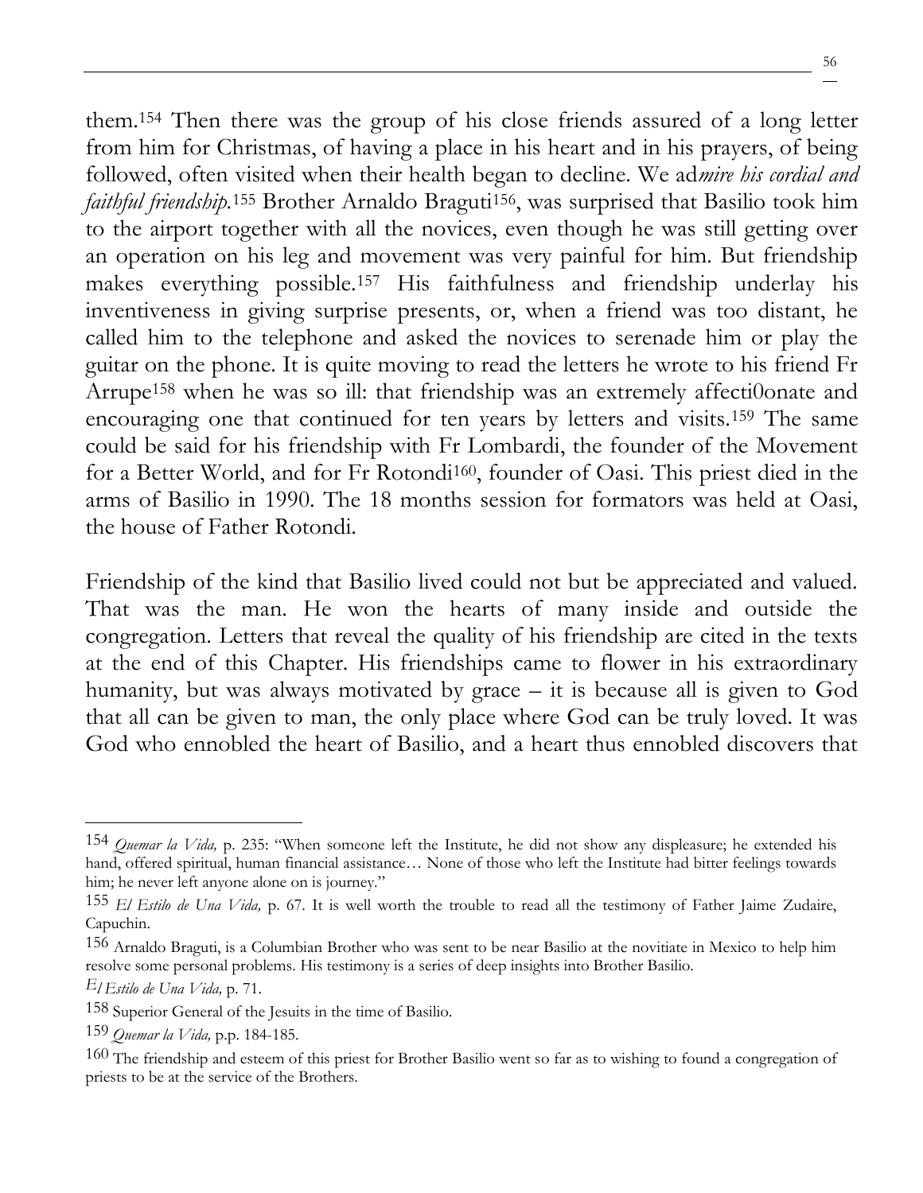them.[154] Then there was the group of his close friends assured of a long letter from him for Christmas, of having a place in his heart and in his prayers, of being followed, often visited when their health began to decline. We ad*mire his cordial and faithful friendship*.[155] Brother Arnaldo Braguti[156], was surprised that Basilio took him to the airport together with all the novices, even though he was still getting over an operation on his leg and movement was very painful for him. But friendship makes everything possible.[157] His faithfulness and friendship underlay his inventiveness in giving surprise presents, or, when a friend was too distant, he called him to the telephone and asked the novices to serenade him or play the guitar on the phone. It is quite moving to read the letters he wrote to his friend Fr Arrupe[158] when he was so ill: that friendship was an extremely affecti0onate and encouraging one that continued for ten years by letters and visits.[159] The same could be said for his friendship with Fr Lombardi, the founder of the Movement for a Better World, and for Fr Rotondi[160], founder of Oasi. This priest died in the arms of Basilio in 1990. The 18 months session for formators was held at Oasi, the house of Father Rotondi.

Friendship of the kind that Basilio lived could not but be appreciated and valued. That was the man. He won the hearts of many inside and outside the congregation. Letters that reveal the quality of his friendship are cited in the texts at the end of this Chapter. His friendships came to flower in his extraordinary humanity, but was always motivated by grace – it is because all is given to God that all can be given to man, the only place where God can be truly loved. It was God who ennobled the heart of Basilio, and a heart thus ennobled discovers that

---

[154] *Quemar la Vida,* p. 235: "When someone left the Institute, he did not show any displeasure; he extended his hand, offered spiritual, human financial assistance… None of those who left the Institute had bitter feelings towards him; he never left anyone alone on is journey."

[155] *El Estilo de Una Vida,* p. 67. It is well worth the trouble to read all the testimony of Father Jaime Zudaire, Capuchin.

[156] Arnaldo Braguti, is a Columbian Brother who was sent to be near Basilio at the novitiate in Mexico to help him resolve some personal problems. His testimony is a series of deep insights into Brother Basilio.

[157] *El Estilo de Una Vida,* p. 71.

[158] Superior General of the Jesuits in the time of Basilio.

[159] *Quemar la Vida,* p.p. 184-185.

[160] The friendship and esteem of this priest for Brother Basilio went so far as to wishing to found a congregation of priests to be at the service of the Brothers.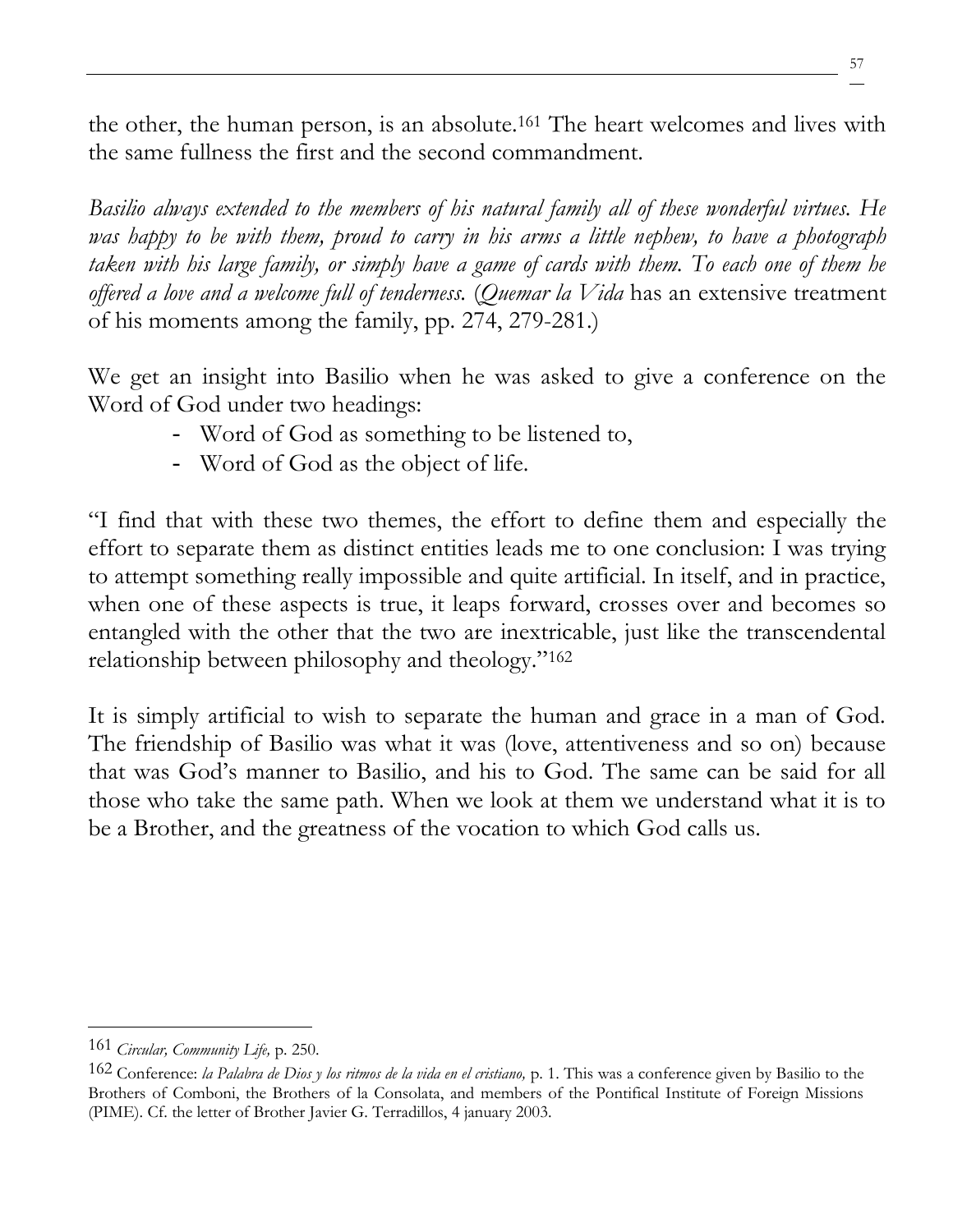the other, the human person, is an absolute.[161] The heart welcomes and lives with the same fullness the first and the second commandment.

*Basilio always extended to the members of his natural family all of these wonderful virtues. He was happy to be with them, proud to carry in his arms a little nephew, to have a photograph taken with his large family, or simply have a game of cards with them. To each one of them he offered a love and a welcome full of tenderness.* (*Quemar la Vida* has an extensive treatment of his moments among the family, pp. 274, 279-281.)

We get an insight into Basilio when he was asked to give a conference on the Word of God under two headings:

- Word of God as something to be listened to,
- Word of God as the object of life.

"I find that with these two themes, the effort to define them and especially the effort to separate them as distinct entities leads me to one conclusion: I was trying to attempt something really impossible and quite artificial. In itself, and in practice, when one of these aspects is true, it leaps forward, crosses over and becomes so entangled with the other that the two are inextricable, just like the transcendental relationship between philosophy and theology."[162]

It is simply artificial to wish to separate the human and grace in a man of God. The friendship of Basilio was what it was (love, attentiveness and so on) because that was God's manner to Basilio, and his to God. The same can be said for all those who take the same path. When we look at them we understand what it is to be a Brother, and the greatness of the vocation to which God calls us.

---

[161] *Circular, Community Life,* p. 250.

[162] Conference: *la Palabra de Dios y los ritmos de la vida en el cristiano,* p. 1. This was a conference given by Basilio to the Brothers of Comboni, the Brothers of la Consolata, and members of the Pontifical Institute of Foreign Missions (PIME). Cf. the letter of Brother Javier G. Terradillos, 4 january 2003.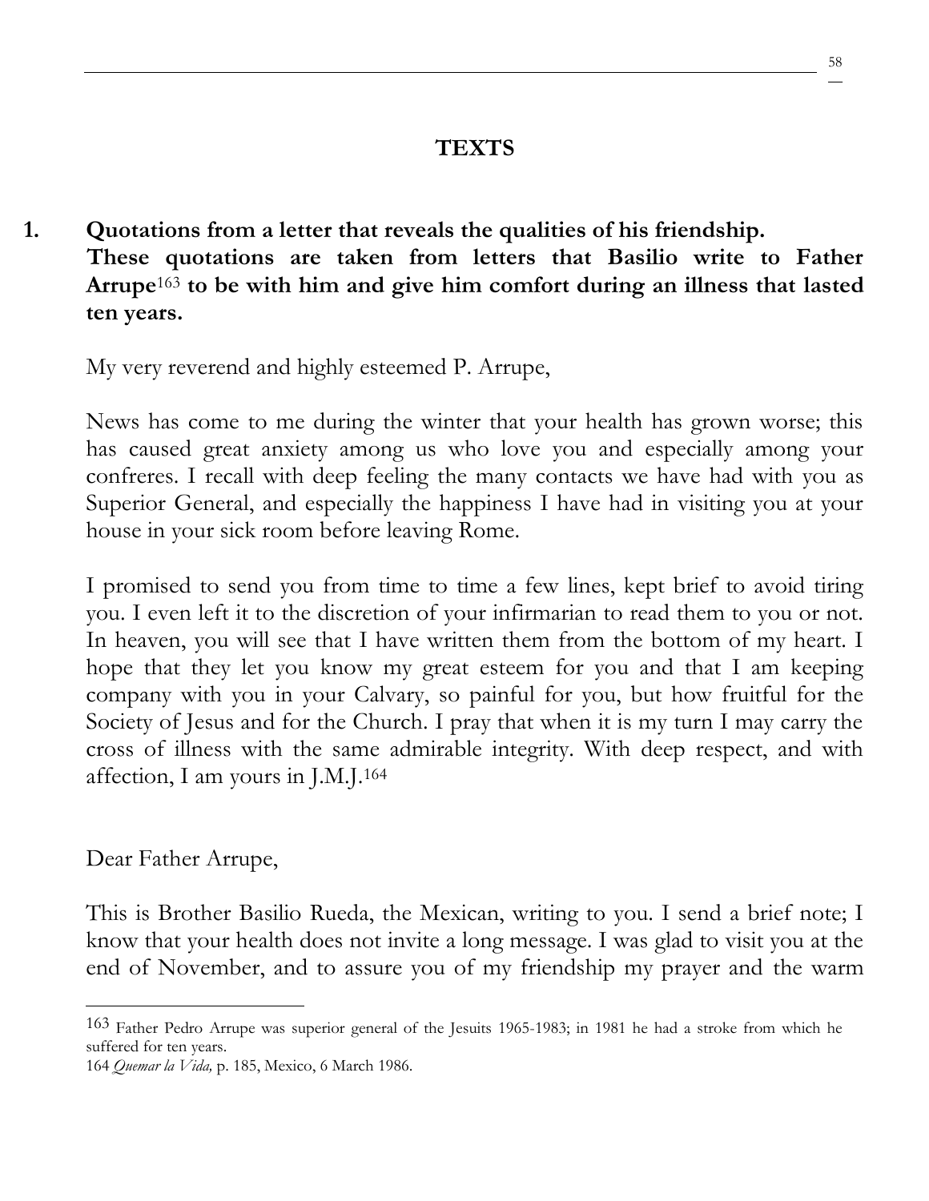## TEXTS

**1. Quotations from a letter that reveals the qualities of his friendship. These quotations are taken from letters that Basilio write to Father Arrupe[163] to be with him and give him comfort during an illness that lasted ten years.**

My very reverend and highly esteemed P. Arrupe,

News has come to me during the winter that your health has grown worse; this has caused great anxiety among us who love you and especially among your confreres. I recall with deep feeling the many contacts we have had with you as Superior General, and especially the happiness I have had in visiting you at your house in your sick room before leaving Rome.

I promised to send you from time to time a few lines, kept brief to avoid tiring you. I even left it to the discretion of your infirmarian to read them to you or not. In heaven, you will see that I have written them from the bottom of my heart. I hope that they let you know my great esteem for you and that I am keeping company with you in your Calvary, so painful for you, but how fruitful for the Society of Jesus and for the Church. I pray that when it is my turn I may carry the cross of illness with the same admirable integrity. With deep respect, and with affection, I am yours in J.M.J.[164]

Dear Father Arrupe,

This is Brother Basilio Rueda, the Mexican, writing to you. I send a brief note; I know that your health does not invite a long message. I was glad to visit you at the end of November, and to assure you of my friendship my prayer and the warm

---

[163] Father Pedro Arrupe was superior general of the Jesuits 1965-1983; in 1981 he had a stroke from which he suffered for ten years.

[164] *Quemar la Vida,* p. 185, Mexico, 6 March 1986.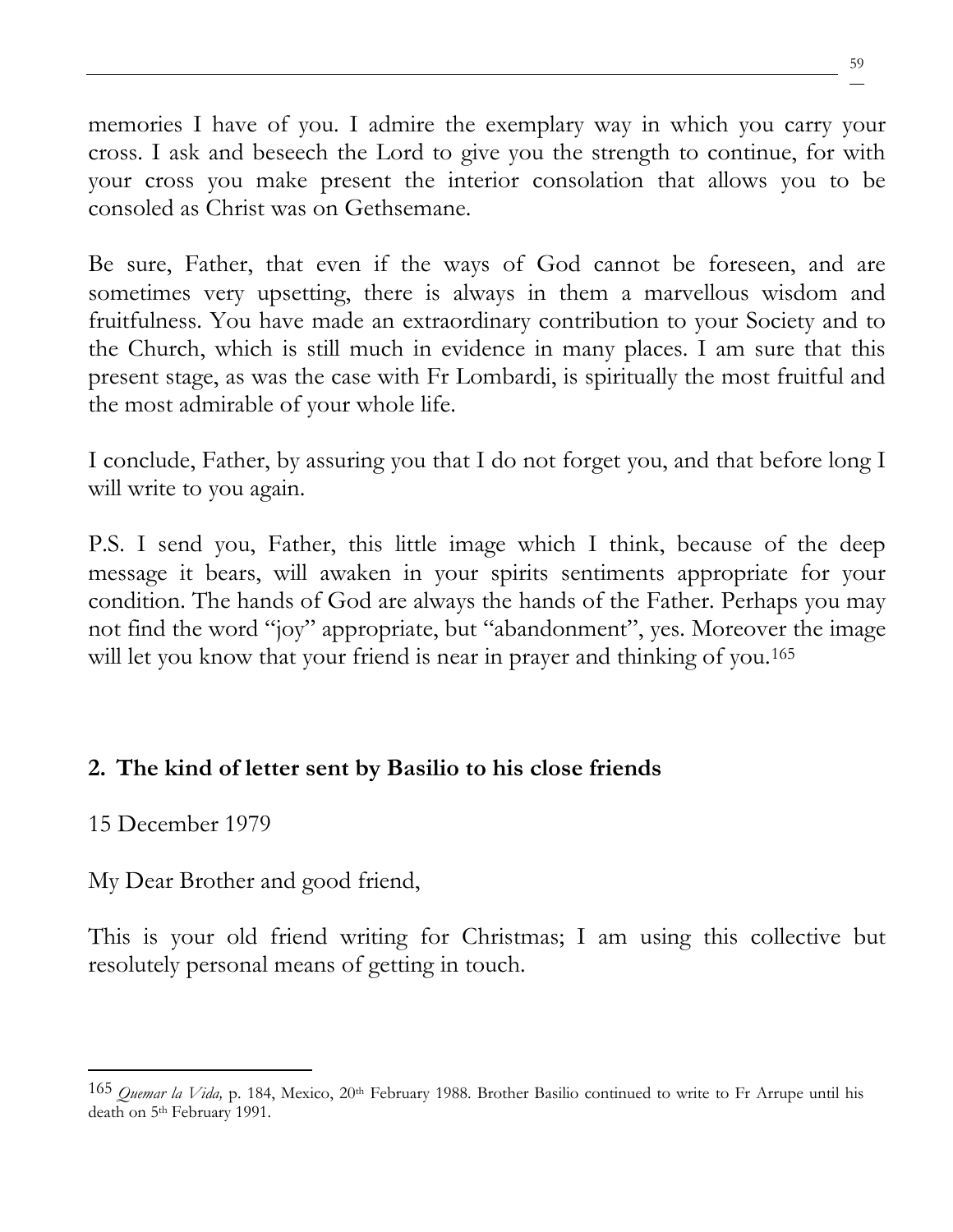memories I have of you. I admire the exemplary way in which you carry your cross. I ask and beseech the Lord to give you the strength to continue, for with your cross you make present the interior consolation that allows you to be consoled as Christ was on Gethsemane.

Be sure, Father, that even if the ways of God cannot be foreseen, and are sometimes very upsetting, there is always in them a marvellous wisdom and fruitfulness. You have made an extraordinary contribution to your Society and to the Church, which is still much in evidence in many places. I am sure that this present stage, as was the case with Fr Lombardi, is spiritually the most fruitful and the most admirable of your whole life.

I conclude, Father, by assuring you that I do not forget you, and that before long I will write to you again.

P.S. I send you, Father, this little image which I think, because of the deep message it bears, will awaken in your spirits sentiments appropriate for your condition. The hands of God are always the hands of the Father. Perhaps you may not find the word "joy" appropriate, but "abandonment", yes. Moreover the image will let you know that your friend is near in prayer and thinking of you.[165]

## 2. The kind of letter sent by Basilio to his close friends

15 December 1979

My Dear Brother and good friend,

This is your old friend writing for Christmas; I am using this collective but resolutely personal means of getting in touch.

---

[165] *Quemar la Vida,* p. 184, Mexico, 20th February 1988. Brother Basilio continued to write to Fr Arrupe until his death on 5th February 1991.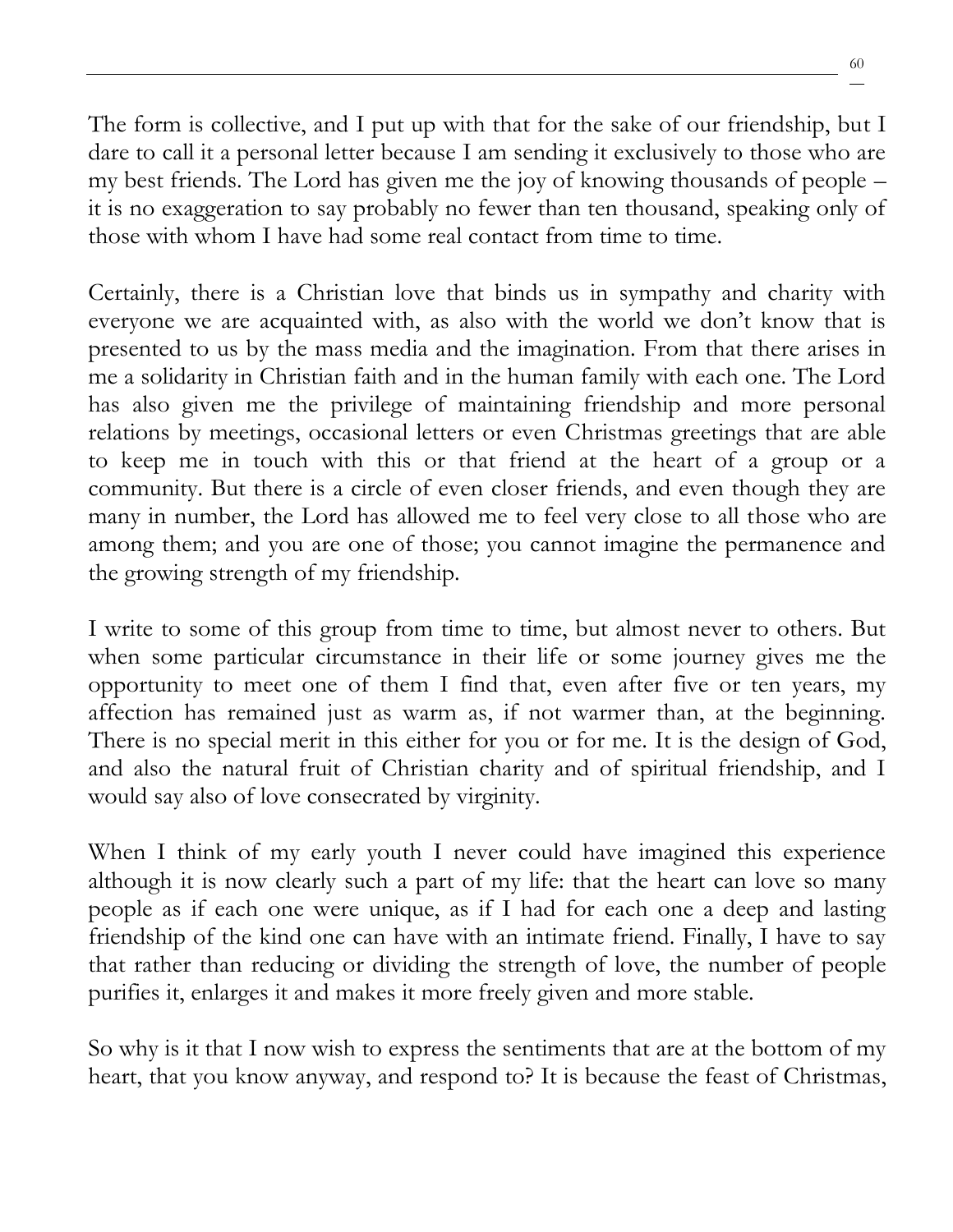The form is collective, and I put up with that for the sake of our friendship, but I dare to call it a personal letter because I am sending it exclusively to those who are my best friends. The Lord has given me the joy of knowing thousands of people – it is no exaggeration to say probably no fewer than ten thousand, speaking only of those with whom I have had some real contact from time to time.

Certainly, there is a Christian love that binds us in sympathy and charity with everyone we are acquainted with, as also with the world we don't know that is presented to us by the mass media and the imagination. From that there arises in me a solidarity in Christian faith and in the human family with each one. The Lord has also given me the privilege of maintaining friendship and more personal relations by meetings, occasional letters or even Christmas greetings that are able to keep me in touch with this or that friend at the heart of a group or a community. But there is a circle of even closer friends, and even though they are many in number, the Lord has allowed me to feel very close to all those who are among them; and you are one of those; you cannot imagine the permanence and the growing strength of my friendship.

I write to some of this group from time to time, but almost never to others. But when some particular circumstance in their life or some journey gives me the opportunity to meet one of them I find that, even after five or ten years, my affection has remained just as warm as, if not warmer than, at the beginning. There is no special merit in this either for you or for me. It is the design of God, and also the natural fruit of Christian charity and of spiritual friendship, and I would say also of love consecrated by virginity.

When I think of my early youth I never could have imagined this experience although it is now clearly such a part of my life: that the heart can love so many people as if each one were unique, as if I had for each one a deep and lasting friendship of the kind one can have with an intimate friend. Finally, I have to say that rather than reducing or dividing the strength of love, the number of people purifies it, enlarges it and makes it more freely given and more stable.

So why is it that I now wish to express the sentiments that are at the bottom of my heart, that you know anyway, and respond to? It is because the feast of Christmas,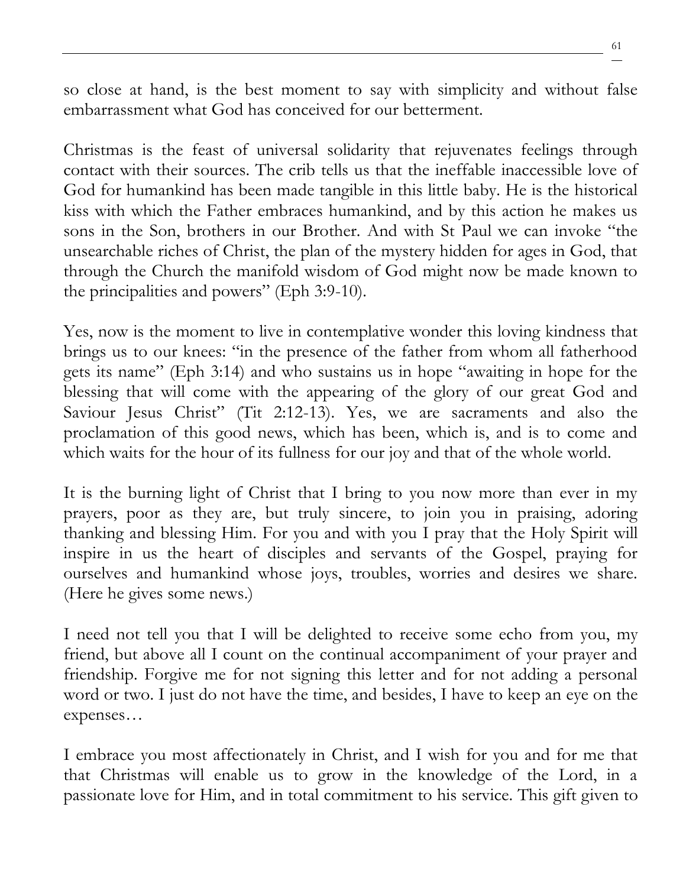so close at hand, is the best moment to say with simplicity and without false embarrassment what God has conceived for our betterment.

Christmas is the feast of universal solidarity that rejuvenates feelings through contact with their sources. The crib tells us that the ineffable inaccessible love of God for humankind has been made tangible in this little baby. He is the historical kiss with which the Father embraces humankind, and by this action he makes us sons in the Son, brothers in our Brother. And with St Paul we can invoke "the unsearchable riches of Christ, the plan of the mystery hidden for ages in God, that through the Church the manifold wisdom of God might now be made known to the principalities and powers" (Eph 3:9-10).

Yes, now is the moment to live in contemplative wonder this loving kindness that brings us to our knees: "in the presence of the father from whom all fatherhood gets its name" (Eph 3:14) and who sustains us in hope "awaiting in hope for the blessing that will come with the appearing of the glory of our great God and Saviour Jesus Christ" (Tit 2:12-13). Yes, we are sacraments and also the proclamation of this good news, which has been, which is, and is to come and which waits for the hour of its fullness for our joy and that of the whole world.

It is the burning light of Christ that I bring to you now more than ever in my prayers, poor as they are, but truly sincere, to join you in praising, adoring thanking and blessing Him. For you and with you I pray that the Holy Spirit will inspire in us the heart of disciples and servants of the Gospel, praying for ourselves and humankind whose joys, troubles, worries and desires we share. (Here he gives some news.)

I need not tell you that I will be delighted to receive some echo from you, my friend, but above all I count on the continual accompaniment of your prayer and friendship. Forgive me for not signing this letter and for not adding a personal word or two. I just do not have the time, and besides, I have to keep an eye on the expenses…

I embrace you most affectionately in Christ, and I wish for you and for me that that Christmas will enable us to grow in the knowledge of the Lord, in a passionate love for Him, and in total commitment to his service. This gift given to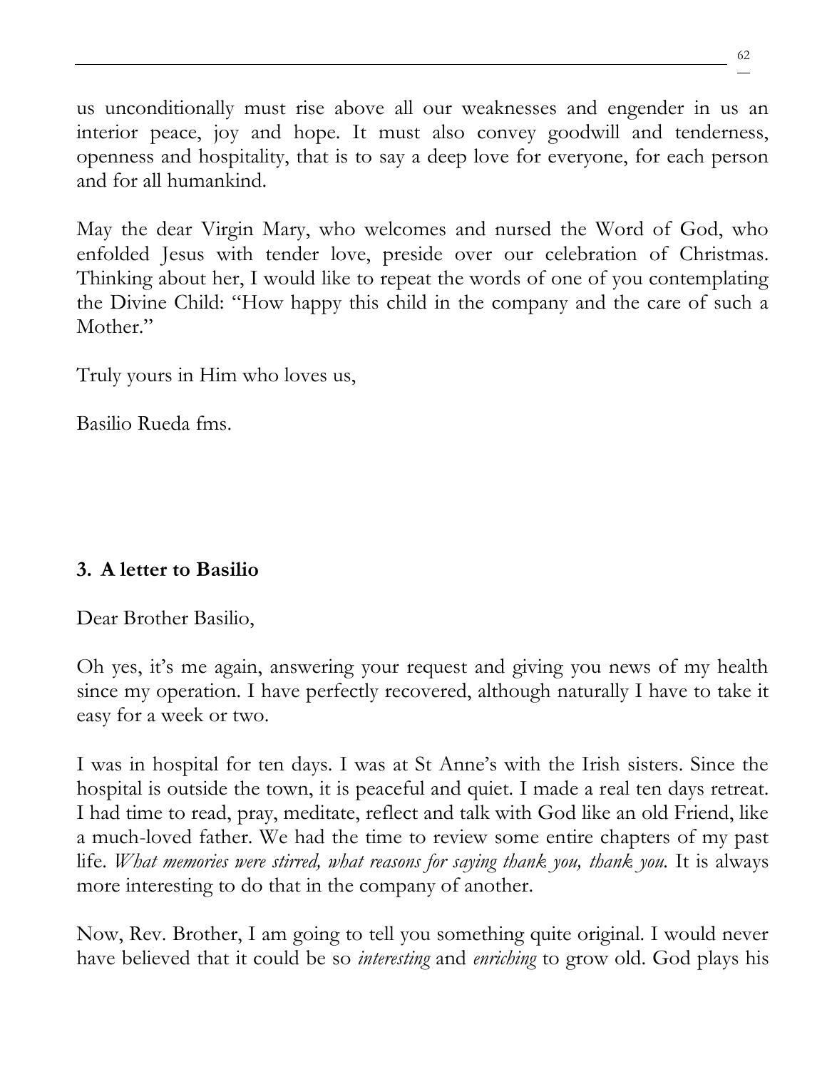us unconditionally must rise above all our weaknesses and engender in us an interior peace, joy and hope. It must also convey goodwill and tenderness, openness and hospitality, that is to say a deep love for everyone, for each person and for all humankind.

May the dear Virgin Mary, who welcomes and nursed the Word of God, who enfolded Jesus with tender love, preside over our celebration of Christmas. Thinking about her, I would like to repeat the words of one of you contemplating the Divine Child: "How happy this child in the company and the care of such a Mother."

Truly yours in Him who loves us,

Basilio Rueda fms.

### 3. A letter to Basilio

Dear Brother Basilio,

Oh yes, it's me again, answering your request and giving you news of my health since my operation. I have perfectly recovered, although naturally I have to take it easy for a week or two.

I was in hospital for ten days. I was at St Anne's with the Irish sisters. Since the hospital is outside the town, it is peaceful and quiet. I made a real ten days retreat. I had time to read, pray, meditate, reflect and talk with God like an old Friend, like a much-loved father. We had the time to review some entire chapters of my past life. *What memories were stirred, what reasons for saying thank you, thank you.* It is always more interesting to do that in the company of another.

Now, Rev. Brother, I am going to tell you something quite original. I would never have believed that it could be so *interesting* and *enriching* to grow old. God plays his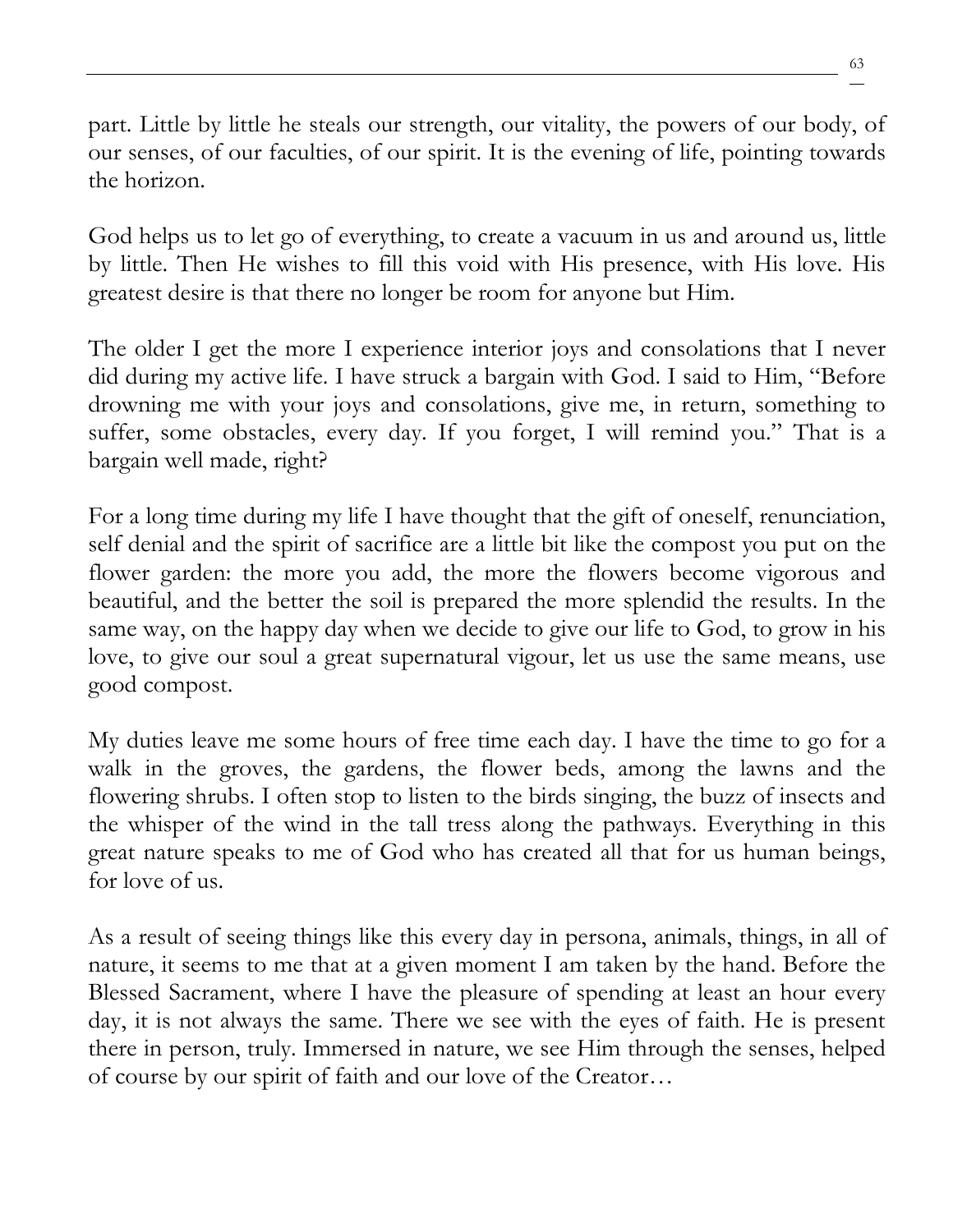part. Little by little he steals our strength, our vitality, the powers of our body, of our senses, of our faculties, of our spirit. It is the evening of life, pointing towards the horizon.

God helps us to let go of everything, to create a vacuum in us and around us, little by little. Then He wishes to fill this void with His presence, with His love. His greatest desire is that there no longer be room for anyone but Him.

The older I get the more I experience interior joys and consolations that I never did during my active life. I have struck a bargain with God. I said to Him, "Before drowning me with your joys and consolations, give me, in return, something to suffer, some obstacles, every day. If you forget, I will remind you." That is a bargain well made, right?

For a long time during my life I have thought that the gift of oneself, renunciation, self denial and the spirit of sacrifice are a little bit like the compost you put on the flower garden: the more you add, the more the flowers become vigorous and beautiful, and the better the soil is prepared the more splendid the results. In the same way, on the happy day when we decide to give our life to God, to grow in his love, to give our soul a great supernatural vigour, let us use the same means, use good compost.

My duties leave me some hours of free time each day. I have the time to go for a walk in the groves, the gardens, the flower beds, among the lawns and the flowering shrubs. I often stop to listen to the birds singing, the buzz of insects and the whisper of the wind in the tall tress along the pathways. Everything in this great nature speaks to me of God who has created all that for us human beings, for love of us.

As a result of seeing things like this every day in persona, animals, things, in all of nature, it seems to me that at a given moment I am taken by the hand. Before the Blessed Sacrament, where I have the pleasure of spending at least an hour every day, it is not always the same. There we see with the eyes of faith. He is present there in person, truly. Immersed in nature, we see Him through the senses, helped of course by our spirit of faith and our love of the Creator…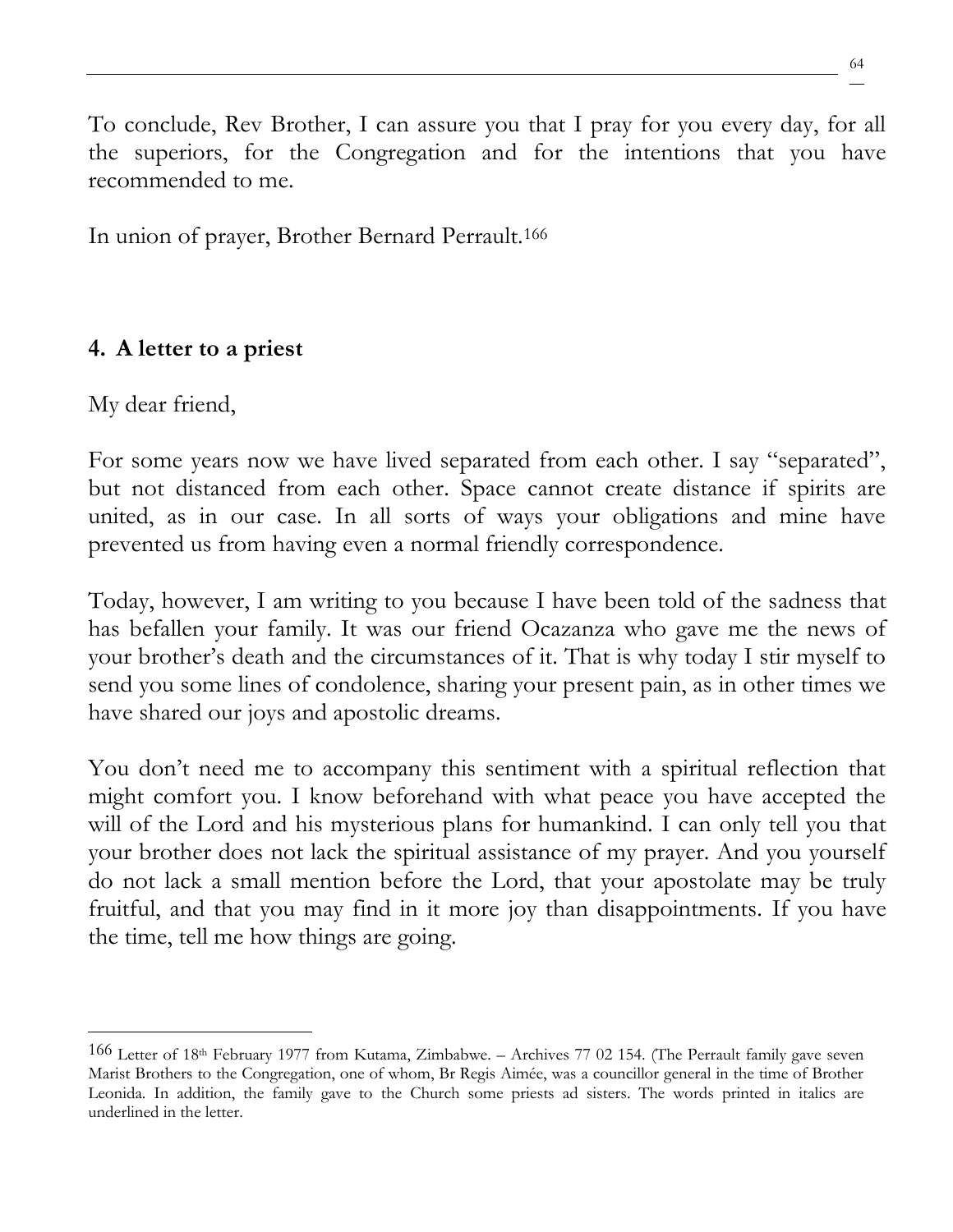To conclude, Rev Brother, I can assure you that I pray for you every day, for all the superiors, for the Congregation and for the intentions that you have recommended to me.

In union of prayer, Brother Bernard Perrault.[166]

## 4. A letter to a priest

My dear friend,

For some years now we have lived separated from each other. I say "separated", but not distanced from each other. Space cannot create distance if spirits are united, as in our case. In all sorts of ways your obligations and mine have prevented us from having even a normal friendly correspondence.

Today, however, I am writing to you because I have been told of the sadness that has befallen your family. It was our friend Ocazanza who gave me the news of your brother's death and the circumstances of it. That is why today I stir myself to send you some lines of condolence, sharing your present pain, as in other times we have shared our joys and apostolic dreams.

You don't need me to accompany this sentiment with a spiritual reflection that might comfort you. I know beforehand with what peace you have accepted the will of the Lord and his mysterious plans for humankind. I can only tell you that your brother does not lack the spiritual assistance of my prayer. And you yourself do not lack a small mention before the Lord, that your apostolate may be truly fruitful, and that you may find in it more joy than disappointments. If you have the time, tell me how things are going.

---

[166] Letter of 18th February 1977 from Kutama, Zimbabwe. – Archives 77 02 154. (The Perrault family gave seven Marist Brothers to the Congregation, one of whom, Br Regis Aimée, was a councillor general in the time of Brother Leonida. In addition, the family gave to the Church some priests ad sisters. The words printed in italics are underlined in the letter.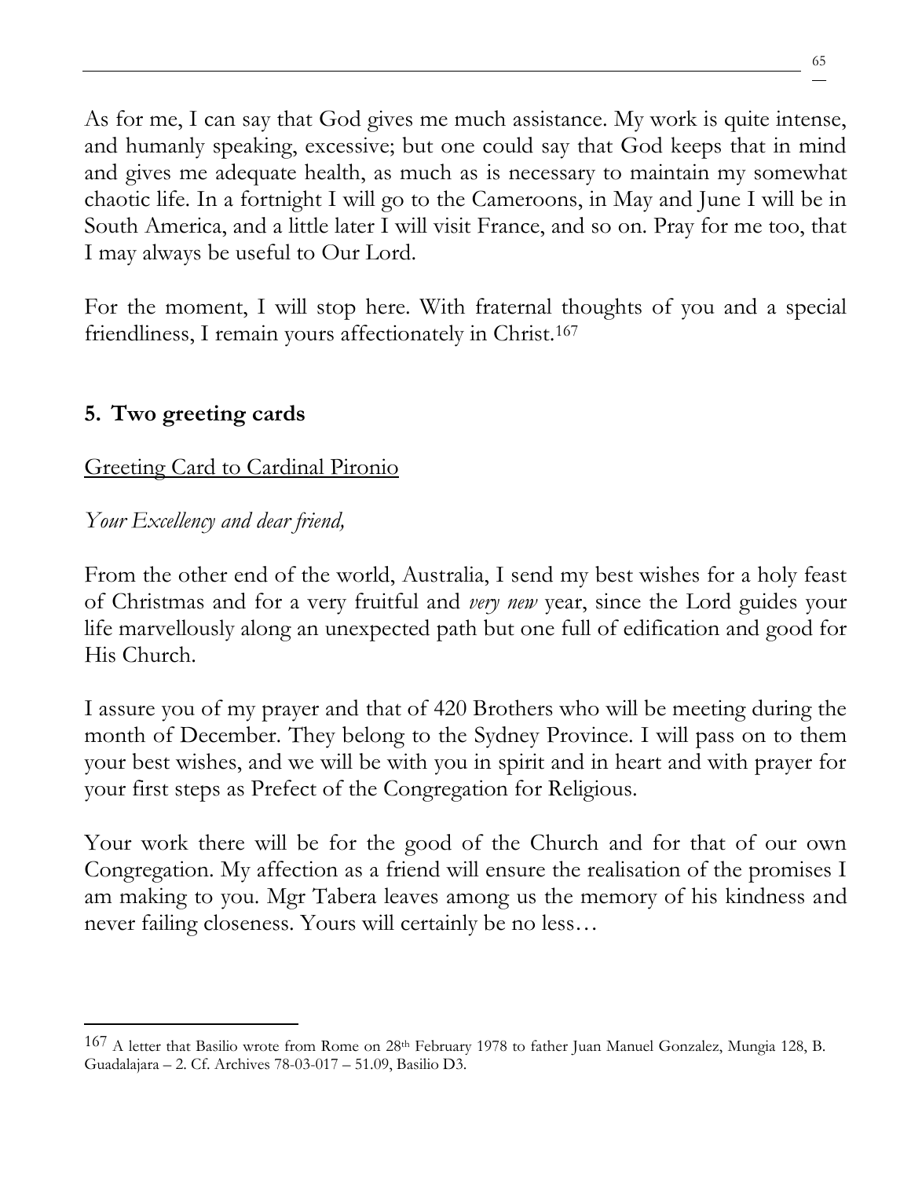As for me, I can say that God gives me much assistance. My work is quite intense, and humanly speaking, excessive; but one could say that God keeps that in mind and gives me adequate health, as much as is necessary to maintain my somewhat chaotic life. In a fortnight I will go to the Cameroons, in May and June I will be in South America, and a little later I will visit France, and so on. Pray for me too, that I may always be useful to Our Lord.

For the moment, I will stop here. With fraternal thoughts of you and a special friendliness, I remain yours affectionately in Christ.[167]

## 5. Two greeting cards

<u>Greeting Card to Cardinal Pironio</u>

*Your Excellency and dear friend,*

From the other end of the world, Australia, I send my best wishes for a holy feast of Christmas and for a very fruitful and *very new* year, since the Lord guides your life marvellously along an unexpected path but one full of edification and good for His Church.

I assure you of my prayer and that of 420 Brothers who will be meeting during the month of December. They belong to the Sydney Province. I will pass on to them your best wishes, and we will be with you in spirit and in heart and with prayer for your first steps as Prefect of the Congregation for Religious.

Your work there will be for the good of the Church and for that of our own Congregation. My affection as a friend will ensure the realisation of the promises I am making to you. Mgr Tabera leaves among us the memory of his kindness and never failing closeness. Yours will certainly be no less…

---

[167] A letter that Basilio wrote from Rome on 28th February 1978 to father Juan Manuel Gonzalez, Mungia 128, B. Guadalajara – 2. Cf. Archives 78-03-017 – 51.09, Basilio D3.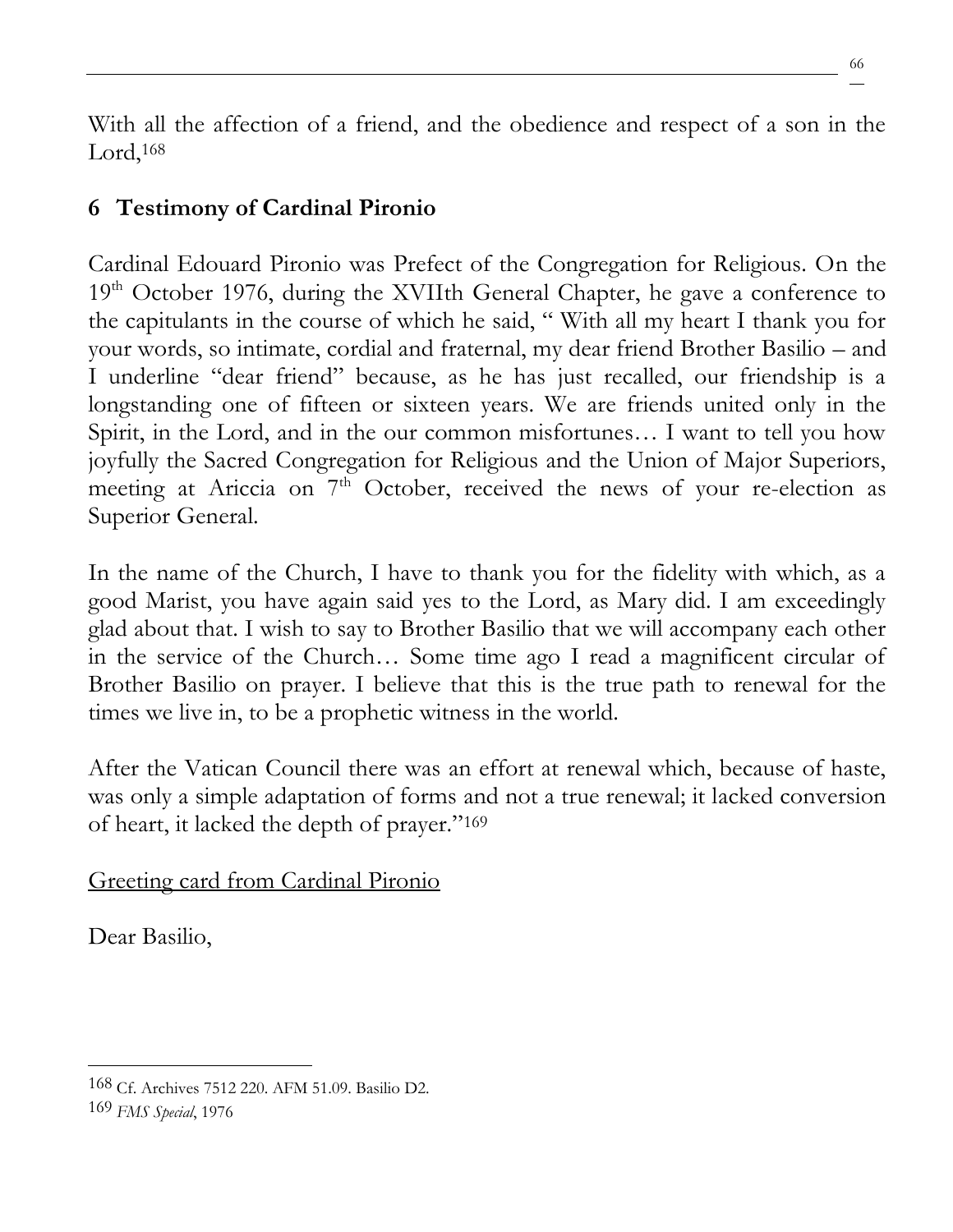With all the affection of a friend, and the obedience and respect of a son in the Lord,[168]

## 6 Testimony of Cardinal Pironio

Cardinal Edouard Pironio was Prefect of the Congregation for Religious. On the 19th October 1976, during the XVIIth General Chapter, he gave a conference to the capitulants in the course of which he said, " With all my heart I thank you for your words, so intimate, cordial and fraternal, my dear friend Brother Basilio – and I underline "dear friend" because, as he has just recalled, our friendship is a longstanding one of fifteen or sixteen years. We are friends united only in the Spirit, in the Lord, and in the our common misfortunes… I want to tell you how joyfully the Sacred Congregation for Religious and the Union of Major Superiors, meeting at Ariccia on 7th October, received the news of your re-election as Superior General.

In the name of the Church, I have to thank you for the fidelity with which, as a good Marist, you have again said yes to the Lord, as Mary did. I am exceedingly glad about that. I wish to say to Brother Basilio that we will accompany each other in the service of the Church… Some time ago I read a magnificent circular of Brother Basilio on prayer. I believe that this is the true path to renewal for the times we live in, to be a prophetic witness in the world.

After the Vatican Council there was an effort at renewal which, because of haste, was only a simple adaptation of forms and not a true renewal; it lacked conversion of heart, it lacked the depth of prayer."[169]

<u>Greeting card from Cardinal Pironio</u>

Dear Basilio,

---

168 Cf. Archives 7512 220. AFM 51.09. Basilio D2.

169 *FMS Special*, 1976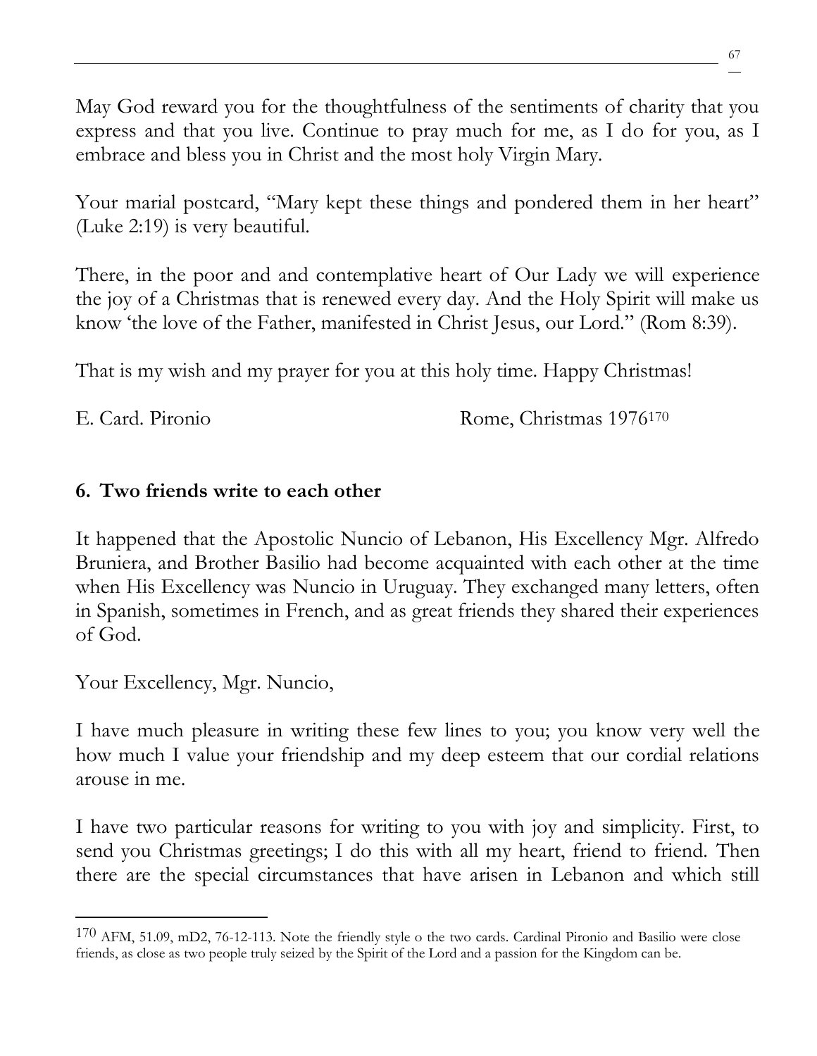May God reward you for the thoughtfulness of the sentiments of charity that you express and that you live. Continue to pray much for me, as I do for you, as I embrace and bless you in Christ and the most holy Virgin Mary.

Your marial postcard, "Mary kept these things and pondered them in her heart" (Luke 2:19) is very beautiful.

There, in the poor and and contemplative heart of Our Lady we will experience the joy of a Christmas that is renewed every day. And the Holy Spirit will make us know 'the love of the Father, manifested in Christ Jesus, our Lord." (Rom 8:39).

That is my wish and my prayer for you at this holy time. Happy Christmas!

E. Card. Pironio Rome, Christmas 1976[170]

**6. Two friends write to each other**

It happened that the Apostolic Nuncio of Lebanon, His Excellency Mgr. Alfredo Bruniera, and Brother Basilio had become acquainted with each other at the time when His Excellency was Nuncio in Uruguay. They exchanged many letters, often in Spanish, sometimes in French, and as great friends they shared their experiences of God.

Your Excellency, Mgr. Nuncio,

I have much pleasure in writing these few lines to you; you know very well the how much I value your friendship and my deep esteem that our cordial relations arouse in me.

I have two particular reasons for writing to you with joy and simplicity. First, to send you Christmas greetings; I do this with all my heart, friend to friend. Then there are the special circumstances that have arisen in Lebanon and which still

---

[170] AFM, 51.09, mD2, 76-12-113. Note the friendly style o the two cards. Cardinal Pironio and Basilio were close friends, as close as two people truly seized by the Spirit of the Lord and a passion for the Kingdom can be.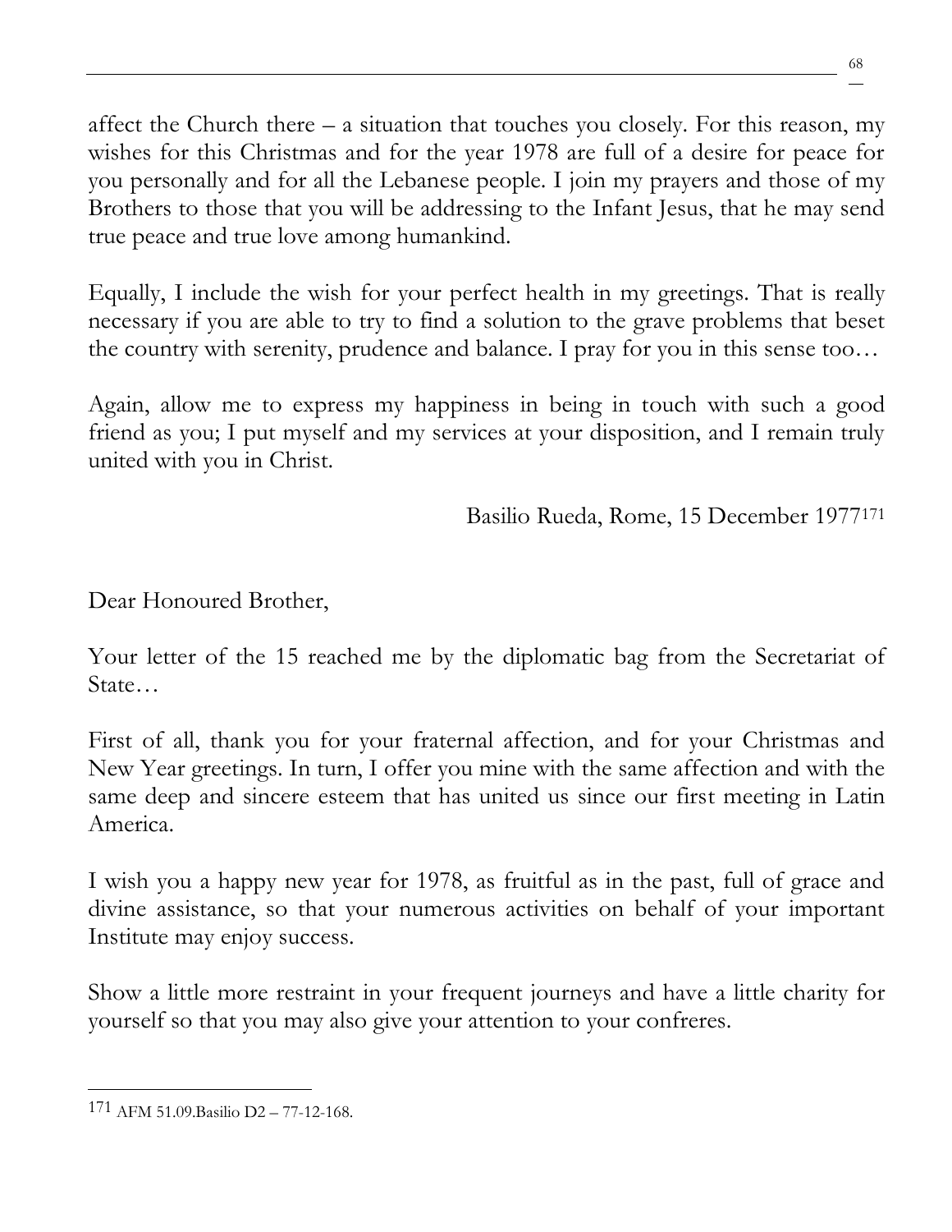affect the Church there – a situation that touches you closely. For this reason, my wishes for this Christmas and for the year 1978 are full of a desire for peace for you personally and for all the Lebanese people. I join my prayers and those of my Brothers to those that you will be addressing to the Infant Jesus, that he may send true peace and true love among humankind.

Equally, I include the wish for your perfect health in my greetings. That is really necessary if you are able to try to find a solution to the grave problems that beset the country with serenity, prudence and balance. I pray for you in this sense too…

Again, allow me to express my happiness in being in touch with such a good friend as you; I put myself and my services at your disposition, and I remain truly united with you in Christ.

Basilio Rueda, Rome, 15 December 1977[171]

Dear Honoured Brother,

Your letter of the 15 reached me by the diplomatic bag from the Secretariat of State…

First of all, thank you for your fraternal affection, and for your Christmas and New Year greetings. In turn, I offer you mine with the same affection and with the same deep and sincere esteem that has united us since our first meeting in Latin America.

I wish you a happy new year for 1978, as fruitful as in the past, full of grace and divine assistance, so that your numerous activities on behalf of your important Institute may enjoy success.

Show a little more restraint in your frequent journeys and have a little charity for yourself so that you may also give your attention to your confreres.

---

[171] AFM 51.09.Basilio D2 – 77-12-168.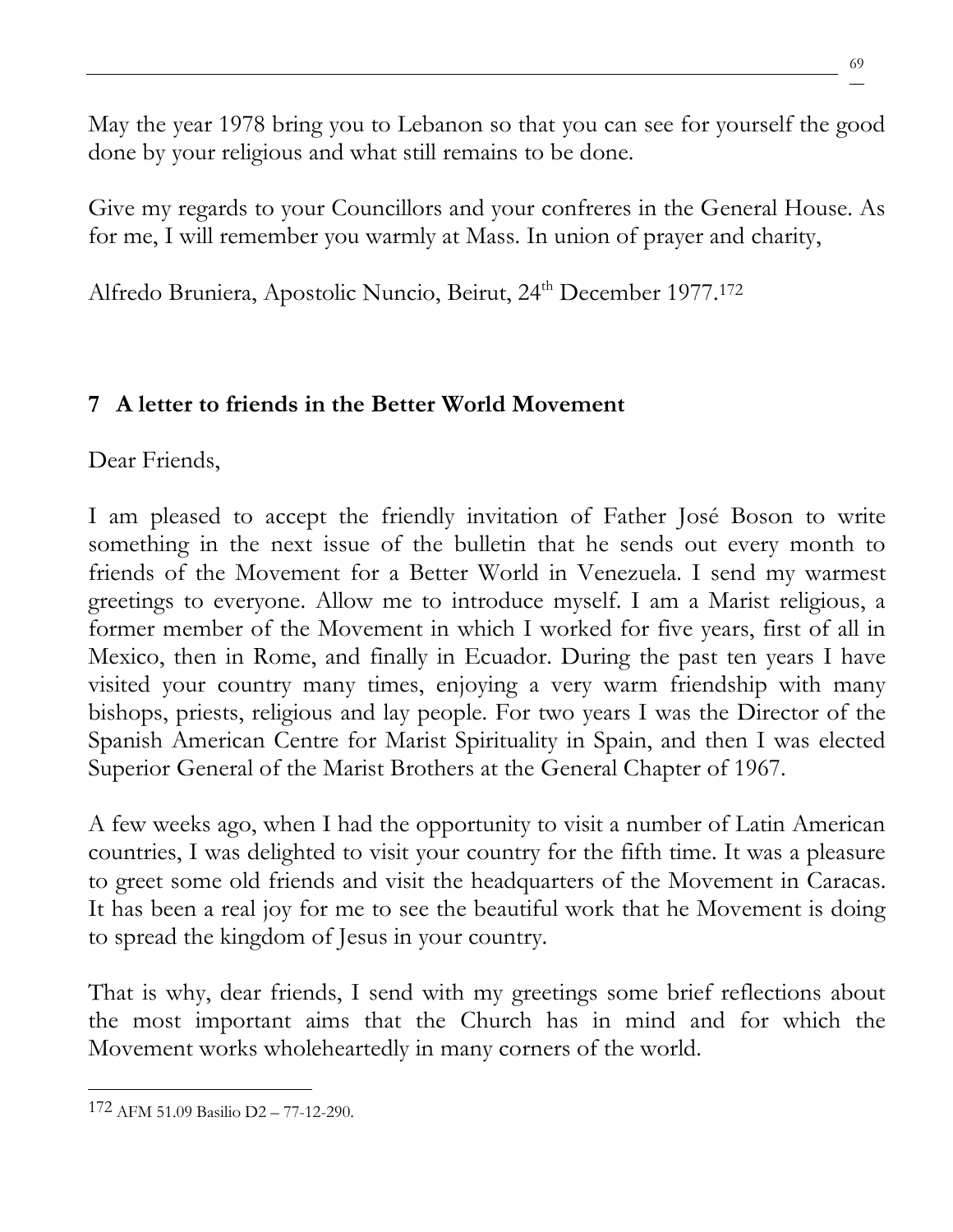May the year 1978 bring you to Lebanon so that you can see for yourself the good done by your religious and what still remains to be done.

Give my regards to your Councillors and your confreres in the General House. As for me, I will remember you warmly at Mass. In union of prayer and charity,

Alfredo Bruniera, Apostolic Nuncio, Beirut, 24th December 1977.[172]

## 7 A letter to friends in the Better World Movement

Dear Friends,

I am pleased to accept the friendly invitation of Father José Boson to write something in the next issue of the bulletin that he sends out every month to friends of the Movement for a Better World in Venezuela. I send my warmest greetings to everyone. Allow me to introduce myself. I am a Marist religious, a former member of the Movement in which I worked for five years, first of all in Mexico, then in Rome, and finally in Ecuador. During the past ten years I have visited your country many times, enjoying a very warm friendship with many bishops, priests, religious and lay people. For two years I was the Director of the Spanish American Centre for Marist Spirituality in Spain, and then I was elected Superior General of the Marist Brothers at the General Chapter of 1967.

A few weeks ago, when I had the opportunity to visit a number of Latin American countries, I was delighted to visit your country for the fifth time. It was a pleasure to greet some old friends and visit the headquarters of the Movement in Caracas. It has been a real joy for me to see the beautiful work that he Movement is doing to spread the kingdom of Jesus in your country.

That is why, dear friends, I send with my greetings some brief reflections about the most important aims that the Church has in mind and for which the Movement works wholeheartedly in many corners of the world.

---

172 AFM 51.09 Basilio D2 – 77-12-290.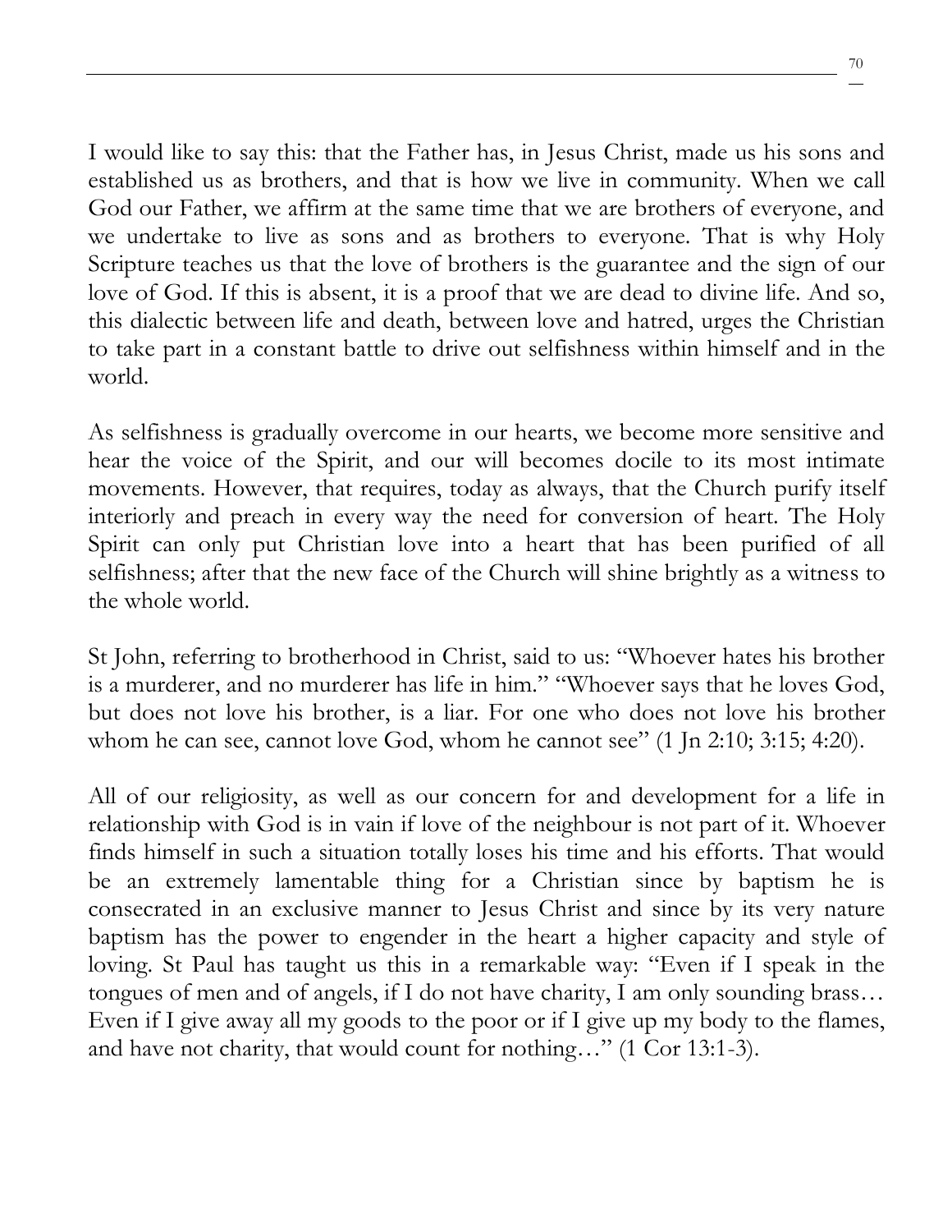I would like to say this: that the Father has, in Jesus Christ, made us his sons and established us as brothers, and that is how we live in community. When we call God our Father, we affirm at the same time that we are brothers of everyone, and we undertake to live as sons and as brothers to everyone. That is why Holy Scripture teaches us that the love of brothers is the guarantee and the sign of our love of God. If this is absent, it is a proof that we are dead to divine life. And so, this dialectic between life and death, between love and hatred, urges the Christian to take part in a constant battle to drive out selfishness within himself and in the world.

As selfishness is gradually overcome in our hearts, we become more sensitive and hear the voice of the Spirit, and our will becomes docile to its most intimate movements. However, that requires, today as always, that the Church purify itself interiorly and preach in every way the need for conversion of heart. The Holy Spirit can only put Christian love into a heart that has been purified of all selfishness; after that the new face of the Church will shine brightly as a witness to the whole world.

St John, referring to brotherhood in Christ, said to us: "Whoever hates his brother is a murderer, and no murderer has life in him." "Whoever says that he loves God, but does not love his brother, is a liar. For one who does not love his brother whom he can see, cannot love God, whom he cannot see" (1 Jn 2:10; 3:15; 4:20).

All of our religiosity, as well as our concern for and development for a life in relationship with God is in vain if love of the neighbour is not part of it. Whoever finds himself in such a situation totally loses his time and his efforts. That would be an extremely lamentable thing for a Christian since by baptism he is consecrated in an exclusive manner to Jesus Christ and since by its very nature baptism has the power to engender in the heart a higher capacity and style of loving. St Paul has taught us this in a remarkable way: "Even if I speak in the tongues of men and of angels, if I do not have charity, I am only sounding brass… Even if I give away all my goods to the poor or if I give up my body to the flames, and have not charity, that would count for nothing…" (1 Cor 13:1-3).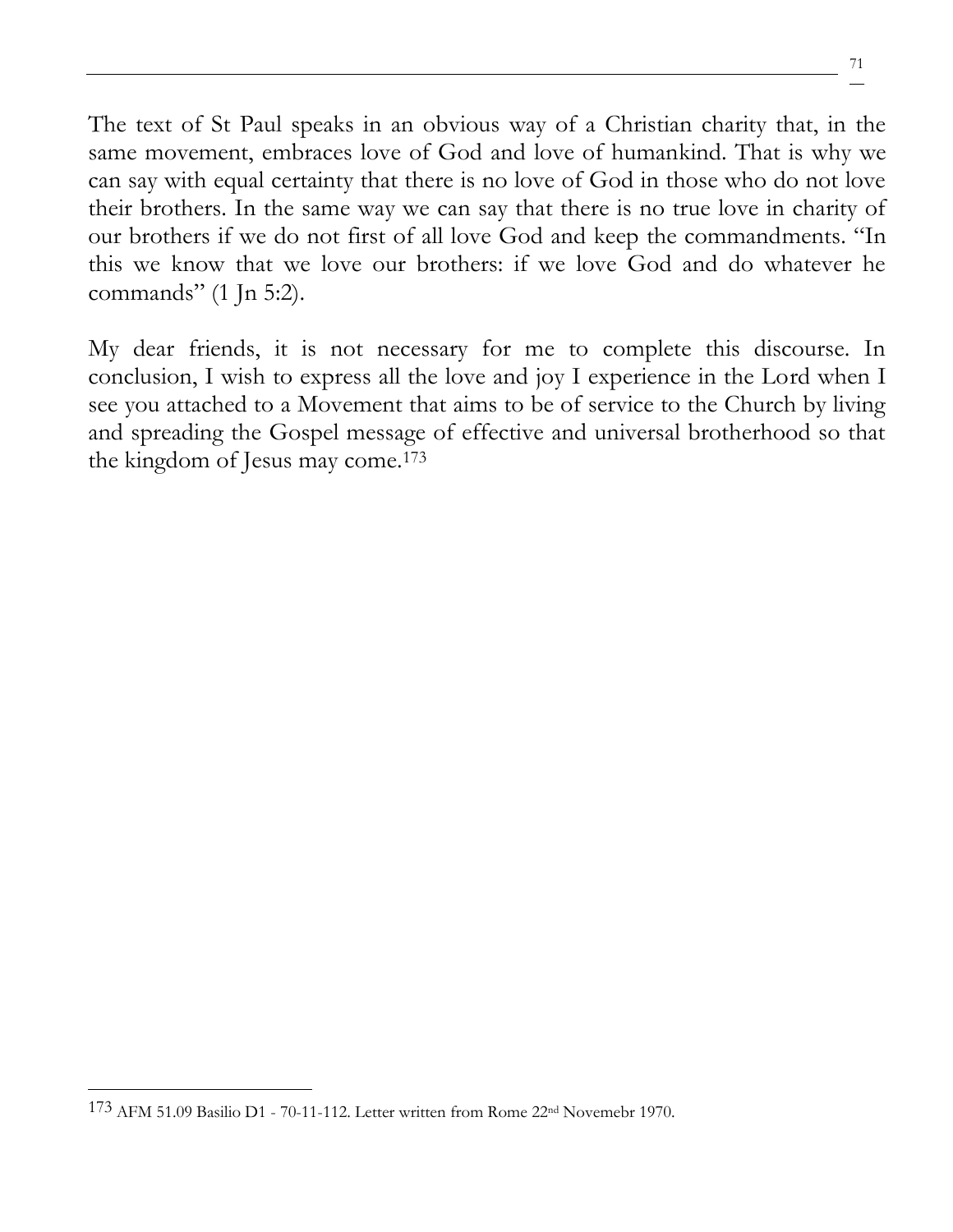The text of St Paul speaks in an obvious way of a Christian charity that, in the same movement, embraces love of God and love of humankind. That is why we can say with equal certainty that there is no love of God in those who do not love their brothers. In the same way we can say that there is no true love in charity of our brothers if we do not first of all love God and keep the commandments. "In this we know that we love our brothers: if we love God and do whatever he commands" (1 Jn 5:2).

My dear friends, it is not necessary for me to complete this discourse. In conclusion, I wish to express all the love and joy I experience in the Lord when I see you attached to a Movement that aims to be of service to the Church by living and spreading the Gospel message of effective and universal brotherhood so that the kingdom of Jesus may come.[173]

---

[173] AFM 51.09 Basilio D1 - 70-11-112. Letter written from Rome 22nd Novemebr 1970.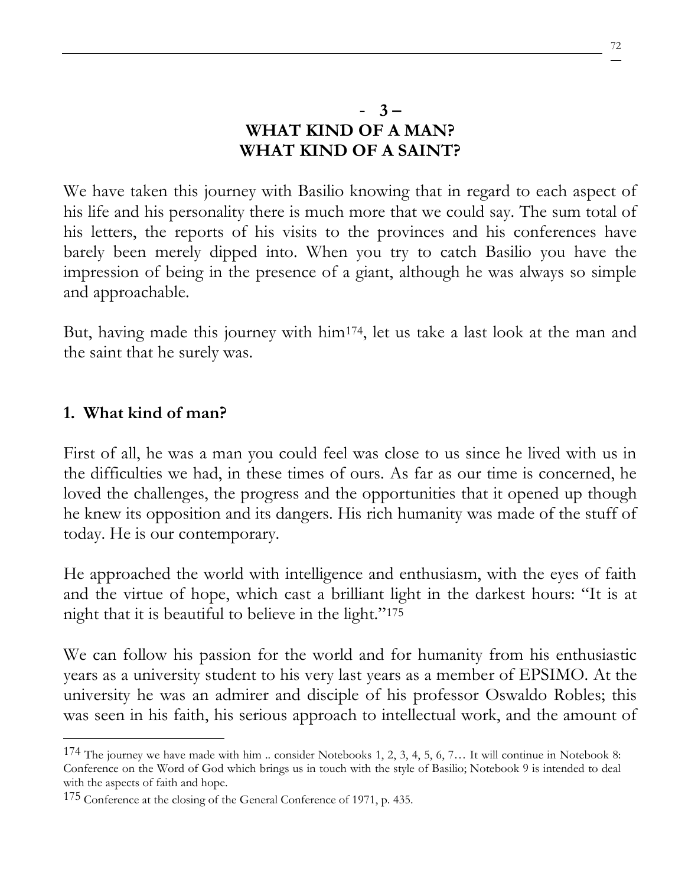# - 3 –
# WHAT KIND OF A MAN?
# WHAT KIND OF A SAINT?

We have taken this journey with Basilio knowing that in regard to each aspect of his life and his personality there is much more that we could say. The sum total of his letters, the reports of his visits to the provinces and his conferences have barely been merely dipped into. When you try to catch Basilio you have the impression of being in the presence of a giant, although he was always so simple and approachable.

But, having made this journey with him[174], let us take a last look at the man and the saint that he surely was.

## 1. What kind of man?

First of all, he was a man you could feel was close to us since he lived with us in the difficulties we had, in these times of ours. As far as our time is concerned, he loved the challenges, the progress and the opportunities that it opened up though he knew its opposition and its dangers. His rich humanity was made of the stuff of today. He is our contemporary.

He approached the world with intelligence and enthusiasm, with the eyes of faith and the virtue of hope, which cast a brilliant light in the darkest hours: "It is at night that it is beautiful to believe in the light."[175]

We can follow his passion for the world and for humanity from his enthusiastic years as a university student to his very last years as a member of EPSIMO. At the university he was an admirer and disciple of his professor Oswaldo Robles; this was seen in his faith, his serious approach to intellectual work, and the amount of

---

[174] The journey we have made with him .. consider Notebooks 1, 2, 3, 4, 5, 6, 7… It will continue in Notebook 8: Conference on the Word of God which brings us in touch with the style of Basilio; Notebook 9 is intended to deal with the aspects of faith and hope.

[175] Conference at the closing of the General Conference of 1971, p. 435.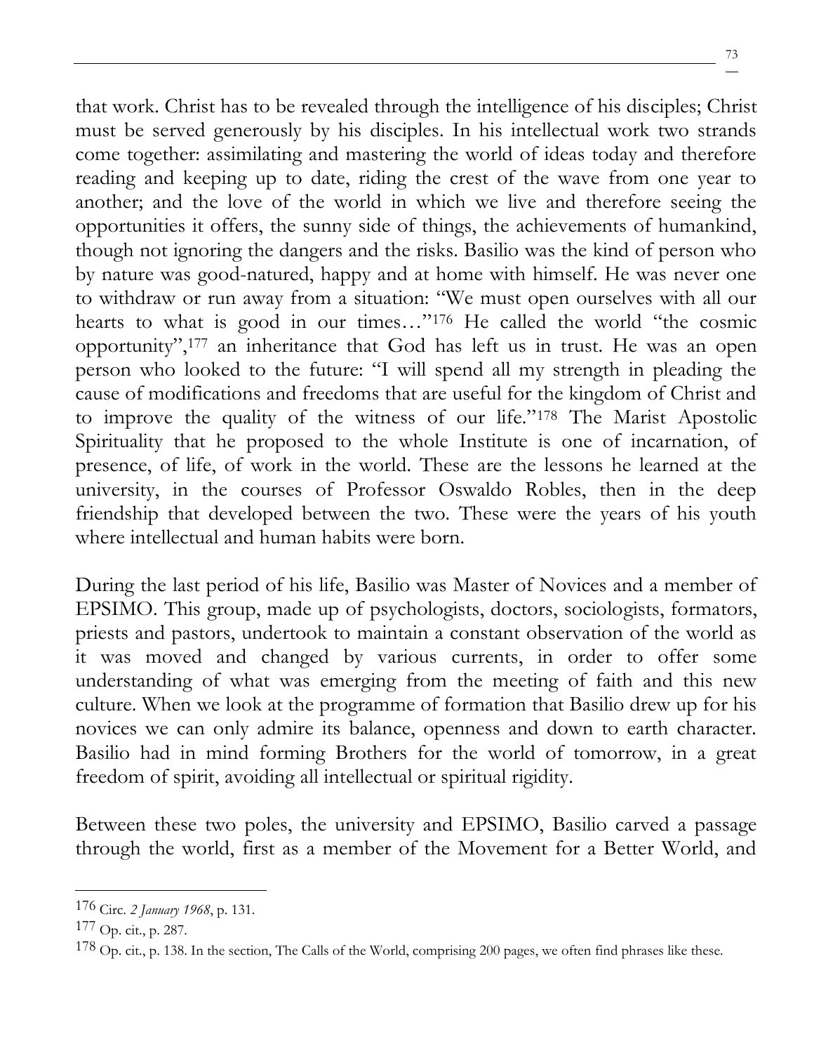that work. Christ has to be revealed through the intelligence of his disciples; Christ must be served generously by his disciples. In his intellectual work two strands come together: assimilating and mastering the world of ideas today and therefore reading and keeping up to date, riding the crest of the wave from one year to another; and the love of the world in which we live and therefore seeing the opportunities it offers, the sunny side of things, the achievements of humankind, though not ignoring the dangers and the risks. Basilio was the kind of person who by nature was good-natured, happy and at home with himself. He was never one to withdraw or run away from a situation: "We must open ourselves with all our hearts to what is good in our times…"[176] He called the world "the cosmic opportunity",[177] an inheritance that God has left us in trust. He was an open person who looked to the future: "I will spend all my strength in pleading the cause of modifications and freedoms that are useful for the kingdom of Christ and to improve the quality of the witness of our life."[178] The Marist Apostolic Spirituality that he proposed to the whole Institute is one of incarnation, of presence, of life, of work in the world. These are the lessons he learned at the university, in the courses of Professor Oswaldo Robles, then in the deep friendship that developed between the two. These were the years of his youth where intellectual and human habits were born.

During the last period of his life, Basilio was Master of Novices and a member of EPSIMO. This group, made up of psychologists, doctors, sociologists, formators, priests and pastors, undertook to maintain a constant observation of the world as it was moved and changed by various currents, in order to offer some understanding of what was emerging from the meeting of faith and this new culture. When we look at the programme of formation that Basilio drew up for his novices we can only admire its balance, openness and down to earth character. Basilio had in mind forming Brothers for the world of tomorrow, in a great freedom of spirit, avoiding all intellectual or spiritual rigidity.

Between these two poles, the university and EPSIMO, Basilio carved a passage through the world, first as a member of the Movement for a Better World, and

---

[176] Circ. *2 January 1968*, p. 131.

[177] Op. cit., p. 287.

[178] Op. cit., p. 138. In the section, The Calls of the World, comprising 200 pages, we often find phrases like these.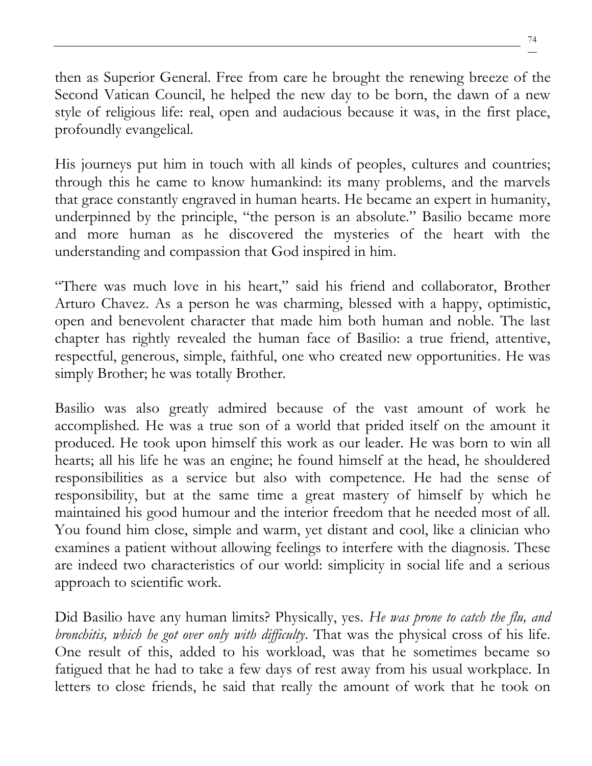then as Superior General. Free from care he brought the renewing breeze of the Second Vatican Council, he helped the new day to be born, the dawn of a new style of religious life: real, open and audacious because it was, in the first place, profoundly evangelical.

His journeys put him in touch with all kinds of peoples, cultures and countries; through this he came to know humankind: its many problems, and the marvels that grace constantly engraved in human hearts. He became an expert in humanity, underpinned by the principle, "the person is an absolute." Basilio became more and more human as he discovered the mysteries of the heart with the understanding and compassion that God inspired in him.

"There was much love in his heart," said his friend and collaborator, Brother Arturo Chavez. As a person he was charming, blessed with a happy, optimistic, open and benevolent character that made him both human and noble. The last chapter has rightly revealed the human face of Basilio: a true friend, attentive, respectful, generous, simple, faithful, one who created new opportunities. He was simply Brother; he was totally Brother.

Basilio was also greatly admired because of the vast amount of work he accomplished. He was a true son of a world that prided itself on the amount it produced. He took upon himself this work as our leader. He was born to win all hearts; all his life he was an engine; he found himself at the head, he shouldered responsibilities as a service but also with competence. He had the sense of responsibility, but at the same time a great mastery of himself by which he maintained his good humour and the interior freedom that he needed most of all. You found him close, simple and warm, yet distant and cool, like a clinician who examines a patient without allowing feelings to interfere with the diagnosis. These are indeed two characteristics of our world: simplicity in social life and a serious approach to scientific work.

Did Basilio have any human limits? Physically, yes. *He was prone to catch the flu, and bronchitis, which he got over only with difficulty*. That was the physical cross of his life. One result of this, added to his workload, was that he sometimes became so fatigued that he had to take a few days of rest away from his usual workplace. In letters to close friends, he said that really the amount of work that he took on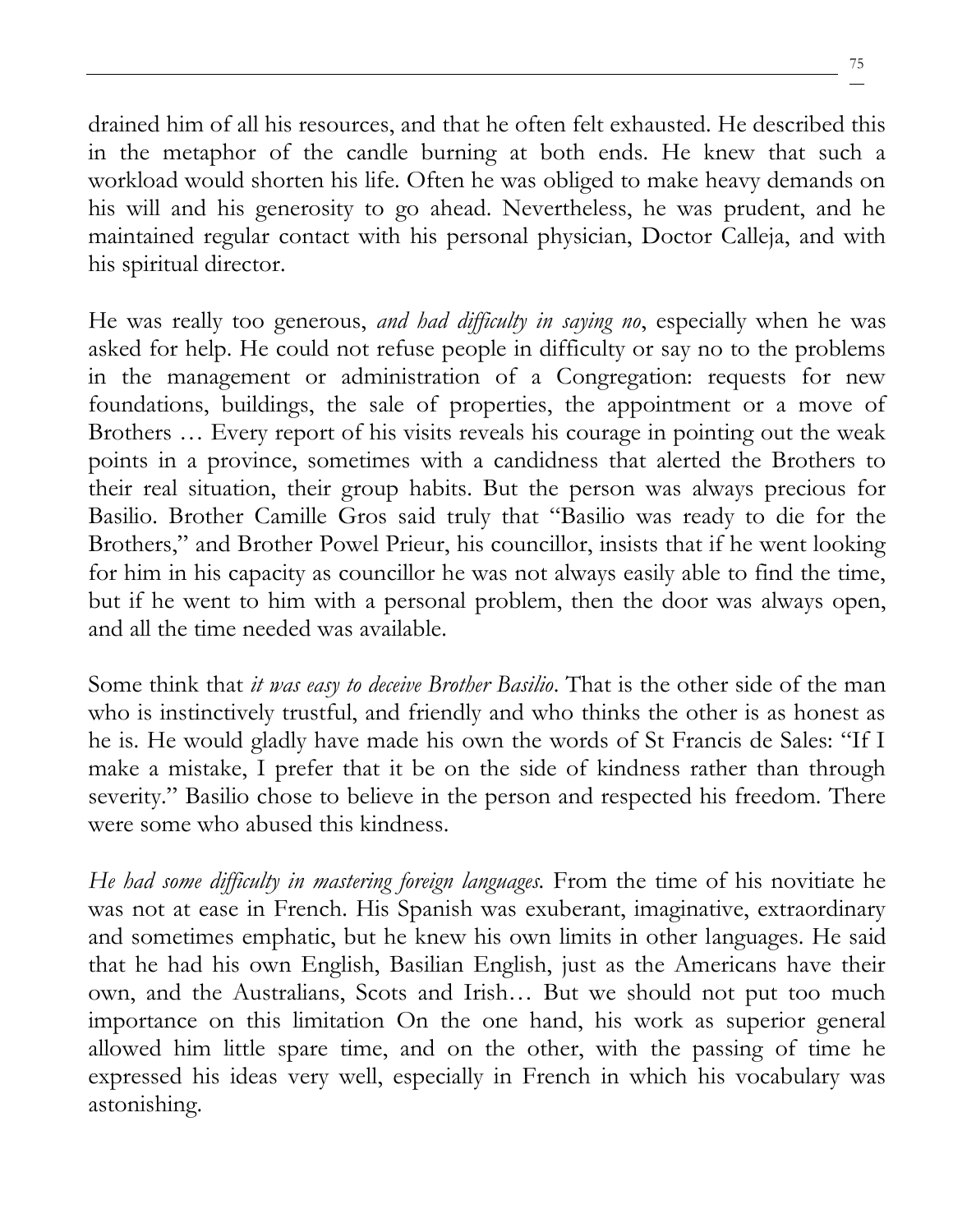drained him of all his resources, and that he often felt exhausted. He described this in the metaphor of the candle burning at both ends. He knew that such a workload would shorten his life. Often he was obliged to make heavy demands on his will and his generosity to go ahead. Nevertheless, he was prudent, and he maintained regular contact with his personal physician, Doctor Calleja, and with his spiritual director.

He was really too generous, *and had difficulty in saying no*, especially when he was asked for help. He could not refuse people in difficulty or say no to the problems in the management or administration of a Congregation: requests for new foundations, buildings, the sale of properties, the appointment or a move of Brothers … Every report of his visits reveals his courage in pointing out the weak points in a province, sometimes with a candidness that alerted the Brothers to their real situation, their group habits. But the person was always precious for Basilio. Brother Camille Gros said truly that "Basilio was ready to die for the Brothers," and Brother Powel Prieur, his councillor, insists that if he went looking for him in his capacity as councillor he was not always easily able to find the time, but if he went to him with a personal problem, then the door was always open, and all the time needed was available.

Some think that *it was easy to deceive Brother Basilio*. That is the other side of the man who is instinctively trustful, and friendly and who thinks the other is as honest as he is. He would gladly have made his own the words of St Francis de Sales: "If I make a mistake, I prefer that it be on the side of kindness rather than through severity." Basilio chose to believe in the person and respected his freedom. There were some who abused this kindness.

*He had some difficulty in mastering foreign languages.* From the time of his novitiate he was not at ease in French. His Spanish was exuberant, imaginative, extraordinary and sometimes emphatic, but he knew his own limits in other languages. He said that he had his own English, Basilian English, just as the Americans have their own, and the Australians, Scots and Irish… But we should not put too much importance on this limitation On the one hand, his work as superior general allowed him little spare time, and on the other, with the passing of time he expressed his ideas very well, especially in French in which his vocabulary was astonishing.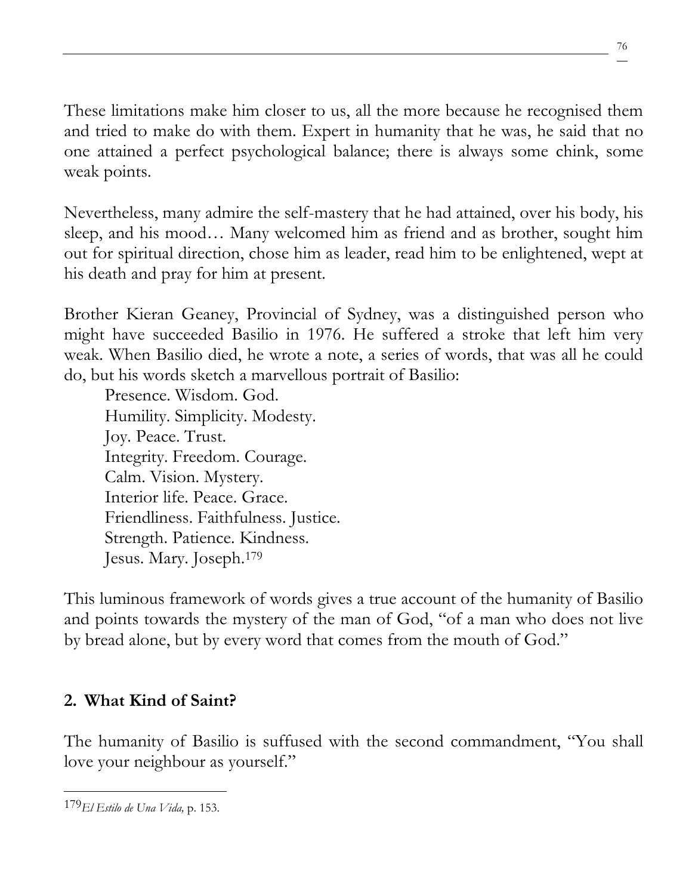These limitations make him closer to us, all the more because he recognised them and tried to make do with them. Expert in humanity that he was, he said that no one attained a perfect psychological balance; there is always some chink, some weak points.

Nevertheless, many admire the self-mastery that he had attained, over his body, his sleep, and his mood… Many welcomed him as friend and as brother, sought him out for spiritual direction, chose him as leader, read him to be enlightened, wept at his death and pray for him at present.

Brother Kieran Geaney, Provincial of Sydney, was a distinguished person who might have succeeded Basilio in 1976. He suffered a stroke that left him very weak. When Basilio died, he wrote a note, a series of words, that was all he could do, but his words sketch a marvellous portrait of Basilio:

> Presence. Wisdom. God.
> Humility. Simplicity. Modesty.
> Joy. Peace. Trust.
> Integrity. Freedom. Courage.
> Calm. Vision. Mystery.
> Interior life. Peace. Grace.
> Friendliness. Faithfulness. Justice.
> Strength. Patience. Kindness.
> Jesus. Mary. Joseph.[179]

This luminous framework of words gives a true account of the humanity of Basilio and points towards the mystery of the man of God, "of a man who does not live by bread alone, but by every word that comes from the mouth of God."

## 2. What Kind of Saint?

The humanity of Basilio is suffused with the second commandment, "You shall love your neighbour as yourself."

---

[179] *El Estilo de Una Vida,* p. 153.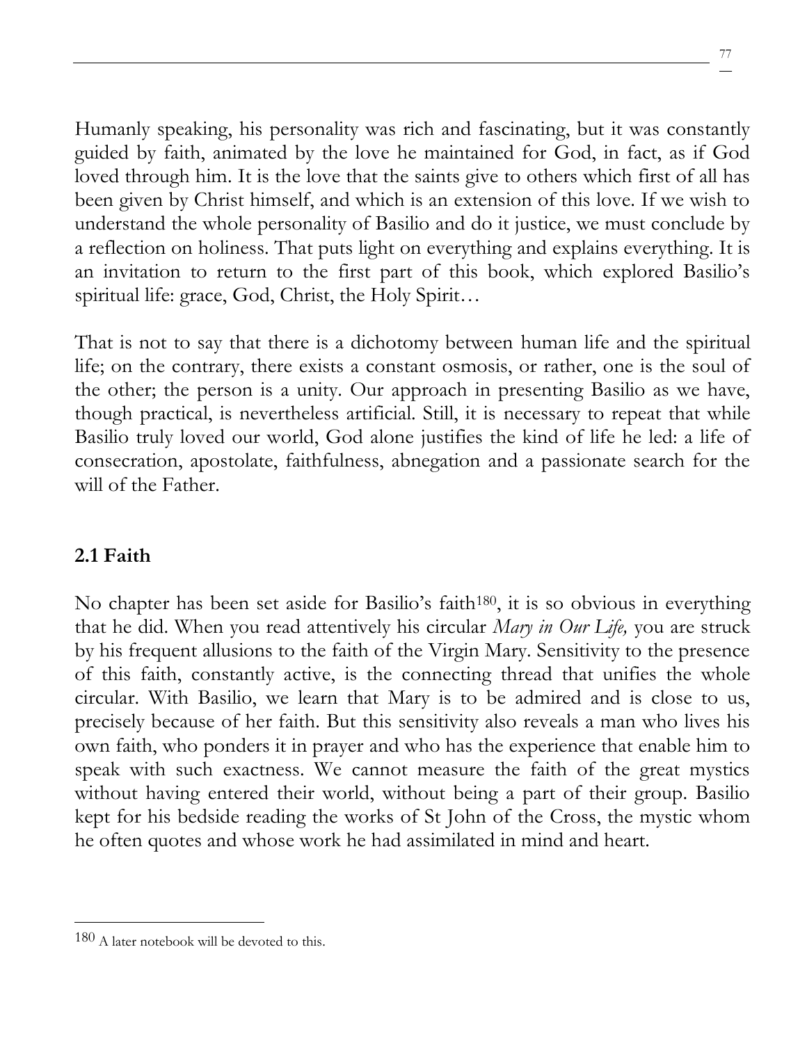Humanly speaking, his personality was rich and fascinating, but it was constantly guided by faith, animated by the love he maintained for God, in fact, as if God loved through him. It is the love that the saints give to others which first of all has been given by Christ himself, and which is an extension of this love. If we wish to understand the whole personality of Basilio and do it justice, we must conclude by a reflection on holiness. That puts light on everything and explains everything. It is an invitation to return to the first part of this book, which explored Basilio's spiritual life: grace, God, Christ, the Holy Spirit…

That is not to say that there is a dichotomy between human life and the spiritual life; on the contrary, there exists a constant osmosis, or rather, one is the soul of the other; the person is a unity. Our approach in presenting Basilio as we have, though practical, is nevertheless artificial. Still, it is necessary to repeat that while Basilio truly loved our world, God alone justifies the kind of life he led: a life of consecration, apostolate, faithfulness, abnegation and a passionate search for the will of the Father.

## 2.1 Faith

No chapter has been set aside for Basilio's faith[180], it is so obvious in everything that he did. When you read attentively his circular *Mary in Our Life,* you are struck by his frequent allusions to the faith of the Virgin Mary. Sensitivity to the presence of this faith, constantly active, is the connecting thread that unifies the whole circular. With Basilio, we learn that Mary is to be admired and is close to us, precisely because of her faith. But this sensitivity also reveals a man who lives his own faith, who ponders it in prayer and who has the experience that enable him to speak with such exactness. We cannot measure the faith of the great mystics without having entered their world, without being a part of their group. Basilio kept for his bedside reading the works of St John of the Cross, the mystic whom he often quotes and whose work he had assimilated in mind and heart.

---

[180] A later notebook will be devoted to this.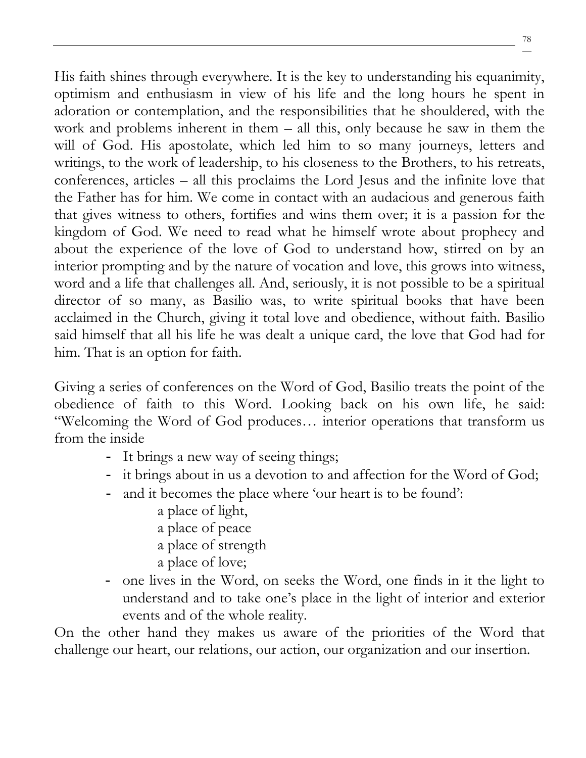His faith shines through everywhere. It is the key to understanding his equanimity, optimism and enthusiasm in view of his life and the long hours he spent in adoration or contemplation, and the responsibilities that he shouldered, with the work and problems inherent in them – all this, only because he saw in them the will of God. His apostolate, which led him to so many journeys, letters and writings, to the work of leadership, to his closeness to the Brothers, to his retreats, conferences, articles – all this proclaims the Lord Jesus and the infinite love that the Father has for him. We come in contact with an audacious and generous faith that gives witness to others, fortifies and wins them over; it is a passion for the kingdom of God. We need to read what he himself wrote about prophecy and about the experience of the love of God to understand how, stirred on by an interior prompting and by the nature of vocation and love, this grows into witness, word and a life that challenges all. And, seriously, it is not possible to be a spiritual director of so many, as Basilio was, to write spiritual books that have been acclaimed in the Church, giving it total love and obedience, without faith. Basilio said himself that all his life he was dealt a unique card, the love that God had for him. That is an option for faith.

Giving a series of conferences on the Word of God, Basilio treats the point of the obedience of faith to this Word. Looking back on his own life, he said: "Welcoming the Word of God produces… interior operations that transform us from the inside

- It brings a new way of seeing things;
- it brings about in us a devotion to and affection for the Word of God;
- and it becomes the place where 'our heart is to be found':
  - a place of light,
  - a place of peace
  - a place of strength
  - a place of love;
- one lives in the Word, on seeks the Word, one finds in it the light to understand and to take one's place in the light of interior and exterior events and of the whole reality.

On the other hand they makes us aware of the priorities of the Word that challenge our heart, our relations, our action, our organization and our insertion.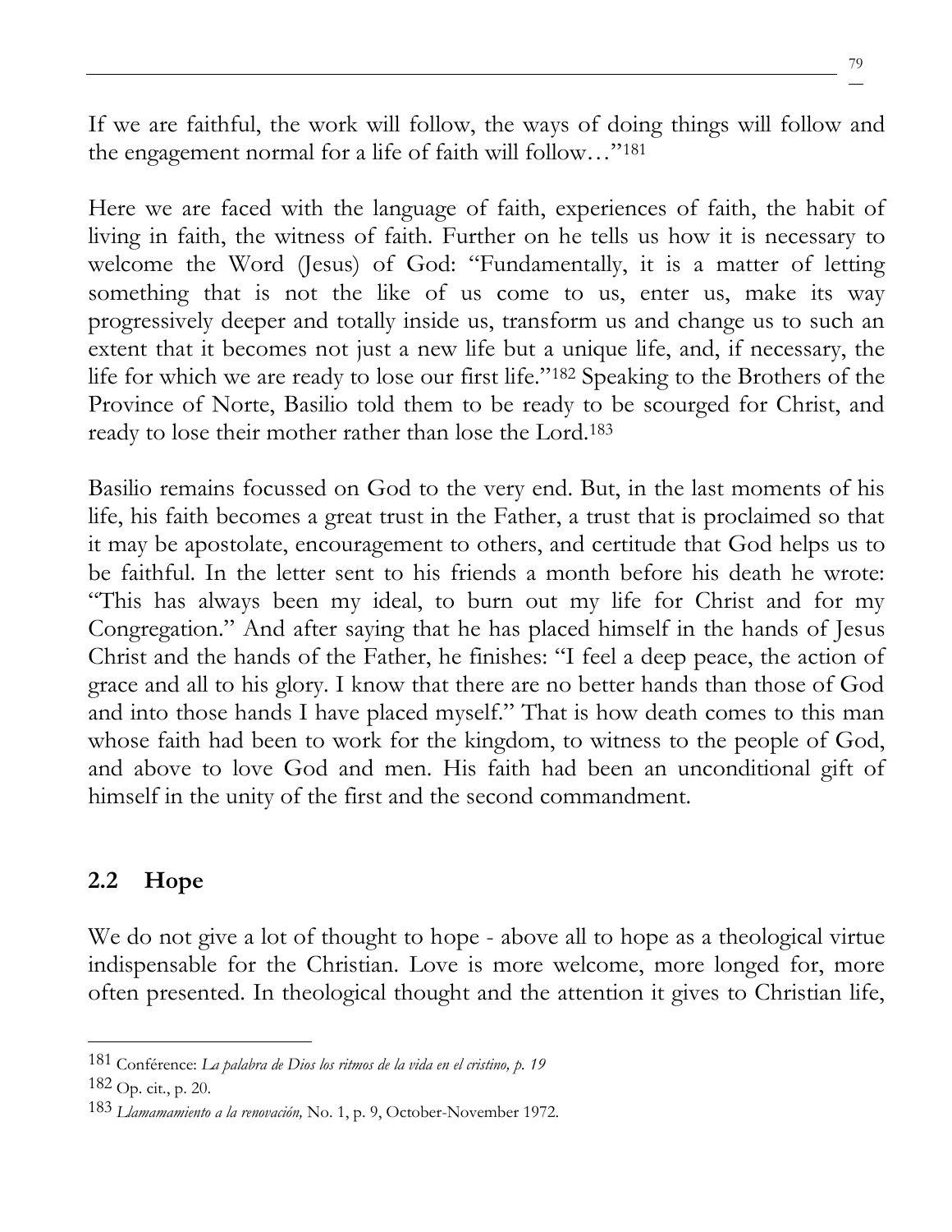If we are faithful, the work will follow, the ways of doing things will follow and the engagement normal for a life of faith will follow…"[181]

Here we are faced with the language of faith, experiences of faith, the habit of living in faith, the witness of faith. Further on he tells us how it is necessary to welcome the Word (Jesus) of God: "Fundamentally, it is a matter of letting something that is not the like of us come to us, enter us, make its way progressively deeper and totally inside us, transform us and change us to such an extent that it becomes not just a new life but a unique life, and, if necessary, the life for which we are ready to lose our first life."[182] Speaking to the Brothers of the Province of Norte, Basilio told them to be ready to be scourged for Christ, and ready to lose their mother rather than lose the Lord.[183]

Basilio remains focussed on God to the very end. But, in the last moments of his life, his faith becomes a great trust in the Father, a trust that is proclaimed so that it may be apostolate, encouragement to others, and certitude that God helps us to be faithful. In the letter sent to his friends a month before his death he wrote: "This has always been my ideal, to burn out my life for Christ and for my Congregation." And after saying that he has placed himself in the hands of Jesus Christ and the hands of the Father, he finishes: "I feel a deep peace, the action of grace and all to his glory. I know that there are no better hands than those of God and into those hands I have placed myself." That is how death comes to this man whose faith had been to work for the kingdom, to witness to the people of God, and above to love God and men. His faith had been an unconditional gift of himself in the unity of the first and the second commandment.

## 2.2 Hope

We do not give a lot of thought to hope - above all to hope as a theological virtue indispensable for the Christian. Love is more welcome, more longed for, more often presented. In theological thought and the attention it gives to Christian life,

---

181 Conférence: *La palabra de Dios los ritmos de la vida en el cristino, p. 19*

182 Op. cit., p. 20.

183 *Llamamamiento a la renovación,* No. 1, p. 9, October-November 1972.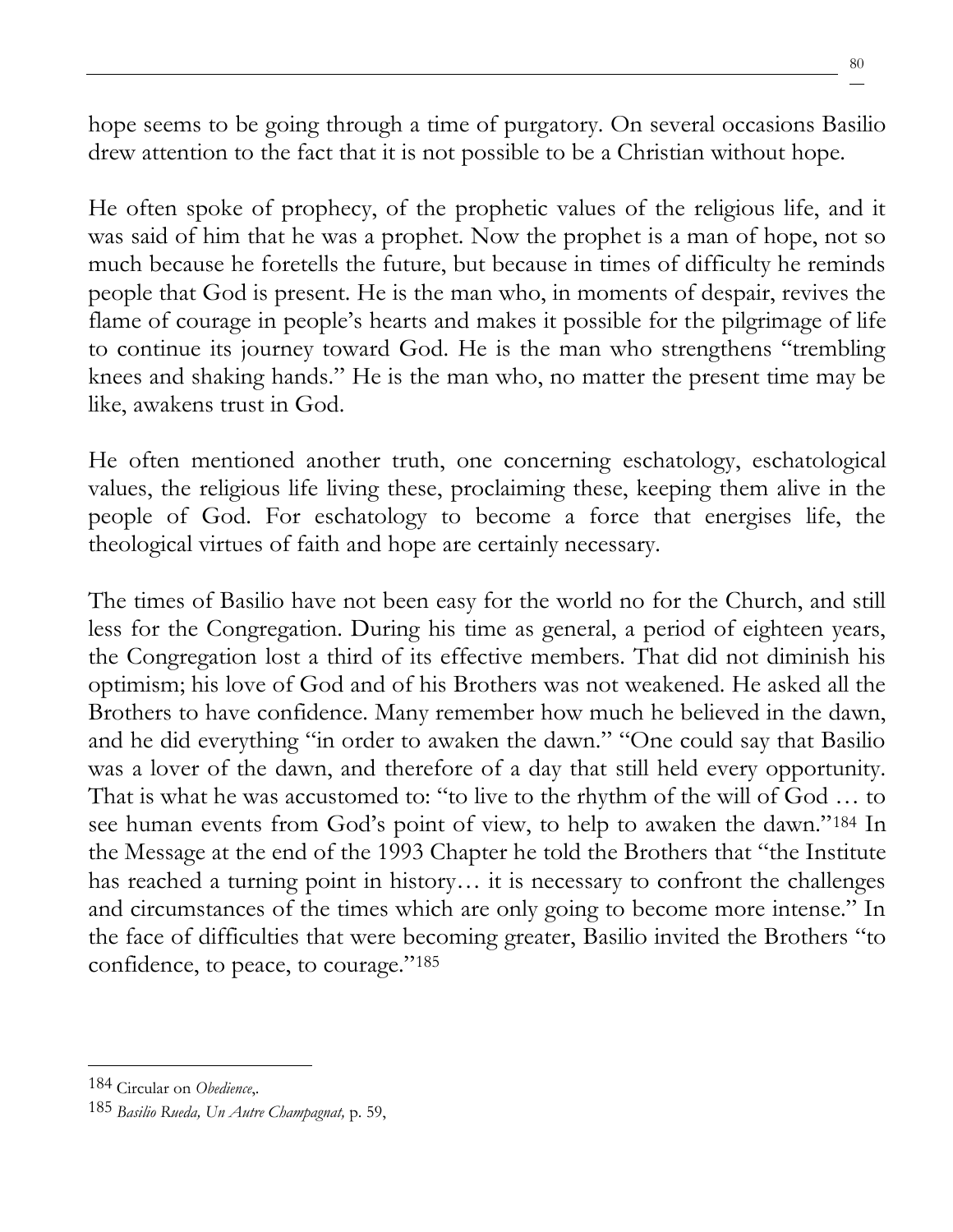hope seems to be going through a time of purgatory. On several occasions Basilio drew attention to the fact that it is not possible to be a Christian without hope.

He often spoke of prophecy, of the prophetic values of the religious life, and it was said of him that he was a prophet. Now the prophet is a man of hope, not so much because he foretells the future, but because in times of difficulty he reminds people that God is present. He is the man who, in moments of despair, revives the flame of courage in people's hearts and makes it possible for the pilgrimage of life to continue its journey toward God. He is the man who strengthens "trembling knees and shaking hands." He is the man who, no matter the present time may be like, awakens trust in God.

He often mentioned another truth, one concerning eschatology, eschatological values, the religious life living these, proclaiming these, keeping them alive in the people of God. For eschatology to become a force that energises life, the theological virtues of faith and hope are certainly necessary.

The times of Basilio have not been easy for the world no for the Church, and still less for the Congregation. During his time as general, a period of eighteen years, the Congregation lost a third of its effective members. That did not diminish his optimism; his love of God and of his Brothers was not weakened. He asked all the Brothers to have confidence. Many remember how much he believed in the dawn, and he did everything "in order to awaken the dawn." "One could say that Basilio was a lover of the dawn, and therefore of a day that still held every opportunity. That is what he was accustomed to: "to live to the rhythm of the will of God … to see human events from God's point of view, to help to awaken the dawn."[184] In the Message at the end of the 1993 Chapter he told the Brothers that "the Institute has reached a turning point in history… it is necessary to confront the challenges and circumstances of the times which are only going to become more intense." In the face of difficulties that were becoming greater, Basilio invited the Brothers "to confidence, to peace, to courage."[185]

---

184 Circular on *Obedience*,.

185 *Basilio Rueda, Un Autre Champagnat,* p. 59,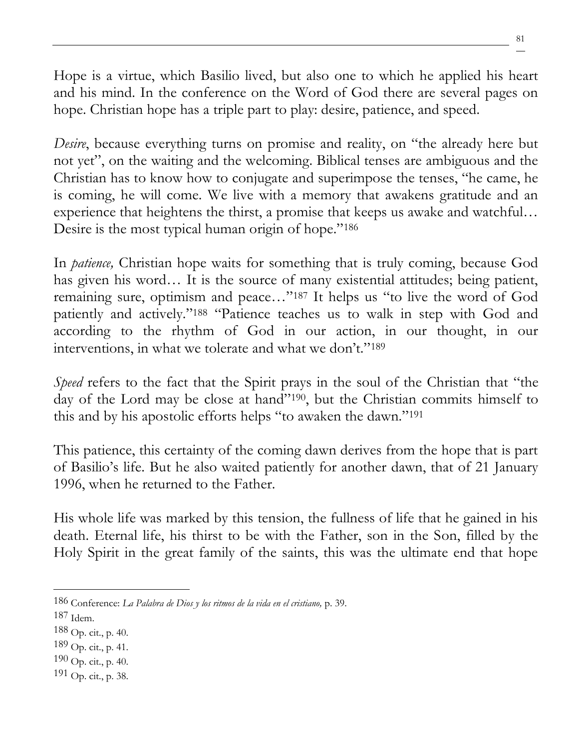Hope is a virtue, which Basilio lived, but also one to which he applied his heart and his mind. In the conference on the Word of God there are several pages on hope. Christian hope has a triple part to play: desire, patience, and speed.

*Desire*, because everything turns on promise and reality, on "the already here but not yet", on the waiting and the welcoming. Biblical tenses are ambiguous and the Christian has to know how to conjugate and superimpose the tenses, "he came, he is coming, he will come. We live with a memory that awakens gratitude and an experience that heightens the thirst, a promise that keeps us awake and watchful… Desire is the most typical human origin of hope."[186]

In *patience,* Christian hope waits for something that is truly coming, because God has given his word… It is the source of many existential attitudes; being patient, remaining sure, optimism and peace…"[187] It helps us "to live the word of God patiently and actively."[188] "Patience teaches us to walk in step with God and according to the rhythm of God in our action, in our thought, in our interventions, in what we tolerate and what we don't."[189]

*Speed* refers to the fact that the Spirit prays in the soul of the Christian that "the day of the Lord may be close at hand"[190], but the Christian commits himself to this and by his apostolic efforts helps "to awaken the dawn."[191]

This patience, this certainty of the coming dawn derives from the hope that is part of Basilio's life. But he also waited patiently for another dawn, that of 21 January 1996, when he returned to the Father.

His whole life was marked by this tension, the fullness of life that he gained in his death. Eternal life, his thirst to be with the Father, son in the Son, filled by the Holy Spirit in the great family of the saints, this was the ultimate end that hope

---

[186] Conference: *La Palabra de Dios y los ritmos de la vida en el cristiano,* p. 39.

[187] Idem.

[188] Op. cit., p. 40.

[189] Op. cit., p. 41.

[190] Op. cit., p. 40.

[191] Op. cit., p. 38.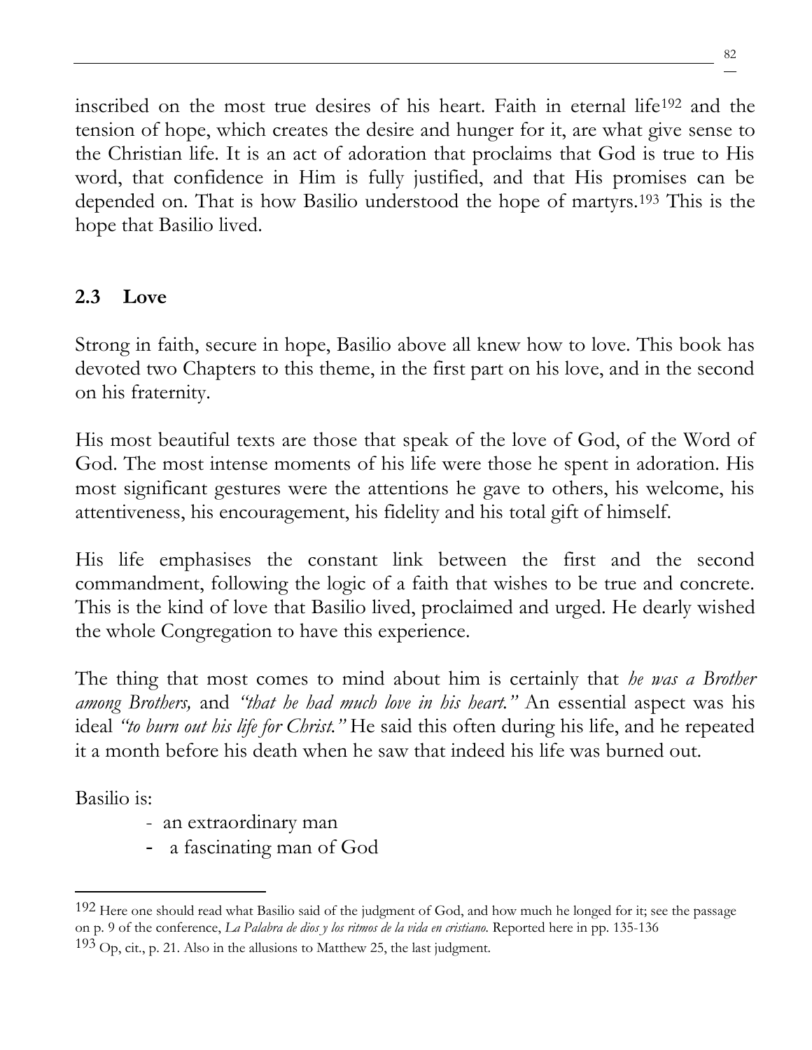inscribed on the most true desires of his heart. Faith in eternal life[192] and the tension of hope, which creates the desire and hunger for it, are what give sense to the Christian life. It is an act of adoration that proclaims that God is true to His word, that confidence in Him is fully justified, and that His promises can be depended on. That is how Basilio understood the hope of martyrs.[193] This is the hope that Basilio lived.

## 2.3 Love

Strong in faith, secure in hope, Basilio above all knew how to love. This book has devoted two Chapters to this theme, in the first part on his love, and in the second on his fraternity.

His most beautiful texts are those that speak of the love of God, of the Word of God. The most intense moments of his life were those he spent in adoration. His most significant gestures were the attentions he gave to others, his welcome, his attentiveness, his encouragement, his fidelity and his total gift of himself.

His life emphasises the constant link between the first and the second commandment, following the logic of a faith that wishes to be true and concrete. This is the kind of love that Basilio lived, proclaimed and urged. He dearly wished the whole Congregation to have this experience.

The thing that most comes to mind about him is certainly that *he was a Brother among Brothers,* and *"that he had much love in his heart."* An essential aspect was his ideal *"to burn out his life for Christ."* He said this often during his life, and he repeated it a month before his death when he saw that indeed his life was burned out.

Basilio is:

- an extraordinary man
- a fascinating man of God

---

[192] Here one should read what Basilio said of the judgment of God, and how much he longed for it; see the passage on p. 9 of the conference, *La Palabra de dios y los ritmos de la vida en cristiano.* Reported here in pp. 135-136

[193] Op, cit., p. 21. Also in the allusions to Matthew 25, the last judgment.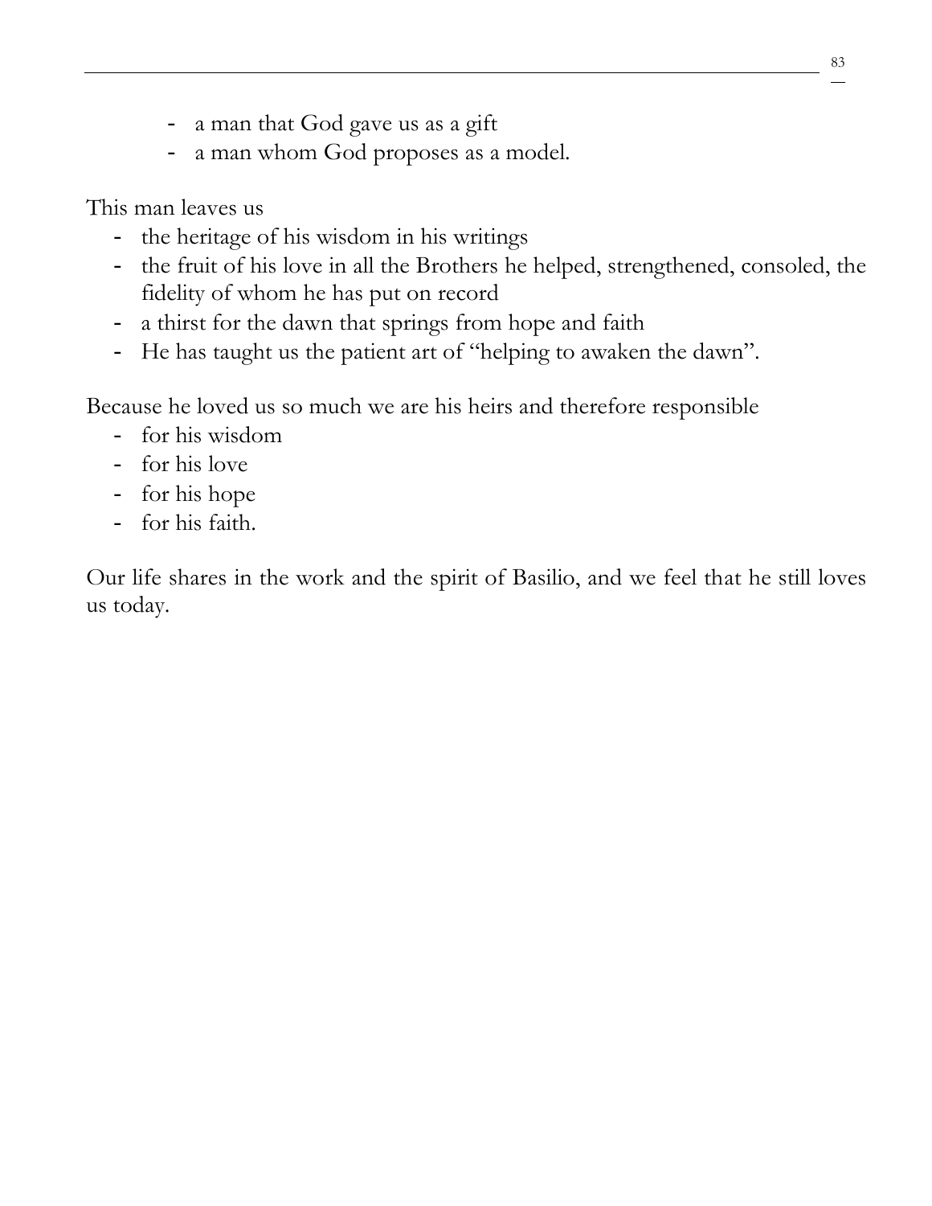- a man that God gave us as a gift
- a man whom God proposes as a model.

This man leaves us

- the heritage of his wisdom in his writings
- the fruit of his love in all the Brothers he helped, strengthened, consoled, the fidelity of whom he has put on record
- a thirst for the dawn that springs from hope and faith
- He has taught us the patient art of "helping to awaken the dawn".

Because he loved us so much we are his heirs and therefore responsible

- for his wisdom
- for his love
- for his hope
- for his faith.

Our life shares in the work and the spirit of Basilio, and we feel that he still loves us today.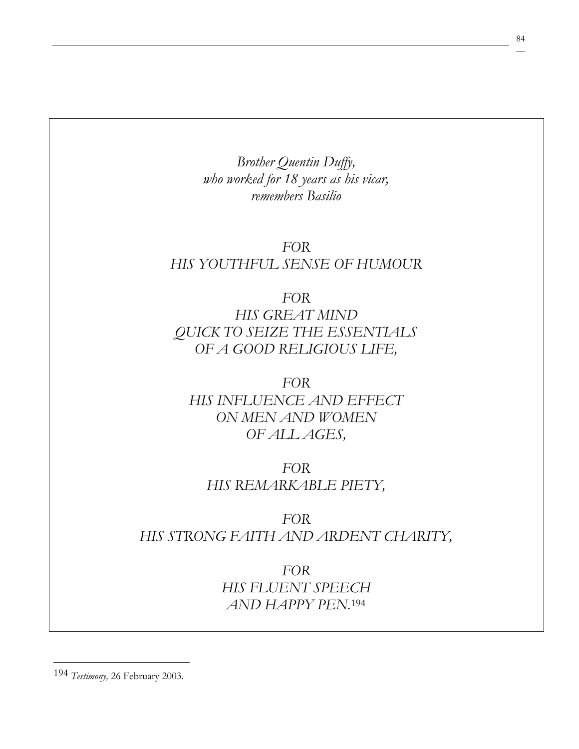*Brother Quentin Duffy,*
*who worked for 18 years as his vicar,*
*remembers Basilio*

*FOR*
*HIS YOUTHFUL SENSE OF HUMOUR*

*FOR*
*HIS GREAT MIND*
*QUICK TO SEIZE THE ESSENTIALS*
*OF A GOOD RELIGIOUS LIFE,*

*FOR*
*HIS INFLUENCE AND EFFECT*
*ON MEN AND WOMEN*
*OF ALL AGES,*

*FOR*
*HIS REMARKABLE PIETY,*

*FOR*
*HIS STRONG FAITH AND ARDENT CHARITY,*

*FOR*
*HIS FLUENT SPEECH*
*AND HAPPY PEN.*[194]

---

[194] *Testimony,* 26 February 2003.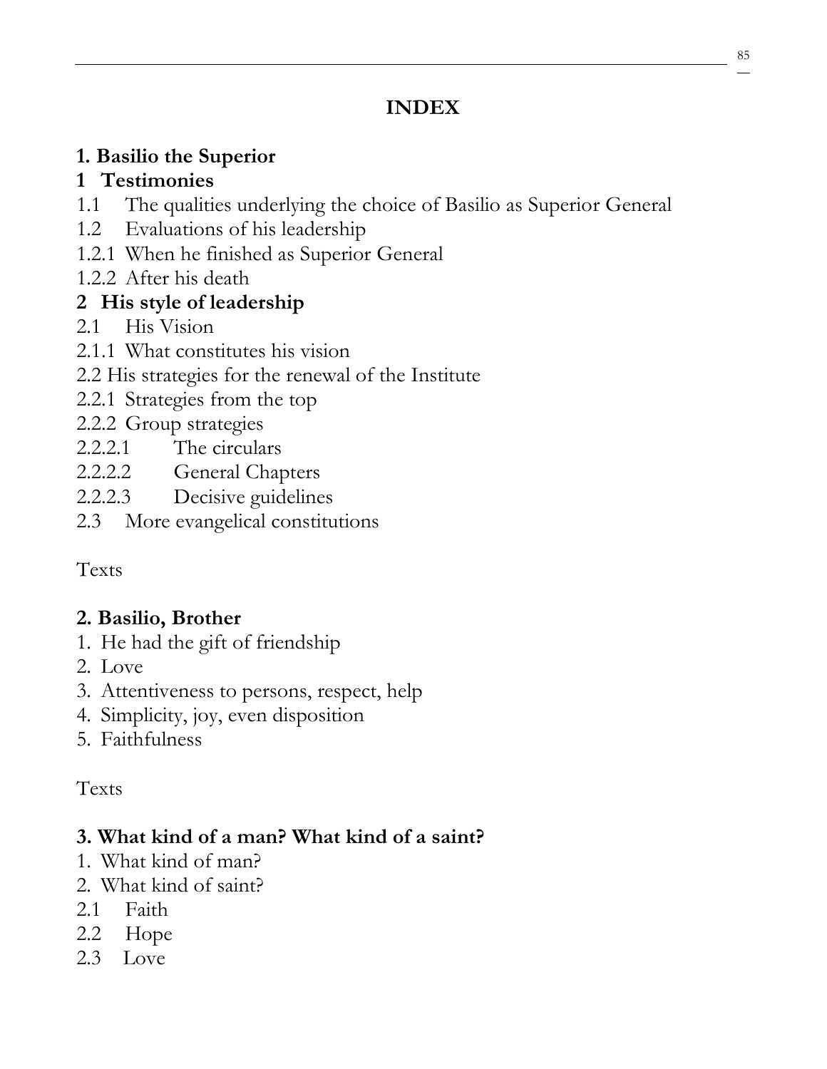# INDEX

## 1. Basilio the Superior

### 1 Testimonies

1.1 The qualities underlying the choice of Basilio as Superior General
1.2 Evaluations of his leadership
1.2.1 When he finished as Superior General
1.2.2 After his death

### 2 His style of leadership

2.1 His Vision
2.1.1 What constitutes his vision
2.2 His strategies for the renewal of the Institute
2.2.1 Strategies from the top
2.2.2 Group strategies
2.2.2.1 The circulars
2.2.2.2 General Chapters
2.2.2.3 Decisive guidelines
2.3 More evangelical constitutions

Texts

## 2. Basilio, Brother

1. He had the gift of friendship
2. Love
3. Attentiveness to persons, respect, help
4. Simplicity, joy, even disposition
5. Faithfulness

Texts

## 3. What kind of a man? What kind of a saint?

1. What kind of man?
2. What kind of saint?

2.1 Faith
2.2 Hope
2.3 Love